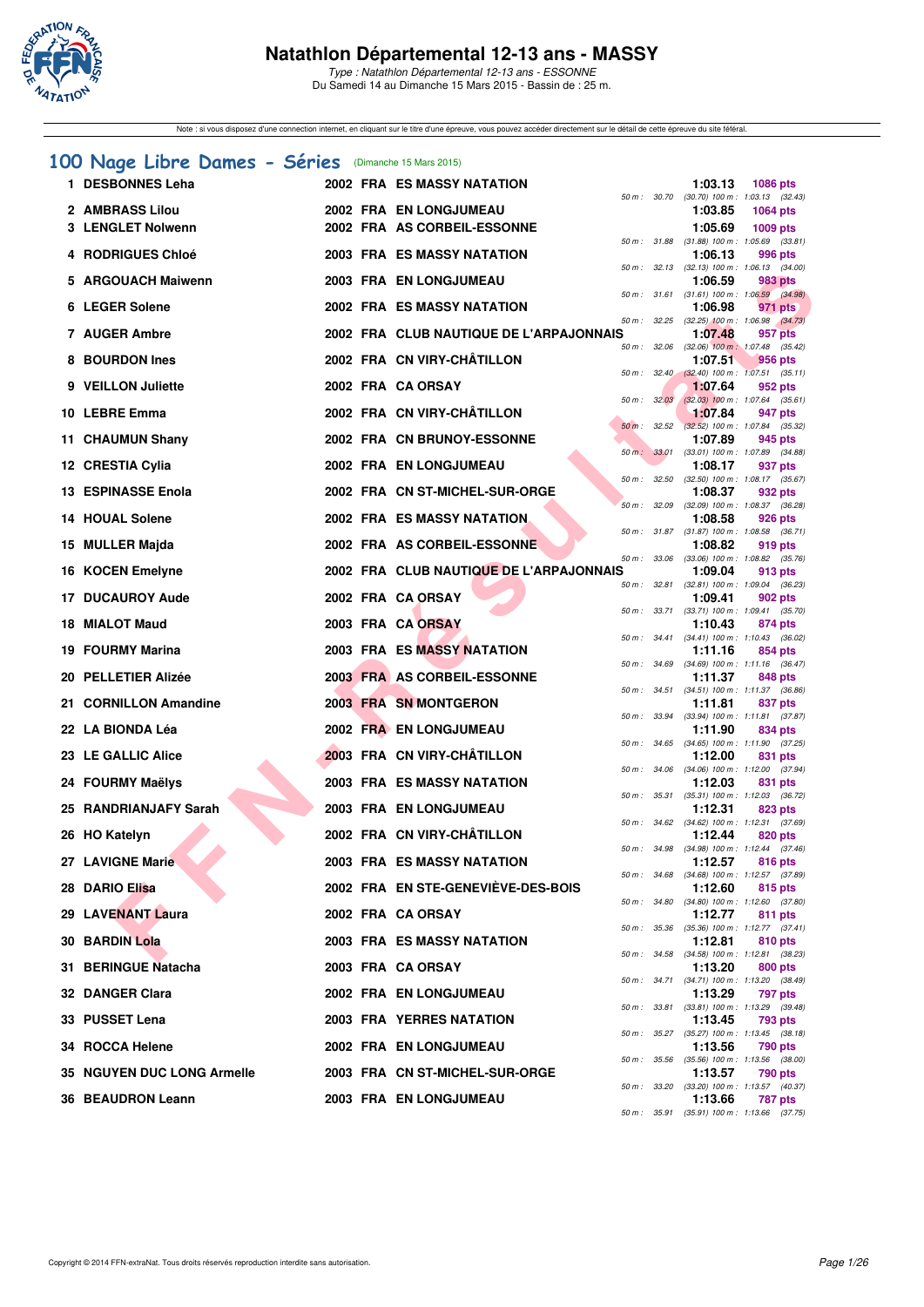# Natathlon Départemental 12-13 ans - MASSY

*Type : Natathlon Départemental 12-13 ans - ESSONNE*
Du Samedi 14 au Dimanche 15 Mars 2015 - Bassin de : 25 m.

Note : si vous disposez d'une connexion internet, en cliquant sur le titre d'une épreuve, vous pouvez accéder directement sur le détail de cette épreuve du site féféral.

## 100 Nage Libre Dames - Séries (Dimanche 15 Mars 2015)

| Rg | Nom | Année | Nat | Club | Temps | Points | 50 m | 100 m |
|---|---|---|---|---|---|---|---|---|
| 1 | DESBONNES Leha | 2002 | FRA | ES MASSY NATATION | 1:03.13 | 1086 pts | 30.70 | (30.70) 1:03.13 (32.43) |
| 2 | AMBRASS Lilou | 2002 | FRA | EN LONGJUMEAU | 1:03.85 | 1064 pts | | |
| 3 | LENGLET Nolwenn | 2002 | FRA | AS CORBEIL-ESSONNE | 1:05.69 | 1009 pts | 31.88 | (31.88) 1:05.69 (33.81) |
| 4 | RODRIGUES Chloé | 2003 | FRA | ES MASSY NATATION | 1:06.13 | 996 pts | 32.13 | (32.13) 1:06.13 (34.00) |
| 5 | ARGOUACH Maiwenn | 2003 | FRA | EN LONGJUMEAU | 1:06.59 | 983 pts | 31.61 | (31.61) 1:06.59 (34.98) |
| 6 | LEGER Solene | 2002 | FRA | ES MASSY NATATION | 1:06.98 | 971 pts | 32.25 | (32.25) 1:06.98 (34.73) |
| 7 | AUGER Ambre | 2002 | FRA | CLUB NAUTIQUE DE L'ARPAJONNAIS | 1:07.48 | 957 pts | 32.06 | (32.06) 1:07.48 (35.42) |
| 8 | BOURDON Ines | 2002 | FRA | CN VIRY-CHÂTILLON | 1:07.51 | 956 pts | 32.40 | (32.40) 1:07.51 (35.11) |
| 9 | VEILLON Juliette | 2002 | FRA | CA ORSAY | 1:07.64 | 952 pts | 32.03 | (32.03) 1:07.64 (35.61) |
| 10 | LEBRE Emma | 2002 | FRA | CN VIRY-CHÂTILLON | 1:07.84 | 947 pts | 32.52 | (32.52) 1:07.84 (35.32) |
| 11 | CHAUMUN Shany | 2002 | FRA | CN BRUNOY-ESSONNE | 1:07.89 | 945 pts | 33.01 | (33.01) 1:07.89 (34.88) |
| 12 | CRESTIA Cylia | 2002 | FRA | EN LONGJUMEAU | 1:08.17 | 937 pts | 32.50 | (32.50) 1:08.17 (35.67) |
| 13 | ESPINASSE Enola | 2002 | FRA | CN ST-MICHEL-SUR-ORGE | 1:08.37 | 932 pts | 32.09 | (32.09) 1:08.37 (36.28) |
| 14 | HOUAL Solene | 2002 | FRA | ES MASSY NATATION | 1:08.58 | 926 pts | 31.87 | (31.87) 1:08.58 (36.71) |
| 15 | MULLER Majda | 2002 | FRA | AS CORBEIL-ESSONNE | 1:08.82 | 919 pts | 33.06 | (33.06) 1:08.82 (35.76) |
| 16 | KOCEN Emelyne | 2002 | FRA | CLUB NAUTIQUE DE L'ARPAJONNAIS | 1:09.04 | 913 pts | 32.81 | (32.81) 1:09.04 (36.23) |
| 17 | DUCAUROY Aude | 2002 | FRA | CA ORSAY | 1:09.41 | 902 pts | 33.71 | (33.71) 1:09.41 (35.70) |
| 18 | MIALOT Maud | 2003 | FRA | CA ORSAY | 1:10.43 | 874 pts | 34.41 | (34.41) 1:10.43 (36.02) |
| 19 | FOURMY Marina | 2003 | FRA | ES MASSY NATATION | 1:11.16 | 854 pts | 34.69 | (34.69) 1:11.16 (36.47) |
| 20 | PELLETIER Alizée | 2003 | FRA | AS CORBEIL-ESSONNE | 1:11.37 | 848 pts | 34.51 | (34.51) 1:11.37 (36.86) |
| 21 | CORNILLON Amandine | 2003 | FRA | SN MONTGERON | 1:11.81 | 837 pts | 33.94 | (33.94) 1:11.81 (37.87) |
| 22 | LA BIONDA Léa | 2002 | FRA | EN LONGJUMEAU | 1:11.90 | 834 pts | 34.65 | (34.65) 1:11.90 (37.25) |
| 23 | LE GALLIC Alice | 2003 | FRA | CN VIRY-CHÂTILLON | 1:12.00 | 831 pts | 34.06 | (34.06) 1:12.00 (37.94) |
| 24 | FOURMY Maëlys | 2003 | FRA | ES MASSY NATATION | 1:12.03 | 831 pts | 35.31 | (35.31) 1:12.03 (36.72) |
| 25 | RANDRIANJAFY Sarah | 2003 | FRA | EN LONGJUMEAU | 1:12.31 | 823 pts | 34.62 | (34.62) 1:12.31 (37.69) |
| 26 | HO Katelyn | 2002 | FRA | CN VIRY-CHÂTILLON | 1:12.44 | 820 pts | 34.98 | (34.98) 1:12.44 (37.46) |
| 27 | LAVIGNE Marie | 2003 | FRA | ES MASSY NATATION | 1:12.57 | 816 pts | 34.68 | (34.68) 1:12.57 (37.89) |
| 28 | DARIO Elisa | 2002 | FRA | EN STE-GENEVIÈVE-DES-BOIS | 1:12.60 | 815 pts | 34.80 | (34.80) 1:12.60 (37.80) |
| 29 | LAVENANT Laura | 2002 | FRA | CA ORSAY | 1:12.77 | 811 pts | 35.36 | (35.36) 1:12.77 (37.41) |
| 30 | BARDIN Lola | 2003 | FRA | ES MASSY NATATION | 1:12.81 | 810 pts | 34.58 | (34.58) 1:12.81 (38.23) |
| 31 | BERINGUE Natacha | 2003 | FRA | CA ORSAY | 1:13.20 | 800 pts | 34.71 | (34.71) 1:13.20 (38.49) |
| 32 | DANGER Clara | 2002 | FRA | EN LONGJUMEAU | 1:13.29 | 797 pts | 33.81 | (33.81) 1:13.29 (39.48) |
| 33 | PUSSET Lena | 2003 | FRA | YERRES NATATION | 1:13.45 | 793 pts | 35.27 | (35.27) 1:13.45 (38.18) |
| 34 | ROCCA Helene | 2002 | FRA | EN LONGJUMEAU | 1:13.56 | 790 pts | 35.56 | (35.56) 1:13.56 (38.00) |
| 35 | NGUYEN DUC LONG Armelle | 2003 | FRA | CN ST-MICHEL-SUR-ORGE | 1:13.57 | 790 pts | 33.20 | (33.20) 1:13.57 (40.37) |
| 36 | BEAUDRON Leann | 2003 | FRA | EN LONGJUMEAU | 1:13.66 | 787 pts | 35.91 | (35.91) 1:13.66 (37.75) |

Copyright © 2014 FFN-extraNat. Tous droits réservés reproduction interdite sans autorisation.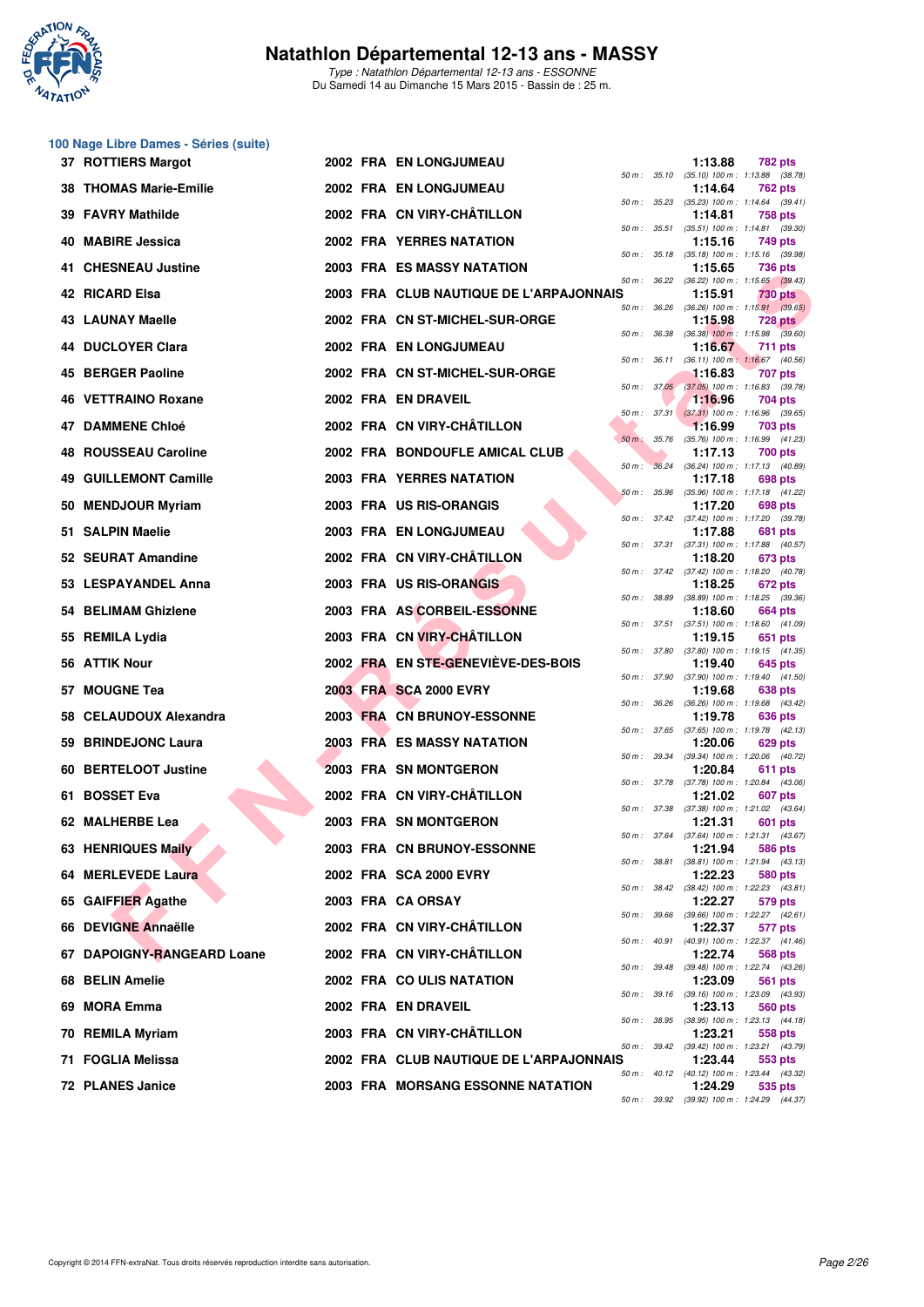# Natathlon Départemental 12-13 ans - MASSY

*Type : Natathlon Départemental 12-13 ans - ESSONNE*
Du Samedi 14 au Dimanche 15 Mars 2015 - Bassin de : 25 m.

## 100 Nage Libre Dames - Séries (suite)

| Rang | Nom | Année | Nat. | Club | Temps | Points | Splits |
|---|---|---|---|---|---|---|---|
| 37 | ROTTIERS Margot | 2002 | FRA | EN LONGJUMEAU | 1:13.88 | 782 pts | 50 m : 35.10 (35.10) 100 m : 1:13.88 (38.78) |
| 38 | THOMAS Marie-Emilie | 2002 | FRA | EN LONGJUMEAU | 1:14.64 | 762 pts | 50 m : 35.23 (35.23) 100 m : 1:14.64 (39.41) |
| 39 | FAVRY Mathilde | 2002 | FRA | CN VIRY-CHÂTILLON | 1:14.81 | 758 pts | 50 m : 35.51 (35.51) 100 m : 1:14.81 (39.30) |
| 40 | MABIRE Jessica | 2002 | FRA | YERRES NATATION | 1:15.16 | 749 pts | 50 m : 35.18 (35.18) 100 m : 1:15.16 (39.98) |
| 41 | CHESNEAU Justine | 2003 | FRA | ES MASSY NATATION | 1:15.65 | 736 pts | 50 m : 36.22 (36.22) 100 m : 1:15.65 (39.43) |
| 42 | RICARD Elsa | 2003 | FRA | CLUB NAUTIQUE DE L'ARPAJONNAIS | 1:15.91 | 730 pts | 50 m : 36.26 (36.26) 100 m : 1:15.91 (39.65) |
| 43 | LAUNAY Maelle | 2002 | FRA | CN ST-MICHEL-SUR-ORGE | 1:15.98 | 728 pts | 50 m : 36.38 (36.38) 100 m : 1:15.98 (39.60) |
| 44 | DUCLOYER Clara | 2002 | FRA | EN LONGJUMEAU | 1:16.67 | 711 pts | 50 m : 36.11 (36.11) 100 m : 1:16.67 (40.56) |
| 45 | BERGER Paoline | 2002 | FRA | CN ST-MICHEL-SUR-ORGE | 1:16.83 | 707 pts | 50 m : 37.05 (37.05) 100 m : 1:16.83 (39.78) |
| 46 | VETTRAINO Roxane | 2002 | FRA | EN DRAVEIL | 1:16.96 | 704 pts | 50 m : 37.31 (37.31) 100 m : 1:16.96 (39.65) |
| 47 | DAMMENE Chloé | 2002 | FRA | CN VIRY-CHÂTILLON | 1:16.99 | 703 pts | 50 m : 35.76 (35.76) 100 m : 1:16.99 (41.23) |
| 48 | ROUSSEAU Caroline | 2002 | FRA | BONDOUFLE AMICAL CLUB | 1:17.13 | 700 pts | 50 m : 36.24 (36.24) 100 m : 1:17.13 (40.89) |
| 49 | GUILLEMONT Camille | 2003 | FRA | YERRES NATATION | 1:17.18 | 698 pts | 50 m : 35.96 (35.96) 100 m : 1:17.18 (41.22) |
| 50 | MENDJOUR Myriam | 2003 | FRA | US RIS-ORANGIS | 1:17.20 | 698 pts | 50 m : 37.42 (37.42) 100 m : 1:17.20 (39.78) |
| 51 | SALPIN Maelie | 2003 | FRA | EN LONGJUMEAU | 1:17.88 | 681 pts | 50 m : 37.31 (37.31) 100 m : 1:17.88 (40.57) |
| 52 | SEURAT Amandine | 2002 | FRA | CN VIRY-CHÂTILLON | 1:18.20 | 673 pts | 50 m : 37.42 (37.42) 100 m : 1:18.20 (40.78) |
| 53 | LESPAYANDEL Anna | 2003 | FRA | US RIS-ORANGIS | 1:18.25 | 672 pts | 50 m : 38.89 (38.89) 100 m : 1:18.25 (39.36) |
| 54 | BELIMAM Ghizlene | 2003 | FRA | AS CORBEIL-ESSONNE | 1:18.60 | 664 pts | 50 m : 37.51 (37.51) 100 m : 1:18.60 (41.09) |
| 55 | REMILA Lydia | 2003 | FRA | CN VIRY-CHÂTILLON | 1:19.15 | 651 pts | 50 m : 37.80 (37.80) 100 m : 1:19.15 (41.35) |
| 56 | ATTIK Nour | 2002 | FRA | EN STE-GENEVIÈVE-DES-BOIS | 1:19.40 | 645 pts | 50 m : 37.90 (37.90) 100 m : 1:19.40 (41.50) |
| 57 | MOUGNE Tea | 2003 | FRA | SCA 2000 EVRY | 1:19.68 | 638 pts | 50 m : 36.26 (36.26) 100 m : 1:19.68 (43.42) |
| 58 | CELAUDOUX Alexandra | 2003 | FRA | CN BRUNOY-ESSONNE | 1:19.78 | 636 pts | 50 m : 37.65 (37.65) 100 m : 1:19.78 (42.13) |
| 59 | BRINDEJONC Laura | 2003 | FRA | ES MASSY NATATION | 1:20.06 | 629 pts | 50 m : 39.34 (39.34) 100 m : 1:20.06 (40.72) |
| 60 | BERTELOOT Justine | 2003 | FRA | SN MONTGERON | 1:20.84 | 611 pts | 50 m : 37.78 (37.78) 100 m : 1:20.84 (43.06) |
| 61 | BOSSET Eva | 2002 | FRA | CN VIRY-CHÂTILLON | 1:21.02 | 607 pts | 50 m : 37.38 (37.38) 100 m : 1:21.02 (43.64) |
| 62 | MALHERBE Lea | 2003 | FRA | SN MONTGERON | 1:21.31 | 601 pts | 50 m : 37.64 (37.64) 100 m : 1:21.31 (43.67) |
| 63 | HENRIQUES Maily | 2003 | FRA | CN BRUNOY-ESSONNE | 1:21.94 | 586 pts | 50 m : 38.81 (38.81) 100 m : 1:21.94 (43.13) |
| 64 | MERLEVEDE Laura | 2002 | FRA | SCA 2000 EVRY | 1:22.23 | 580 pts | 50 m : 38.42 (38.42) 100 m : 1:22.23 (43.81) |
| 65 | GAIFFIER Agathe | 2003 | FRA | CA ORSAY | 1:22.27 | 579 pts | 50 m : 39.66 (39.66) 100 m : 1:22.27 (42.61) |
| 66 | DEVIGNE Annaëlle | 2002 | FRA | CN VIRY-CHÂTILLON | 1:22.37 | 577 pts | 50 m : 40.91 (40.91) 100 m : 1:22.37 (41.46) |
| 67 | DAPOIGNY-RANGEARD Loane | 2002 | FRA | CN VIRY-CHÂTILLON | 1:22.74 | 568 pts | 50 m : 39.48 (39.48) 100 m : 1:22.74 (43.26) |
| 68 | BELIN Amelie | 2002 | FRA | CO ULIS NATATION | 1:23.09 | 561 pts | 50 m : 39.16 (39.16) 100 m : 1:23.09 (43.93) |
| 69 | MORA Emma | 2002 | FRA | EN DRAVEIL | 1:23.13 | 560 pts | 50 m : 38.95 (38.95) 100 m : 1:23.13 (44.18) |
| 70 | REMILA Myriam | 2003 | FRA | CN VIRY-CHÂTILLON | 1:23.21 | 558 pts | 50 m : 39.42 (39.42) 100 m : 1:23.21 (43.79) |
| 71 | FOGLIA Melissa | 2002 | FRA | CLUB NAUTIQUE DE L'ARPAJONNAIS | 1:23.44 | 553 pts | 50 m : 40.12 (40.12) 100 m : 1:23.44 (43.32) |
| 72 | PLANES Janice | 2003 | FRA | MORSANG ESSONNE NATATION | 1:24.29 | 535 pts | 50 m : 39.92 (39.92) 100 m : 1:24.29 (44.37) |

Copyright © 2014 FFN-extraNat. Tous droits réservés reproduction interdite sans autorisation.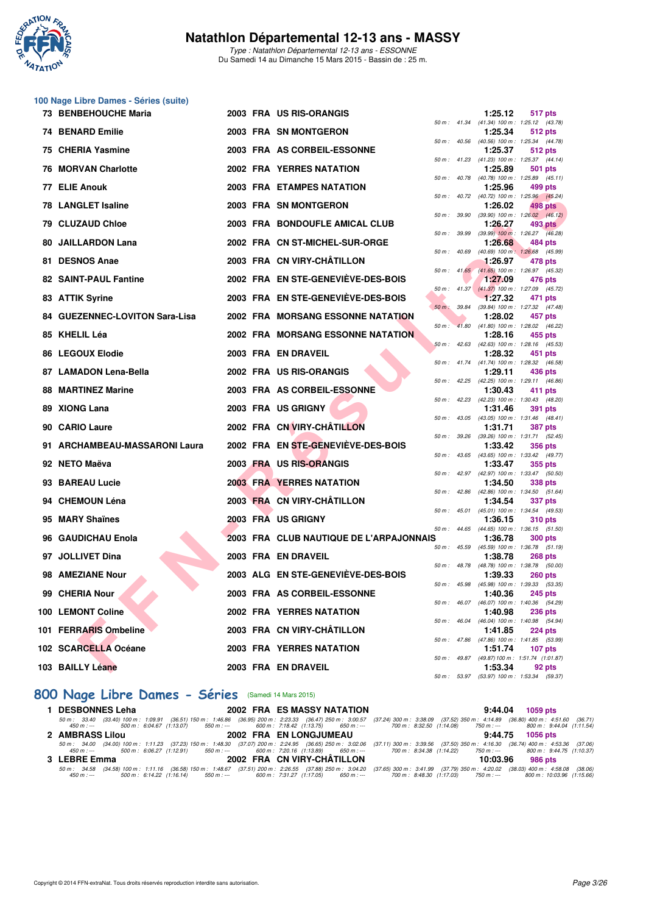# Natathlon Départemental 12-13 ans - MASSY

*Type : Natathlon Départemental 12-13 ans - ESSONNE*
Du Samedi 14 au Dimanche 15 Mars 2015 - Bassin de : 25 m.

## 100 Nage Libre Dames - Séries (suite)

| Rang | Nom | Année | Nat. | Club | Temps | Points | Splits |
|---|---|---|---|---|---|---|---|
| 73 | BENBEHOUCHE Maria | 2003 | FRA | US RIS-ORANGIS | 1:25.12 | 517 pts | 50 m : 41.34 (41.34) 100 m : 1:25.12 (43.78) |
| 74 | BENARD Emilie | 2003 | FRA | SN MONTGERON | 1:25.34 | 512 pts | 50 m : 40.56 (40.56) 100 m : 1:25.34 (44.78) |
| 75 | CHERIA Yasmine | 2003 | FRA | AS CORBEIL-ESSONNE | 1:25.37 | 512 pts | 50 m : 41.23 (41.23) 100 m : 1:25.37 (44.14) |
| 76 | MORVAN Charlotte | 2002 | FRA | YERRES NATATION | 1:25.89 | 501 pts | 50 m : 40.78 (40.78) 100 m : 1:25.89 (45.11) |
| 77 | ELIE Anouk | 2003 | FRA | ETAMPES NATATION | 1:25.96 | 499 pts | 50 m : 40.72 (40.72) 100 m : 1:25.96 (45.24) |
| 78 | LANGLET Isaline | 2003 | FRA | SN MONTGERON | 1:26.02 | 498 pts | 50 m : 39.90 (39.90) 100 m : 1:26.02 (46.12) |
| 79 | CLUZAUD Chloe | 2003 | FRA | BONDOUFLE AMICAL CLUB | 1:26.27 | 493 pts | 50 m : 39.99 (39.99) 100 m : 1:26.27 (46.28) |
| 80 | JAILLARDON Lana | 2002 | FRA | CN ST-MICHEL-SUR-ORGE | 1:26.68 | 484 pts | 50 m : 40.69 (40.69) 100 m : 1:26.68 (45.99) |
| 81 | DESNOS Anae | 2003 | FRA | CN VIRY-CHÂTILLON | 1:26.97 | 478 pts | 50 m : 41.65 (41.65) 100 m : 1:26.97 (45.32) |
| 82 | SAINT-PAUL Fantine | 2002 | FRA | EN STE-GENEVIÈVE-DES-BOIS | 1:27.09 | 476 pts | 50 m : 41.37 (41.37) 100 m : 1:27.09 (45.72) |
| 83 | ATTIK Syrine | 2003 | FRA | EN STE-GENEVIÈVE-DES-BOIS | 1:27.32 | 471 pts | 50 m : 39.84 (39.84) 100 m : 1:27.32 (47.48) |
| 84 | GUEZENNEC-LOVITON Sara-Lisa | 2002 | FRA | MORSANG ESSONNE NATATION | 1:28.02 | 457 pts | 50 m : 41.80 (41.80) 100 m : 1:28.02 (46.22) |
| 85 | KHELIL Léa | 2002 | FRA | MORSANG ESSONNE NATATION | 1:28.16 | 455 pts | 50 m : 42.63 (42.63) 100 m : 1:28.16 (45.53) |
| 86 | LEGOUX Elodie | 2003 | FRA | EN DRAVEIL | 1:28.32 | 451 pts | 50 m : 41.74 (41.74) 100 m : 1:28.32 (46.58) |
| 87 | LAMADON Lena-Bella | 2002 | FRA | US RIS-ORANGIS | 1:29.11 | 436 pts | 50 m : 42.25 (42.25) 100 m : 1:29.11 (46.86) |
| 88 | MARTINEZ Marine | 2003 | FRA | AS CORBEIL-ESSONNE | 1:30.43 | 411 pts | 50 m : 42.23 (42.23) 100 m : 1:30.43 (48.20) |
| 89 | XIONG Lana | 2003 | FRA | US GRIGNY | 1:31.46 | 391 pts | 50 m : 43.05 (43.05) 100 m : 1:31.46 (48.41) |
| 90 | CARIO Laure | 2002 | FRA | CN VIRY-CHÂTILLON | 1:31.71 | 387 pts | 50 m : 39.26 (39.26) 100 m : 1:31.71 (52.45) |
| 91 | ARCHAMBEAU-MASSARONI Laura | 2002 | FRA | EN STE-GENEVIÈVE-DES-BOIS | 1:33.42 | 356 pts | 50 m : 43.65 (43.65) 100 m : 1:33.42 (49.77) |
| 92 | NETO Maëva | 2003 | FRA | US RIS-ORANGIS | 1:33.47 | 355 pts | 50 m : 42.97 (42.97) 100 m : 1:33.47 (50.50) |
| 93 | BAREAU Lucie | 2003 | FRA | YERRES NATATION | 1:34.50 | 338 pts | 50 m : 42.86 (42.86) 100 m : 1:34.50 (51.64) |
| 94 | CHEMOUN Léna | 2003 | FRA | CN VIRY-CHÂTILLON | 1:34.54 | 337 pts | 50 m : 45.01 (45.01) 100 m : 1:34.54 (49.53) |
| 95 | MARY Shaïnes | 2003 | FRA | US GRIGNY | 1:36.15 | 310 pts | 50 m : 44.65 (44.65) 100 m : 1:36.15 (51.50) |
| 96 | GAUDICHAU Enola | 2003 | FRA | CLUB NAUTIQUE DE L'ARPAJONNAIS | 1:36.78 | 300 pts | 50 m : 45.59 (45.59) 100 m : 1:36.78 (51.19) |
| 97 | JOLLIVET Dina | 2003 | FRA | EN DRAVEIL | 1:38.78 | 268 pts | 50 m : 48.78 (48.78) 100 m : 1:38.78 (50.00) |
| 98 | AMEZIANE Nour | 2003 | ALG | EN STE-GENEVIÈVE-DES-BOIS | 1:39.33 | 260 pts | 50 m : 45.98 (45.98) 100 m : 1:39.33 (53.35) |
| 99 | CHERIA Nour | 2003 | FRA | AS CORBEIL-ESSONNE | 1:40.36 | 245 pts | 50 m : 46.07 (46.07) 100 m : 1:40.36 (54.29) |
| 100 | LEMONT Coline | 2002 | FRA | YERRES NATATION | 1:40.98 | 236 pts | 50 m : 46.04 (46.04) 100 m : 1:40.98 (54.94) |
| 101 | FERRARIS Ombeline | 2003 | FRA | CN VIRY-CHÂTILLON | 1:41.85 | 224 pts | 50 m : 47.86 (47.86) 100 m : 1:41.85 (53.99) |
| 102 | SCARCELLA Océane | 2003 | FRA | YERRES NATATION | 1:51.74 | 107 pts | 50 m : 49.87 (49.87) 100 m : 1:51.74 (1:01.87) |
| 103 | BAILLY Léane | 2003 | FRA | EN DRAVEIL | 1:53.34 | 92 pts | 50 m : 53.97 (53.97) 100 m : 1:53.34 (59.37) |

## 800 Nage Libre Dames - Séries (Samedi 14 Mars 2015)

| Rang | Nom | Année | Nat. | Club | Temps | Points |
|---|---|---|---|---|---|---|
| 1 | DESBONNES Leha | 2002 | FRA | ES MASSY NATATION | 9:44.04 | 1059 pts |
| 2 | AMBRASS Lilou | 2002 | FRA | EN LONGJUMEAU | 9:44.75 | 1056 pts |
| 3 | LEBRE Emma | 2002 | FRA | CN VIRY-CHÂTILLON | 10:03.96 | 986 pts |

**1 DESBONNES Leha** : 50 m : 33.40 (33.40) 100 m : 1:09.91 (36.51) 150 m : 1:46.86 (36.95) 200 m : 2:23.33 (36.47) 250 m : 3:00.57 (37.24) 300 m : 3:38.09 (37.52) 350 m : 4:14.89 (36.80) 400 m : 4:51.60 (36.71) 450 m : --- 500 m : 6:04.67 (1:13.07) 550 m : --- 600 m : 7:18.42 (1:13.75) 650 m : --- 700 m : 8:32.50 (1:14.08) 750 m : --- 800 m : 9:44.04 (1:11.54)

**2 AMBRASS Lilou** : 50 m : 34.00 (34.00) 100 m : 1:11.23 (37.23) 150 m : 1:48.30 (37.07) 200 m : 2:24.95 (36.65) 250 m : 3:02.06 (37.11) 300 m : 3:39.56 (37.50) 350 m : 4:16.30 (36.74) 400 m : 4:53.36 (37.06) 450 m : --- 500 m : 6:06.27 (1:12.91) 550 m : --- 600 m : 7:20.16 (1:13.89) 650 m : --- 700 m : 8:34.38 (1:14.22) 750 m : --- 800 m : 9:44.75 (1:10.37)

**3 LEBRE Emma** : 50 m : 34.58 (34.58) 100 m : 1:11.16 (36.58) 150 m : 1:48.67 (37.51) 200 m : 2:26.55 (37.88) 250 m : 3:04.20 (37.65) 300 m : 3:41.99 (37.79) 350 m : 4:20.02 (38.03) 400 m : 4:58.08 (38.06) 450 m : --- 500 m : 6:14.22 (1:16.14) 550 m : --- 600 m : 7:31.27 (1:17.05) 650 m : --- 700 m : 8:48.30 (1:17.03) 750 m : --- 800 m : 10:03.96 (1:15.66)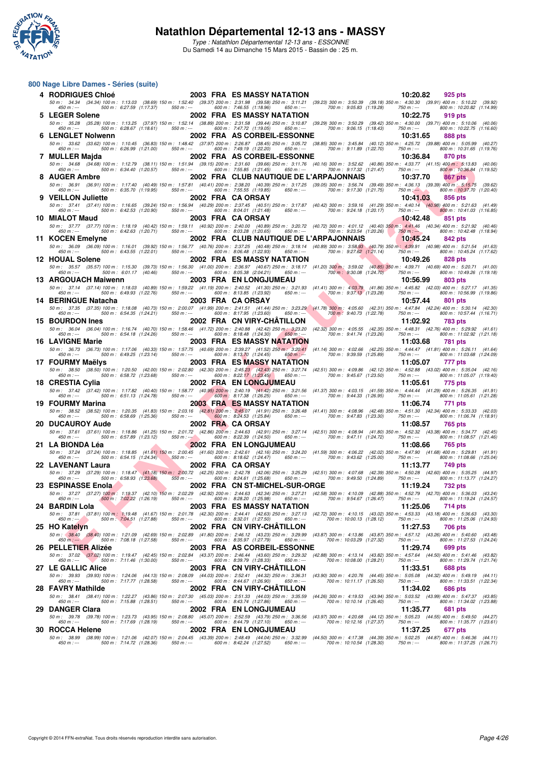# Natathlon Départemental 12-13 ans - MASSY

*Type : Natathlon Départemental 12-13 ans - ESSONNE*
Du Samedi 14 au Dimanche 15 Mars 2015 - Bassin de : 25 m.

## 800 Nage Libre Dames - Séries (suite)

**4 RODRIGUES Chloé** — 2003 FRA ES MASSY NATATION — 10:20.82 — 925 pts
50 m : 34.34 (34.34) 100 m : 1:13.03 (38.69) 150 m : 1:52.40 (39.37) 200 m : 2:31.98 (39.58) 250 m : 3:11.21 (39.23) 300 m : 3:50.39 (39.18) 350 m : 4:30.30 (39.91) 400 m : 5:10.22 (39.92)
450 m : --- 500 m : 6:27.59 (1:17.37) 550 m : --- 600 m : 7:46.55 (1:18.96) 650 m : --- 700 m : 9:05.83 (1:19.28) 750 m : --- 800 m : 10:20.82 (1:14.99)

**5 LEGER Solene** — 2002 FRA ES MASSY NATATION — 10:22.75 — 919 pts
50 m : 35.28 (35.28) 100 m : 1:13.25 (37.97) 150 m : 1:52.14 (38.89) 200 m : 2:31.58 (39.44) 250 m : 3:10.87 (39.29) 300 m : 3:50.29 (39.42) 350 m : 4:30.00 (39.71) 400 m : 5:10.06 (40.06)
450 m : --- 500 m : 6:28.67 (1:18.61) 550 m : --- 600 m : 7:47.72 (1:19.05) 650 m : --- 700 m : 9:06.15 (1:18.43) 750 m : --- 800 m : 10:22.75 (1:16.60)

**6 LENGLET Nolwenn** — 2002 FRA AS CORBEIL-ESSONNE — 10:31.65 — 888 pts
50 m : 33.62 (33.62) 100 m : 1:10.45 (36.83) 150 m : 1:48.42 (37.97) 200 m : 2:26.87 (38.45) 250 m : 3:05.72 (38.85) 300 m : 3:45.84 (40.12) 350 m : 4:25.72 (39.88) 400 m : 5:05.99 (40.27)
450 m : --- 500 m : 6:26.99 (1:21.00) 550 m : --- 600 m : 7:49.19 (1:22.20) 650 m : --- 700 m : 9:11.89 (1:22.70) 750 m : --- 800 m : 10:31.65 (1:19.76)

**7 MULLER Majda** — 2002 FRA AS CORBEIL-ESSONNE — 10:36.84 — 870 pts
50 m : 34.68 (34.68) 100 m : 1:12.79 (38.11) 150 m : 1:51.94 (39.15) 200 m : 2:31.60 (39.66) 250 m : 3:11.76 (40.16) 300 m : 3:52.62 (40.86) 350 m : 4:33.77 (41.15) 400 m : 5:13.83 (40.06)
450 m : --- 500 m : 6:34.40 (1:20.57) 550 m : --- 600 m : 7:55.85 (1:21.45) 650 m : --- 700 m : 9:17.32 (1:21.47) 750 m : --- 800 m : 10:36.84 (1:19.52)

**8 AUGER Ambre** — 2002 FRA CLUB NAUTIQUE DE L'ARPAJONNAIS — 10:37.70 — 867 pts
50 m : 36.91 (36.91) 100 m : 1:17.40 (40.49) 150 m : 1:57.81 (40.41) 200 m : 2:38.20 (40.39) 250 m : 3:17.25 (39.05) 300 m : 3:56.74 (39.49) 350 m : 4:36.13 (39.39) 400 m : 5:15.75 (39.62)
450 m : --- 500 m : 6:35.70 (1:19.95) 550 m : --- 600 m : 7:55.55 (1:19.85) 650 m : --- 700 m : 9:17.30 (1:21.75) 750 m : --- 800 m : 10:37.70 (1:20.40)

**9 VEILLON Juliette** — 2002 FRA CA ORSAY — 10:41.03 — 856 pts
50 m : 37.41 (37.41) 100 m : 1:16.65 (39.24) 150 m : 1:56.94 (40.29) 200 m : 2:37.45 (40.51) 250 m : 3:17.87 (40.42) 300 m : 3:59.16 (41.29) 350 m : 4:40.14 (40.98) 400 m : 5:21.63 (41.49)
450 m : --- 500 m : 6:42.53 (1:20.90) 550 m : --- 600 m : 8:04.01 (1:21.48) 650 m : --- 700 m : 9:24.18 (1:20.17) 750 m : --- 800 m : 10:41.03 (1:16.85)

**10 MIALOT Maud** — 2003 FRA CA ORSAY — 10:42.48 — 851 pts
50 m : 37.77 (37.77) 100 m : 1:18.19 (40.42) 150 m : 1:59.11 (40.92) 200 m : 2:40.00 (40.89) 250 m : 3:20.72 (40.72) 300 m : 4:01.12 (40.40) 350 m : 4:41.46 (40.34) 400 m : 5:21.92 (40.46)
450 m : --- 500 m : 6:42.63 (1:20.71) 550 m : --- 600 m : 8:03.28 (1:20.65) 650 m : --- 700 m : 9:23.54 (1:20.26) 750 m : --- 800 m : 10:42.48 (1:18.94)

**11 KOCEN Emelyne** — 2002 FRA CLUB NAUTIQUE DE L'ARPAJONNAIS — 10:45.24 — 842 pts
50 m : 36.09 (36.09) 100 m : 1:16.01 (39.92) 150 m : 1:56.77 (40.76) 200 m : 2:37.25 (40.48) 250 m : 3:18.14 (40.89) 300 m : 3:58.93 (40.79) 350 m : 4:39.91 (40.98) 400 m : 5:21.54 (41.63)
450 m : --- 500 m : 6:43.55 (1:22.01) 550 m : --- 600 m : 8:06.48 (1:22.93) 650 m : --- 700 m : 9:27.62 (1:21.14) 750 m : --- 800 m : 10:45.24 (1:17.62)

**12 HOUAL Solene** — 2002 FRA ES MASSY NATATION — 10:49.26 — 828 pts
50 m : 35.57 (35.57) 100 m : 1:15.30 (39.73) 150 m : 1:56.30 (41.00) 200 m : 2:36.97 (40.67) 250 m : 3:18.17 (41.20) 300 m : 3:59.02 (40.85) 350 m : 4:39.71 (40.69) 400 m : 5:20.71 (41.00)
450 m : --- 500 m : 6:01.17 (40.46) 550 m : --- 600 m : 8:05.38 (2:04.21) 650 m : --- 700 m : 9:30.08 (1:24.70) 750 m : --- 800 m : 10:49.26 (1:19.18)

**13 ARGOUACH Maiwenn** — 2003 FRA EN LONGJUMEAU — 10:56.99 — 803 pts
50 m : 37.14 (37.14) 100 m : 1:18.03 (40.89) 150 m : 1:59.22 (41.19) 200 m : 2:40.52 (41.30) 250 m : 3:21.93 (41.41) 300 m : 4:03.79 (41.86) 350 m : 4:45.82 (42.03) 400 m : 5:27.17 (41.35)
450 m : --- 500 m : 6:49.93 (1:22.76) 550 m : --- 600 m : 8:13.85 (1:23.92) 650 m : --- 700 m : 9:37.13 (1:23.28) 750 m : --- 800 m : 10:56.99 (1:19.86)

**14 BERINGUE Natacha** — 2003 FRA CA ORSAY — 10:57.44 — 801 pts
50 m : 37.35 (37.35) 100 m : 1:18.08 (40.73) 150 m : 2:00.07 (41.99) 200 m : 2:41.51 (41.44) 250 m : 3:23.29 (41.78) 300 m : 4:05.60 (42.31) 350 m : 4:47.84 (42.24) 400 m : 5:30.14 (42.30)
450 m : --- 500 m : 6:54.35 (1:24.21) 550 m : --- 600 m : 8:17.95 (1:23.60) 650 m : --- 700 m : 9:40.73 (1:22.78) 750 m : --- 800 m : 10:57.44 (1:16.71)

**15 BOURDON Ines** — 2002 FRA CN VIRY-CHÂTILLON — 11:02.92 — 783 pts
50 m : 36.04 (36.04) 100 m : 1:16.74 (40.70) 150 m : 1:58.46 (41.72) 200 m : 2:40.88 (42.42) 250 m : 3:23.20 (42.32) 300 m : 4:05.55 (42.35) 350 m : 4:48.31 (42.76) 400 m : 5:29.92 (41.61)
450 m : --- 500 m : 6:54.18 (1:24.26) 550 m : --- 600 m : 8:18.48 (1:24.30) 650 m : --- 700 m : 9:41.74 (1:23.26) 750 m : --- 800 m : 11:02.92 (1:21.18)

**16 LAVIGNE Marie** — 2003 FRA ES MASSY NATATION — 11:03.68 — 781 pts
50 m : 36.73 (36.73) 100 m : 1:17.06 (40.33) 150 m : 1:57.75 (40.69) 200 m : 2:39.27 (41.52) 250 m : 3:20.41 (41.14) 300 m : 4:02.66 (42.25) 350 m : 4:44.47 (41.81) 400 m : 5:26.11 (41.64)
450 m : --- 500 m : 6:49.25 (1:23.14) 550 m : --- 600 m : 8:13.70 (1:24.45) 650 m : --- 700 m : 9:39.59 (1:25.89) 750 m : --- 800 m : 11:03.68 (1:24.09)

**17 FOURMY Maëlys** — 2003 FRA ES MASSY NATATION — 11:05.07 — 777 pts
50 m : 38.50 (38.50) 100 m : 1:20.50 (42.00) 150 m : 2:02.80 (42.30) 200 m : 2:45.23 (42.43) 250 m : 3:27.74 (42.51) 300 m : 4:09.86 (42.12) 350 m : 4:52.88 (43.02) 400 m : 5:35.04 (42.16)
450 m : --- 500 m : 6:58.72 (1:23.68) 550 m : --- 600 m : 8:22.17 (1:23.45) 650 m : --- 700 m : 9:45.67 (1:23.50) 750 m : --- 800 m : 11:05.07 (1:19.40)

**18 CRESTIA Cylia** — 2002 FRA EN LONGJUMEAU — 11:05.61 — 775 pts
50 m : 37.42 (37.42) 100 m : 1:17.82 (40.40) 150 m : 1:58.77 (40.95) 200 m : 2:40.19 (41.42) 250 m : 3:21.56 (41.37) 300 m : 4:03.15 (41.59) 350 m : 4:44.44 (41.29) 400 m : 5:26.35 (41.91)
450 m : --- 500 m : 6:51.13 (1:24.78) 550 m : --- 600 m : 8:17.38 (1:26.25) 650 m : --- 700 m : 9:44.33 (1:26.95) 750 m : --- 800 m : 11:05.61 (1:21.28)

**19 FOURMY Marina** — 2003 FRA ES MASSY NATATION — 11:06.74 — 771 pts
50 m : 38.52 (38.52) 100 m : 1:20.35 (41.83) 150 m : 2:03.16 (42.81) 200 m : 2:45.07 (41.91) 250 m : 3:26.48 (41.41) 300 m : 4:08.96 (42.48) 350 m : 4:51.30 (42.34) 400 m : 5:33.33 (42.03)
450 m : --- 500 m : 6:58.69 (1:25.36) 550 m : --- 600 m : 8:24.53 (1:25.84) 650 m : --- 700 m : 9:47.83 (1:23.30) 750 m : --- 800 m : 11:06.74 (1:18.91)

**20 DUCAUROY Aude** — 2002 FRA CA ORSAY — 11:08.57 — 765 pts
50 m : 37.61 (37.61) 100 m : 1:18.86 (41.25) 150 m : 2:01.72 (42.86) 200 m : 2:44.63 (42.91) 250 m : 3:27.14 (42.51) 300 m : 4:08.94 (41.80) 350 m : 4:52.32 (43.38) 400 m : 5:34.77 (42.45)
450 m : --- 500 m : 6:57.89 (1:23.12) 550 m : --- 600 m : 8:22.39 (1:24.50) 650 m : --- 700 m : 9:47.11 (1:24.72) 750 m : --- 800 m : 11:08.57 (1:21.46)

**21 LA BIONDA Léa** — 2002 FRA EN LONGJUMEAU — 11:08.66 — 765 pts
50 m : 37.24 (37.24) 100 m : 1:18.85 (41.61) 150 m : 2:00.45 (41.60) 200 m : 2:42.61 (42.16) 250 m : 3:24.20 (41.59) 300 m : 4:06.22 (42.02) 350 m : 4:47.90 (41.68) 400 m : 5:29.81 (41.91)
450 m : --- 500 m : 6:54.15 (1:24.34) 550 m : --- 600 m : 8:18.62 (1:24.47) 650 m : --- 700 m : 9:43.62 (1:25.00) 750 m : --- 800 m : 11:08.66 (1:25.04)

**22 LAVENANT Laura** — 2002 FRA CA ORSAY — 11:13.77 — 749 pts
50 m : 37.29 (37.29) 100 m : 1:18.47 (41.18) 150 m : 2:00.72 (42.25) 200 m : 2:42.78 (42.06) 250 m : 3:25.29 (42.51) 300 m : 4:07.68 (42.39) 350 m : 4:50.28 (42.60) 400 m : 5:35.25 (44.97)
450 m : --- 500 m : 6:58.93 (1:23.68) 550 m : --- 600 m : 8:24.61 (1:25.68) 650 m : --- 700 m : 9:49.50 (1:24.89) 750 m : --- 800 m : 11:13.77 (1:24.27)

**23 ESPINASSE Enola** — 2002 FRA CN ST-MICHEL-SUR-ORGE — 11:19.24 — 732 pts
50 m : 37.27 (37.27) 100 m : 1:19.37 (42.10) 150 m : 2:02.29 (42.92) 200 m : 2:44.63 (42.34) 250 m : 3:27.21 (42.58) 300 m : 4:10.09 (42.88) 350 m : 4:52.79 (42.70) 400 m : 5:36.03 (43.24)
450 m : --- 500 m : 7:02.22 (1:26.19) 550 m : --- 600 m : 8:28.20 (1:25.98) 650 m : --- 700 m : 9:54.67 (1:26.47) 750 m : --- 800 m : 11:19.24 (1:24.57)

**24 BARDIN Lola** — 2003 FRA ES MASSY NATATION — 11:25.06 — 714 pts
50 m : 37.81 (37.81) 100 m : 1:19.48 (41.67) 150 m : 2:01.78 (42.30) 200 m : 2:44.41 (42.63) 250 m : 3:27.13 (42.72) 300 m : 4:10.15 (43.02) 350 m : 4:53.33 (43.18) 400 m : 5:36.63 (43.30)
450 m : --- 500 m : 7:04.51 (1:27.88) 550 m : --- 600 m : 8:32.01 (1:27.50) 650 m : --- 700 m : 10:00.13 (1:28.12) 750 m : --- 800 m : 11:25.06 (1:24.93)

**25 HO Katelyn** — 2002 FRA CN VIRY-CHÂTILLON — 11:27.53 — 706 pts
50 m : 38.40 (38.40) 100 m : 1:21.09 (42.69) 150 m : 2:02.89 (41.80) 200 m : 2:46.12 (43.23) 250 m : 3:29.99 (43.87) 300 m : 4:13.86 (43.87) 350 m : 4:57.12 (43.26) 400 m : 5:40.60 (43.48)
450 m : --- 500 m : 7:08.18 (1:27.58) 550 m : --- 600 m : 8:35.97 (1:27.79) 650 m : --- 700 m : 10:03.29 (1:27.32) 750 m : --- 800 m : 11:27.53 (1:24.24)

**26 PELLETIER Alizée** — 2003 FRA AS CORBEIL-ESSONNE — 11:29.74 — 699 pts
50 m : 37.02 (37.02) 100 m : 1:19.47 (42.45) 150 m : 2:02.84 (43.37) 200 m : 2:46.44 (43.60) 250 m : 3:29.32 (42.88) 300 m : 4:13.14 (43.82) 350 m : 4:57.64 (44.50) 400 m : 5:41.46 (43.82)
450 m : --- 500 m : 7:11.46 (1:30.00) 550 m : --- 600 m : 8:39.79 (1:28.33) 650 m : --- 700 m : 10:08.00 (1:28.21) 750 m : --- 800 m : 11:29.74 (1:21.74)

**27 LE GALLIC Alice** — 2003 FRA CN VIRY-CHÂTILLON — 11:33.51 — 688 pts
50 m : 39.93 (39.93) 100 m : 1:24.06 (44.13) 150 m : 2:08.09 (44.03) 200 m : 2:52.41 (44.32) 250 m : 3:36.31 (43.90) 300 m : 4:20.76 (44.45) 350 m : 5:05.08 (44.32) 400 m : 5:49.19 (44.11)
450 m : --- 500 m : 7:17.77 (1:28.58) 550 m : --- 600 m : 8:44.67 (1:26.90) 650 m : --- 700 m : 10:11.17 (1:26.50) 750 m : --- 800 m : 11:33.51 (1:22.34)

**28 FAVRY Mathilde** — 2002 FRA CN VIRY-CHÂTILLON — 11:34.02 — 686 pts
50 m : 38.41 (38.41) 100 m : 1:22.27 (43.86) 150 m : 2:07.30 (45.03) 200 m : 2:51.33 (44.03) 250 m : 3:35.59 (44.26) 300 m : 4:19.53 (43.94) 350 m : 5:03.52 (43.99) 400 m : 5:47.37 (43.85)
450 m : --- 500 m : 7:15.88 (1:28.51) 550 m : --- 600 m : 8:43.74 (1:27.86) 650 m : --- 700 m : 10:10.14 (1:26.40) 750 m : --- 800 m : 11:34.02 (1:23.88)

**29 DANGER Clara** — 2002 FRA EN LONGJUMEAU — 11:35.77 — 681 pts
50 m : 39.78 (39.78) 100 m : 1:23.73 (43.95) 150 m : 2:08.80 (45.07) 200 m : 2:52.59 (43.79) 250 m : 3:36.56 (43.97) 300 m : 4:20.68 (44.12) 350 m : 5:05.23 (44.55) 400 m : 5:49.50 (44.27)
450 m : --- 500 m : 7:17.69 (1:28.19) 550 m : --- 600 m : 8:44.79 (1:27.10) 650 m : --- 700 m : 10:12.16 (1:27.37) 750 m : --- 800 m : 11:35.77 (1:23.61)

**30 ROCCA Helene** — 2002 FRA EN LONGJUMEAU — 11:37.25 — 677 pts
50 m : 38.99 (38.99) 100 m : 1:21.06 (42.07) 150 m : 2:04.45 (43.39) 200 m : 2:48.49 (44.04) 250 m : 3:32.99 (44.50) 300 m : 4:17.38 (44.39) 350 m : 5:02.25 (44.87) 400 m : 5:46.36 (44.11)
450 m : --- 500 m : 7:14.72 (1:28.36) 550 m : --- 600 m : 8:42.24 (1:27.52) 650 m : --- 700 m : 10:10.54 (1:28.30) 750 m : --- 800 m : 11:37.25 (1:26.71)

Copyright © 2014 FFN-extraNat. Tous droits réservés reproduction interdite sans autorisation.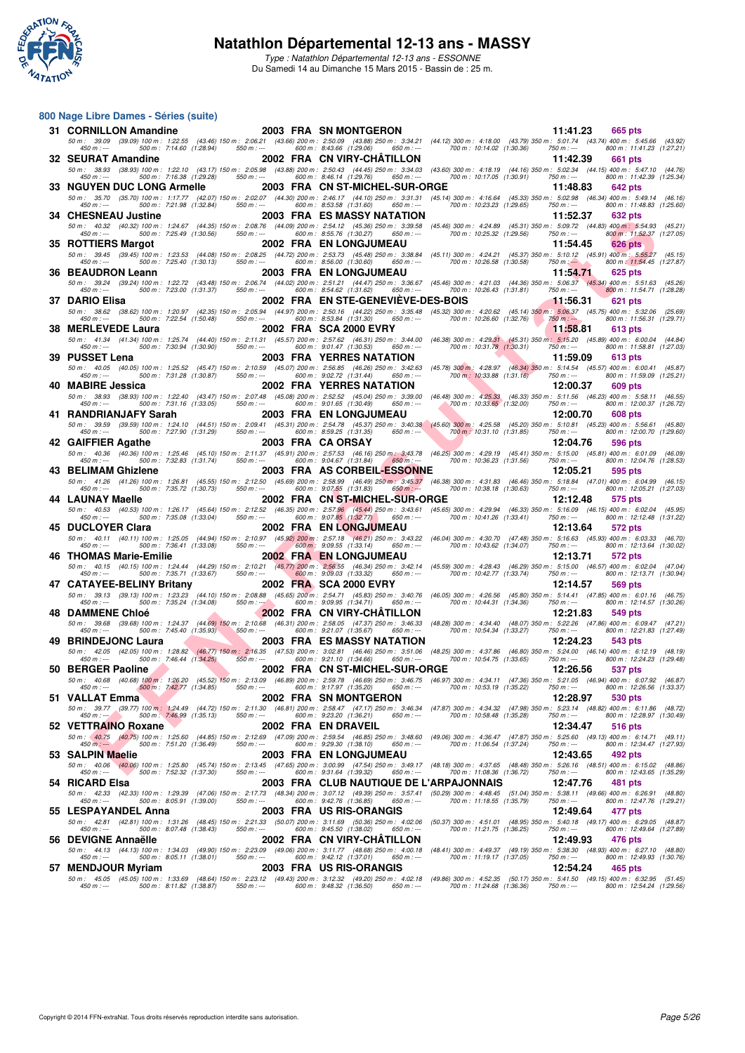# Natathlon Départemental 12-13 ans - MASSY

*Type : Natathlon Départemental 12-13 ans - ESSONNE*

Du Samedi 14 au Dimanche 15 Mars 2015 - Bassin de : 25 m.

## 800 Nage Libre Dames - Séries (suite)

| Rang | Nom | Année | Nat | Club | Temps | Points |
|---|---|---|---|---|---|---|
| 31 | CORNILLON Amandine | 2003 | FRA | SN MONTGERON | 11:41.23 | 665 pts |
| | 50 m : 39.09 (39.09) 100 m : 1:22.55 (43.46) 150 m : 2:06.21 (43.66) 200 m : 2:50.09 (43.88) 250 m : 3:34.21 (44.12) 300 m : 4:18.00 (43.79) 350 m : 5:01.74 (43.74) 400 m : 5:45.66 (43.92) 450 m : --- 500 m : 7:14.60 (1:28.94) 550 m : --- 600 m : 8:43.66 (1:29.06) 650 m : --- 700 m : 10:14.02 (1:30.36) 750 m : --- 800 m : 11:41.23 (1:27.21) | | | | | |
| 32 | SEURAT Amandine | 2002 | FRA | CN VIRY-CHÂTILLON | 11:42.39 | 661 pts |
| | 50 m : 38.93 (38.93) 100 m : 1:22.10 (43.17) 150 m : 2:05.98 (43.88) 200 m : 2:50.43 (44.45) 250 m : 3:34.03 (43.60) 300 m : 4:18.19 (44.16) 350 m : 5:02.34 (44.15) 400 m : 5:47.10 (44.76) 450 m : --- 500 m : 7:16.38 (1:29.28) 550 m : --- 600 m : 8:46.14 (1:29.76) 650 m : --- 700 m : 10:17.05 (1:30.91) 750 m : --- 800 m : 11:42.39 (1:25.34) | | | | | |
| 33 | NGUYEN DUC LONG Armelle | 2003 | FRA | CN ST-MICHEL-SUR-ORGE | 11:48.83 | 642 pts |
| | 50 m : 35.70 (35.70) 100 m : 1:17.77 (42.07) 150 m : 2:02.07 (44.30) 200 m : 2:46.17 (44.10) 250 m : 3:31.31 (45.14) 300 m : 4:16.64 (45.33) 350 m : 5:02.98 (46.34) 400 m : 5:49.14 (46.16) 450 m : --- 500 m : 7:21.98 (1:32.84) 550 m : --- 600 m : 8:53.58 (1:31.60) 650 m : --- 700 m : 10:23.23 (1:29.65) 750 m : --- 800 m : 11:48.83 (1:25.60) | | | | | |
| 34 | CHESNEAU Justine | 2003 | FRA | ES MASSY NATATION | 11:52.37 | 632 pts |
| | 50 m : 40.32 (40.32) 100 m : 1:24.67 (44.35) 150 m : 2:08.76 (44.09) 200 m : 2:54.12 (45.36) 250 m : 3:39.58 (45.46) 300 m : 4:24.89 (45.31) 350 m : 5:09.72 (44.83) 400 m : 5:54.93 (45.21) 450 m : --- 500 m : 7:25.49 (1:30.56) 550 m : --- 600 m : 8:55.76 (1:30.27) 650 m : --- 700 m : 10:25.32 (1:29.56) 750 m : --- 800 m : 11:52.37 (1:27.05) | | | | | |
| 35 | ROTTIERS Margot | 2002 | FRA | EN LONGJUMEAU | 11:54.45 | 626 pts |
| | 50 m : 39.45 (39.45) 100 m : 1:23.53 (44.08) 150 m : 2:08.25 (44.72) 200 m : 2:53.73 (45.48) 250 m : 3:38.84 (45.11) 300 m : 4:24.21 (45.37) 350 m : 5:10.12 (45.91) 400 m : 5:55.27 (45.15) 450 m : --- 500 m : 7:25.40 (1:30.13) 550 m : --- 600 m : 8:56.00 (1:30.60) 650 m : --- 700 m : 10:26.58 (1:30.58) 750 m : --- 800 m : 11:54.45 (1:27.87) | | | | | |
| 36 | BEAUDRON Leann | 2003 | FRA | EN LONGJUMEAU | 11:54.71 | 625 pts |
| | 50 m : 39.24 (39.24) 100 m : 1:22.72 (43.48) 150 m : 2:06.74 (44.02) 200 m : 2:51.21 (44.47) 250 m : 3:36.67 (45.46) 300 m : 4:21.03 (44.36) 350 m : 5:06.37 (45.34) 400 m : 5:51.63 (45.26) 450 m : --- 500 m : 7:23.00 (1:31.37) 550 m : --- 600 m : 8:54.62 (1:31.62) 650 m : --- 700 m : 10:26.43 (1:31.81) 750 m : --- 800 m : 11:54.71 (1:28.28) | | | | | |
| 37 | DARIO Elisa | 2002 | FRA | EN STE-GENEVIÈVE-DES-BOIS | 11:56.31 | 621 pts |
| | 50 m : 38.62 (38.62) 100 m : 1:20.97 (42.35) 150 m : 2:05.94 (44.97) 200 m : 2:50.16 (44.22) 250 m : 3:35.48 (45.32) 300 m : 4:20.62 (45.14) 350 m : 5:06.37 (45.75) 400 m : 5:32.06 (25.69) 450 m : --- 500 m : 7:22.54 (1:50.48) 550 m : --- 600 m : 8:53.84 (1:31.30) 650 m : --- 700 m : 10:26.60 (1:32.76) 750 m : --- 800 m : 11:56.31 (1:29.71) | | | | | |
| 38 | MERLEVEDE Laura | 2002 | FRA | SCA 2000 EVRY | 11:58.81 | 613 pts |
| | 50 m : 41.34 (41.34) 100 m : 1:25.74 (44.40) 150 m : 2:11.31 (45.57) 200 m : 2:57.62 (46.31) 250 m : 3:44.00 (46.38) 300 m : 4:29.31 (45.31) 350 m : 5:15.20 (45.89) 400 m : 6:00.04 (44.84) 450 m : --- 500 m : 7:30.94 (1:30.90) 550 m : --- 600 m : 9:01.47 (1:30.53) 650 m : --- 700 m : 10:31.78 (1:30.31) 750 m : --- 800 m : 11:58.81 (1:27.03) | | | | | |
| 39 | PUSSET Lena | 2003 | FRA | YERRES NATATION | 11:59.09 | 613 pts |
| | 50 m : 40.05 (40.05) 100 m : 1:25.52 (45.47) 150 m : 2:10.59 (45.07) 200 m : 2:56.85 (46.26) 250 m : 3:42.63 (45.78) 300 m : 4:28.97 (46.34) 350 m : 5:14.54 (45.57) 400 m : 6:00.41 (45.87) 450 m : --- 500 m : 7:31.28 (1:30.87) 550 m : --- 600 m : 9:02.72 (1:31.44) 650 m : --- 700 m : 10:33.88 (1:31.16) 750 m : --- 800 m : 11:59.09 (1:25.21) | | | | | |
| 40 | MABIRE Jessica | 2002 | FRA | YERRES NATATION | 12:00.37 | 609 pts |
| | 50 m : 38.93 (38.93) 100 m : 1:22.40 (43.47) 150 m : 2:07.48 (45.08) 200 m : 2:52.52 (45.04) 250 m : 3:39.00 (46.48) 300 m : 4:25.33 (46.33) 350 m : 5:11.56 (46.23) 400 m : 5:58.11 (46.55) 450 m : --- 500 m : 7:31.16 (1:33.05) 550 m : --- 600 m : 9:01.65 (1:30.49) 650 m : --- 700 m : 10:33.65 (1:32.00) 750 m : --- 800 m : 12:00.37 (1:26.72) | | | | | |
| 41 | RANDRIANJAFY Sarah | 2003 | FRA | EN LONGJUMEAU | 12:00.70 | 608 pts |
| | 50 m : 39.59 (39.59) 100 m : 1:24.10 (44.51) 150 m : 2:09.41 (45.31) 200 m : 2:54.78 (45.37) 250 m : 3:40.38 (45.60) 300 m : 4:25.58 (45.20) 350 m : 5:10.81 (45.23) 400 m : 5:56.61 (45.80) 450 m : --- 500 m : 7:27.90 (1:31.29) 550 m : --- 600 m : 8:59.25 (1:31.35) 650 m : --- 700 m : 10:31.10 (1:31.85) 750 m : --- 800 m : 12:00.70 (1:29.60) | | | | | |
| 42 | GAIFFIER Agathe | 2003 | FRA | CA ORSAY | 12:04.76 | 596 pts |
| | 50 m : 40.36 (40.36) 100 m : 1:25.46 (45.10) 150 m : 2:11.37 (45.91) 200 m : 2:57.53 (46.16) 250 m : 3:43.78 (46.25) 300 m : 4:29.19 (45.41) 350 m : 5:15.00 (45.81) 400 m : 6:01.09 (46.09) 450 m : --- 500 m : 7:32.83 (1:31.74) 550 m : --- 600 m : 9:04.67 (1:31.84) 650 m : --- 700 m : 10:36.23 (1:31.56) 750 m : --- 800 m : 12:04.76 (1:28.53) | | | | | |
| 43 | BELIMAM Ghizlene | 2003 | FRA | AS CORBEIL-ESSONNE | 12:05.21 | 595 pts |
| | 50 m : 41.26 (41.26) 100 m : 1:26.81 (45.55) 150 m : 2:12.50 (45.69) 200 m : 2:58.99 (46.49) 250 m : 3:45.37 (46.38) 300 m : 4:31.83 (46.46) 350 m : 5:18.84 (47.01) 400 m : 6:04.99 (46.15) 450 m : --- 500 m : 7:35.72 (1:30.73) 550 m : --- 600 m : 9:07.55 (1:31.83) 650 m : --- 700 m : 10:38.18 (1:30.63) 750 m : --- 800 m : 12:05.21 (1:27.03) | | | | | |
| 44 | LAUNAY Maelle | 2002 | FRA | CN ST-MICHEL-SUR-ORGE | 12:12.48 | 575 pts |
| | 50 m : 40.53 (40.53) 100 m : 1:26.17 (45.64) 150 m : 2:12.52 (46.35) 200 m : 2:57.96 (45.44) 250 m : 3:43.61 (45.65) 300 m : 4:29.94 (46.33) 350 m : 5:16.09 (46.15) 400 m : 6:02.04 (45.95) 450 m : --- 500 m : 7:35.08 (1:33.04) 550 m : --- 600 m : 9:07.85 (1:32.77) 650 m : --- 700 m : 10:41.26 (1:33.41) 750 m : --- 800 m : 12:12.48 (1:31.22) | | | | | |
| 45 | DUCLOYER Clara | 2002 | FRA | EN LONGJUMEAU | 12:13.64 | 572 pts |
| | 50 m : 40.11 (40.11) 100 m : 1:25.05 (44.94) 150 m : 2:10.97 (45.92) 200 m : 2:57.18 (46.21) 250 m : 3:43.22 (46.04) 300 m : 4:30.70 (47.48) 350 m : 5:16.63 (45.93) 400 m : 6:03.33 (46.70) 450 m : --- 500 m : 7:36.41 (1:33.08) 550 m : --- 600 m : 9:09.55 (1:33.14) 650 m : --- 700 m : 10:43.62 (1:34.07) 750 m : --- 800 m : 12:13.64 (1:30.02) | | | | | |
| 46 | THOMAS Marie-Emilie | 2002 | FRA | EN LONGJUMEAU | 12:13.71 | 572 pts |
| | 50 m : 40.15 (40.15) 100 m : 1:24.44 (44.29) 150 m : 2:10.21 (45.77) 200 m : 2:56.55 (46.34) 250 m : 3:42.14 (45.59) 300 m : 4:28.43 (46.29) 350 m : 5:15.00 (46.57) 400 m : 6:02.04 (47.04) 450 m : --- 500 m : 7:35.71 (1:33.67) 550 m : --- 600 m : 9:09.03 (1:33.32) 650 m : --- 700 m : 10:42.77 (1:33.74) 750 m : --- 800 m : 12:13.71 (1:30.94) | | | | | |
| 47 | CATAYEE-BELINY Britany | 2002 | FRA | SCA 2000 EVRY | 12:14.57 | 569 pts |
| | 50 m : 39.13 (39.13) 100 m : 1:23.23 (44.10) 150 m : 2:08.88 (45.65) 200 m : 2:54.71 (45.83) 250 m : 3:40.76 (46.05) 300 m : 4:26.56 (45.80) 350 m : 5:14.41 (47.85) 400 m : 6:01.16 (46.75) 450 m : --- 500 m : 7:35.24 (1:34.08) 550 m : --- 600 m : 9:09.95 (1:34.71) 650 m : --- 700 m : 10:44.31 (1:34.36) 750 m : --- 800 m : 12:14.57 (1:30.26) | | | | | |
| 48 | DAMMENE Chloé | 2002 | FRA | CN VIRY-CHÂTILLON | 12:21.83 | 549 pts |
| | 50 m : 39.68 (39.68) 100 m : 1:24.37 (44.69) 150 m : 2:10.68 (46.31) 200 m : 2:58.05 (47.37) 250 m : 3:46.33 (48.28) 300 m : 4:34.40 (48.07) 350 m : 5:22.26 (47.86) 400 m : 6:09.47 (47.21) 450 m : --- 500 m : 7:45.40 (1:35.93) 550 m : --- 600 m : 9:21.07 (1:35.67) 650 m : --- 700 m : 10:54.34 (1:33.27) 750 m : --- 800 m : 12:21.83 (1:27.49) | | | | | |
| 49 | BRINDEJONC Laura | 2003 | FRA | ES MASSY NATATION | 12:24.23 | 543 pts |
| | 50 m : 42.05 (42.05) 100 m : 1:28.82 (46.77) 150 m : 2:16.35 (47.53) 200 m : 3:02.81 (46.46) 250 m : 3:51.06 (48.25) 300 m : 4:37.86 (46.80) 350 m : 5:24.00 (46.14) 400 m : 6:12.19 (48.19) 450 m : --- 500 m : 7:46.44 (1:34.25) 550 m : --- 600 m : 9:21.10 (1:34.66) 650 m : --- 700 m : 10:54.75 (1:33.65) 750 m : --- 800 m : 12:24.23 (1:29.48) | | | | | |
| 50 | BERGER Paoline | 2002 | FRA | CN ST-MICHEL-SUR-ORGE | 12:26.56 | 537 pts |
| | 50 m : 40.68 (40.68) 100 m : 1:26.20 (45.52) 150 m : 2:13.09 (46.89) 200 m : 2:59.78 (46.69) 250 m : 3:46.75 (46.97) 300 m : 4:34.11 (47.36) 350 m : 5:21.05 (46.94) 400 m : 6:07.92 (46.87) 450 m : --- 500 m : 7:42.77 (1:34.85) 550 m : --- 600 m : 9:17.97 (1:35.20) 650 m : --- 700 m : 10:53.19 (1:35.22) 750 m : --- 800 m : 12:26.56 (1:33.37) | | | | | |
| 51 | VALLAT Emma | 2002 | FRA | SN MONTGERON | 12:28.97 | 530 pts |
| | 50 m : 39.77 (39.77) 100 m : 1:24.49 (44.72) 150 m : 2:11.30 (46.81) 200 m : 2:58.47 (47.17) 250 m : 3:46.34 (47.87) 300 m : 4:34.32 (47.98) 350 m : 5:23.14 (48.82) 400 m : 6:11.86 (48.72) 450 m : --- 500 m : 7:46.99 (1:35.13) 550 m : --- 600 m : 9:23.20 (1:36.21) 650 m : --- 700 m : 10:58.48 (1:35.28) 750 m : --- 800 m : 12:28.97 (1:30.49) | | | | | |
| 52 | VETTRAINO Roxane | 2002 | FRA | EN DRAVEIL | 12:34.47 | 516 pts |
| | 50 m : 40.75 (40.75) 100 m : 1:25.60 (44.85) 150 m : 2:12.69 (47.09) 200 m : 2:59.54 (46.85) 250 m : 3:48.60 (49.06) 300 m : 4:36.47 (47.87) 350 m : 5:25.60 (49.13) 400 m : 6:14.71 (49.11) 450 m : --- 500 m : 7:51.20 (1:36.49) 550 m : --- 600 m : 9:29.30 (1:38.10) 650 m : --- 700 m : 11:06.54 (1:37.24) 750 m : --- 800 m : 12:34.47 (1:27.93) | | | | | |
| 53 | SALPIN Maelie | 2003 | FRA | EN LONGJUMEAU | 12:43.65 | 492 pts |
| | 50 m : 40.06 (40.06) 100 m : 1:25.80 (45.74) 150 m : 2:13.45 (47.65) 200 m : 3:00.99 (47.54) 250 m : 3:49.17 (48.18) 300 m : 4:37.65 (48.48) 350 m : 5:26.16 (48.51) 400 m : 6:15.02 (48.86) 450 m : --- 500 m : 7:52.32 (1:37.30) 550 m : --- 600 m : 9:31.64 (1:39.32) 650 m : --- 700 m : 11:08.36 (1:36.72) 750 m : --- 800 m : 12:43.65 (1:35.29) | | | | | |
| 54 | RICARD Elsa | 2003 | FRA | CLUB NAUTIQUE DE L'ARPAJONNAIS | 12:47.76 | 481 pts |
| | 50 m : 42.33 (42.33) 100 m : 1:29.39 (47.06) 150 m : 2:17.73 (48.34) 200 m : 3:07.12 (49.39) 250 m : 3:57.41 (50.29) 300 m : 4:48.45 (51.04) 350 m : 5:38.11 (49.66) 400 m : 6:26.91 (48.80) 450 m : --- 500 m : 8:05.91 (1:39.00) 550 m : --- 600 m : 9:42.76 (1:36.85) 650 m : --- 700 m : 11:18.55 (1:35.79) 750 m : --- 800 m : 12:47.76 (1:29.21) | | | | | |
| 55 | LESPAYANDEL Anna | 2003 | FRA | US RIS-ORANGIS | 12:49.64 | 477 pts |
| | 50 m : 42.81 (42.81) 100 m : 1:31.26 (48.45) 150 m : 2:21.33 (50.07) 200 m : 3:11.69 (50.36) 250 m : 4:02.06 (50.37) 300 m : 4:51.01 (48.95) 350 m : 5:40.18 (49.17) 400 m : 6:29.05 (48.87) 450 m : --- 500 m : 8:07.48 (1:38.43) 550 m : --- 600 m : 9:45.50 (1:38.02) 650 m : --- 700 m : 11:21.75 (1:36.25) 750 m : --- 800 m : 12:49.64 (1:27.89) | | | | | |
| 56 | DEVIGNE Annaëlle | 2002 | FRA | CN VIRY-CHÂTILLON | 12:49.93 | 476 pts |
| | 50 m : 44.13 (44.13) 100 m : 1:34.03 (49.90) 150 m : 2:23.09 (49.06) 200 m : 3:11.77 (48.68) 250 m : 4:00.18 (48.41) 300 m : 4:49.37 (49.19) 350 m : 5:38.30 (48.93) 400 m : 6:27.10 (48.80) 450 m : --- 500 m : 8:05.11 (1:38.01) 550 m : --- 600 m : 9:42.12 (1:37.01) 650 m : --- 700 m : 11:19.17 (1:37.05) 750 m : --- 800 m : 12:49.93 (1:30.76) | | | | | |
| 57 | MENDJOUR Myriam | 2003 | FRA | US RIS-ORANGIS | 12:54.24 | 465 pts |
| | 50 m : 45.05 (45.05) 100 m : 1:33.69 (48.64) 150 m : 2:23.12 (49.43) 200 m : 3:12.32 (49.20) 250 m : 4:02.18 (49.86) 300 m : 4:52.35 (50.17) 350 m : 5:41.50 (49.15) 400 m : 6:32.95 (51.45) 450 m : --- 500 m : 8:11.82 (1:38.87) 550 m : --- 600 m : 9:48.32 (1:36.50) 650 m : --- 700 m : 11:24.68 (1:36.36) 750 m : --- 800 m : 12:54.24 (1:29.56) | | | | | |

Copyright © 2014 FFN-extraNat. Tous droits réservés reproduction interdite sans autorisation.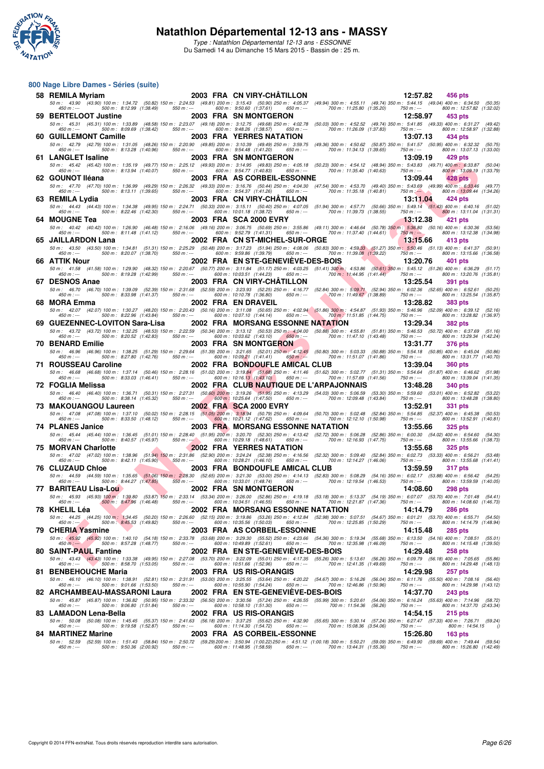# Natathlon Départemental 12-13 ans - MASSY

*Type : Natathlon Départemental 12-13 ans - ESSONNE*
Du Samedi 14 au Dimanche 15 Mars 2015 - Bassin de : 25 m.

## 800 Nage Libre Dames - Séries (suite)

**58 REMILA Myriam** 2003 FRA CN VIRY-CHÂTILLON 12:57.82 456 pts
50 m : 43.90 (43.90) 100 m : 1:34.72 (50.82) 150 m : 2:24.53 (49.81) 200 m : 3:15.43 (50.90) 250 m : 4:05.37 (49.94) 300 m : 4:55.11 (49.74) 350 m : 5:44.15 (49.04) 400 m : 6:34.50 (50.35)
450 m : --- 500 m : 8:12.99 (1:38.49) 550 m : --- 600 m : 9:50.60 (1:37.61) 650 m : --- 700 m : 11:25.80 (1:35.20) 750 m : --- 800 m : 12:57.82 (1:32.02)

**59 BERTELOOT Justine** 2003 FRA SN MONTGERON 12:58.97 453 pts
50 m : 45.31 (45.31) 100 m : 1:33.89 (48.58) 150 m : 2:23.07 (49.18) 200 m : 3:12.75 (49.68) 250 m : 4:02.78 (50.03) 300 m : 4:52.52 (49.74) 350 m : 5:41.85 (49.33) 400 m : 6:31.27 (49.42)
450 m : --- 500 m : 8:09.69 (1:38.42) 550 m : --- 600 m : 9:48.26 (1:38.57) 650 m : --- 700 m : 11:26.09 (1:37.83) 750 m : --- 800 m : 12:58.97 (1:32.88)

**60 GUILLEMONT Camille** 2003 FRA YERRES NATATION 13:07.13 434 pts
50 m : 42.79 (42.79) 100 m : 1:31.05 (48.26) 150 m : 2:20.90 (49.85) 200 m : 3:10.39 (49.49) 250 m : 3:59.75 (49.36) 300 m : 4:50.62 (50.87) 350 m : 5:41.57 (50.95) 400 m : 6:32.32 (50.75)
450 m : --- 500 m : 8:13.28 (1:40.96) 550 m : --- 600 m : 9:54.48 (1:41.20) 650 m : --- 700 m : 11:34.13 (1:39.65) 750 m : --- 800 m : 13:07.13 (1:33.00)

**61 LANGLET Isaline** 2003 FRA SN MONTGERON 13:09.19 429 pts
50 m : 45.42 (45.42) 100 m : 1:35.19 (49.77) 150 m : 2:25.12 (49.93) 200 m : 3:14.95 (49.83) 250 m : 4:05.18 (50.23) 300 m : 4:54.12 (48.94) 350 m : 5:43.83 (49.71) 400 m : 6:33.87 (50.04)
450 m : --- 500 m : 8:13.94 (1:40.07) 550 m : --- 600 m : 9:54.77 (1:40.83) 650 m : --- 700 m : 11:35.40 (1:40.63) 750 m : --- 800 m : 13:09.19 (1:33.79)

**62 GOUNOT Iléana** 2003 FRA AS CORBEIL-ESSONNE 13:09.44 428 pts
50 m : 47.70 (47.70) 100 m : 1:36.99 (49.29) 150 m : 2:26.32 (49.33) 200 m : 3:16.76 (50.44) 250 m : 4:04.30 (47.54) 300 m : 4:53.70 (49.40) 350 m : 5:43.69 (49.99) 400 m : 6:33.46 (49.77)
450 m : --- 500 m : 8:13.11 (1:39.65) 550 m : --- 600 m : 9:54.37 (1:41.26) 650 m : --- 700 m : 11:35.18 (1:40.81) 750 m : --- 800 m : 13:09.44 (1:34.26)

**63 REMILA Lydia** 2003 FRA CN VIRY-CHÂTILLON 13:11.04 424 pts
50 m : 44.43 (44.43) 100 m : 1:34.38 (49.95) 150 m : 2:24.71 (50.33) 200 m : 3:15.11 (50.40) 250 m : 4:07.05 (51.94) 300 m : 4:57.71 (50.66) 350 m : 5:49.14 (51.43) 400 m : 6:40.16 (51.02)
450 m : --- 500 m : 8:22.46 (1:42.30) 550 m : --- 600 m : 10:01.18 (1:38.72) 650 m : --- 700 m : 11:39.73 (1:38.55) 750 m : --- 800 m : 13:11.04 (1:31.31)

**64 MOUGNE Tea** 2003 FRA SCA 2000 EVRY 13:12.38 421 pts
50 m : 40.42 (40.42) 100 m : 1:26.90 (46.48) 150 m : 2:16.06 (49.16) 200 m : 3:06.75 (50.69) 250 m : 3:55.86 (49.11) 300 m : 4:46.64 (50.78) 350 m : 5:36.80 (50.16) 400 m : 6:30.36 (53.56)
450 m : --- 500 m : 8:11.48 (1:41.12) 550 m : --- 600 m : 9:52.79 (1:41.31) 650 m : --- 700 m : 11:37.40 (1:44.61) 750 m : --- 800 m : 13:12.38 (1:34.98)

**65 JAILLARDON Lana** 2002 FRA CN ST-MICHEL-SUR-ORGE 13:15.66 413 pts
50 m : 43.50 (43.50) 100 m : 1:34.81 (51.31) 150 m : 2:25.29 (50.48) 200 m : 3:17.23 (51.94) 250 m : 4:08.06 (50.83) 300 m : 4:59.33 (51.27) 350 m : 5:50.46 (51.13) 400 m : 6:41.37 (50.91)
450 m : --- 500 m : 8:20.07 (1:38.70) 550 m : --- 600 m : 9:59.86 (1:39.79) 650 m : --- 700 m : 11:39.08 (1:39.22) 750 m : --- 800 m : 13:15.66 (1:36.58)

**66 ATTIK Nour** 2002 FRA EN STE-GENEVIÈVE-DES-BOIS 13:20.76 401 pts
50 m : 41.58 (41.58) 100 m : 1:29.90 (48.32) 150 m : 2:20.67 (50.77) 200 m : 3:11.84 (51.17) 250 m : 4:03.25 (51.41) 300 m : 4:53.86 (50.61) 350 m : 5:45.12 (51.26) 400 m : 6:36.29 (51.17)
450 m : --- 500 m : 8:19.28 (1:42.99) 550 m : --- 600 m : 10:03.51 (1:44.23) 650 m : --- 700 m : 11:44.95 (1:41.44) 750 m : --- 800 m : 13:20.76 (1:35.81)

**67 DESNOS Anae** 2003 FRA CN VIRY-CHÂTILLON 13:25.54 391 pts
50 m : 46.70 (46.70) 100 m : 1:39.09 (52.39) 150 m : 2:31.68 (52.59) 200 m : 3:23.93 (52.25) 250 m : 4:16.77 (52.84) 300 m : 5:09.71 (52.94) 350 m : 6:02.36 (52.65) 400 m : 6:52.61 (50.25)
450 m : --- 500 m : 8:33.98 (1:41.37) 550 m : --- 600 m : 10:10.78 (1:36.80) 650 m : --- 700 m : 11:49.67 (1:38.89) 750 m : --- 800 m : 13:25.54 (1:35.87)

**68 MORA Emma** 2002 FRA EN DRAVEIL 13:28.82 383 pts
50 m : 42.07 (42.07) 100 m : 1:30.27 (48.20) 150 m : 2:20.43 (50.16) 200 m : 3:11.08 (50.65) 250 m : 4:02.94 (51.86) 300 m : 4:54.87 (51.93) 350 m : 5:46.96 (52.09) 400 m : 6:39.12 (52.16)
450 m : --- 500 m : 8:22.96 (1:43.84) 550 m : --- 600 m : 10:07.10 (1:44.14) 650 m : --- 700 m : 11:51.85 (1:44.75) 750 m : --- 800 m : 13:28.82 (1:36.97)

**69 GUEZENNEC-LOVITON Sara-Lisa** 2002 FRA MORSANG ESSONNE NATATION 13:29.34 382 pts
50 m : 43.72 (43.72) 100 m : 1:32.25 (48.53) 150 m : 2:22.59 (50.34) 200 m : 3:13.12 (50.53) 250 m : 4:04.00 (50.88) 300 m : 4:55.81 (51.81) 350 m : 5:46.53 (50.72) 400 m : 6:37.69 (51.16)
450 m : --- 500 m : 8:20.52 (1:42.83) 550 m : --- 600 m : 10:03.62 (1:43.10) 650 m : --- 700 m : 11:47.10 (1:43.48) 750 m : --- 800 m : 13:29.34 (1:42.24)

**70 BENARD Emilie** 2003 FRA SN MONTGERON 13:31.77 376 pts
50 m : 46.96 (46.96) 100 m : 1:38.25 (51.29) 150 m : 2:29.64 (51.39) 200 m : 3:21.65 (52.01) 250 m : 4:12.45 (50.80) 300 m : 5:03.33 (50.88) 350 m : 5:54.18 (50.85) 400 m : 6:45.04 (50.86)
450 m : --- 500 m : 8:27.80 (1:42.76) 550 m : --- 600 m : 10:09.21 (1:41.41) 650 m : --- 700 m : 11:51.07 (1:41.86) 750 m : --- 800 m : 13:31.77 (1:40.70)

**71 ROUSSEAU Caroline** 2002 FRA BONDOUFLE AMICAL CLUB 13:39.04 360 pts
50 m : 46.68 (46.68) 100 m : 1:37.14 (50.46) 150 m : 2:28.16 (51.02) 200 m : 3:19.84 (51.68) 250 m : 4:11.46 (51.62) 300 m : 5:02.77 (51.31) 350 m : 5:54.64 (51.87) 400 m : 6:46.62 (51.98)
450 m : --- 500 m : 8:33.03 (1:46.41) 550 m : --- 600 m : 10:16.13 (1:43.10) 650 m : --- 700 m : 11:57.69 (1:41.56) 750 m : --- 800 m : 13:39.04 (1:41.35)

**72 FOGLIA Melissa** 2002 FRA CLUB NAUTIQUE DE L'ARPAJONNAIS 13:48.28 340 pts
50 m : 46.40 (46.40) 100 m : 1:36.71 (50.31) 150 m : 2:27.31 (50.60) 200 m : 3:19.26 (51.95) 250 m : 4:13.29 (54.03) 300 m : 5:06.59 (53.30) 350 m : 5:59.60 (53.01) 400 m : 6:52.82 (53.22)
450 m : --- 500 m : 8:38.14 (1:45.32) 550 m : --- 600 m : 10:25.64 (1:47.50) 650 m : --- 700 m : 12:09.48 (1:43.84) 750 m : --- 800 m : 13:48.28 (1:38.80)

**73 MAKOUANGOU Laureen** 2002 FRA SCA 2000 EVRY 13:52.91 331 pts
50 m : 47.08 (47.08) 100 m : 1:37.10 (50.02) 150 m : 2:28.15 (51.05) 200 m : 3:18.94 (50.79) 250 m : 4:09.64 (50.70) 300 m : 5:02.48 (52.84) 350 m : 5:54.85 (52.37) 400 m : 6:45.38 (50.53)
450 m : --- 500 m : 8:33.50 (1:48.12) 550 m : --- 600 m : 10:21.12 (1:47.62) 650 m : --- 700 m : 12:12.10 (1:50.98) 750 m : --- 800 m : 13:52.91 (1:40.81)

**74 PLANES Janice** 2003 FRA MORSANG ESSONNE NATATION 13:55.66 325 pts
50 m : 45.44 (45.44) 100 m : 1:36.45 (51.01) 150 m : 2:28.40 (51.95) 200 m : 3:20.70 (52.30) 250 m : 4:13.42 (52.72) 300 m : 5:06.28 (52.86) 350 m : 6:00.30 (54.02) 400 m : 6:54.60 (54.30)
450 m : --- 500 m : 8:40.57 (1:45.97) 550 m : --- 600 m : 10:29.18 (1:48.61) 650 m : --- 700 m : 12:16.93 (1:47.75) 750 m : --- 800 m : 13:55.66 (1:38.73)

**75 MORVAN Charlotte** 2002 FRA YERRES NATATION 13:55.68 325 pts
50 m : 47.02 (47.02) 100 m : 1:38.96 (51.94) 150 m : 2:31.86 (52.90) 200 m : 3:24.24 (52.38) 250 m : 4:16.56 (52.32) 300 m : 5:09.40 (52.84) 350 m : 6:02.73 (53.33) 400 m : 6:56.21 (53.48)
450 m : --- 500 m : 8:42.11 (1:45.90) 550 m : --- 600 m : 10:28.21 (1:46.10) 650 m : --- 700 m : 12:14.27 (1:46.06) 750 m : --- 800 m : 13:55.68 (1:41.41)

**76 CLUZAUD Chloe** 2003 FRA BONDOUFLE AMICAL CLUB 13:59.59 317 pts
50 m : 44.59 (44.59) 100 m : 1:35.65 (51.06) 150 m : 2:28.30 (52.65) 200 m : 3:21.30 (53.00) 250 m : 4:14.13 (52.83) 300 m : 5:08.29 (54.16) 350 m : 6:02.17 (53.88) 400 m : 6:56.42 (54.25)
450 m : --- 500 m : 8:44.27 (1:47.85) 550 m : --- 600 m : 10:33.01 (1:48.74) 650 m : --- 700 m : 12:19.54 (1:46.53) 750 m : --- 800 m : 13:59.59 (1:40.05)

**77 BARITEAU Lisa-Lou** 2002 FRA SN MONTGERON 14:08.60 298 pts
50 m : 45.93 (45.93) 100 m : 1:39.80 (53.87) 150 m : 2:33.14 (53.34) 200 m : 3:26.00 (52.86) 250 m : 4:19.18 (53.18) 300 m : 5:13.37 (54.19) 350 m : 6:07.07 (53.70) 400 m : 7:01.48 (54.41)
450 m : --- 500 m : 8:47.96 (1:46.48) 550 m : --- 600 m : 10:34.51 (1:46.55) 650 m : --- 700 m : 12:21.87 (1:47.36) 750 m : --- 800 m : 14:08.60 (1:46.73)

**78 KHELIL Léa** 2002 FRA MORSANG ESSONNE NATATION 14:14.79 286 pts
50 m : 44.25 (44.25) 100 m : 1:34.45 (50.20) 150 m : 2:26.60 (52.15) 200 m : 3:19.86 (53.26) 250 m : 4:12.84 (52.98) 300 m : 5:07.51 (54.67) 350 m : 6:01.21 (53.70) 400 m : 6:55.71 (54.50)
450 m : --- 500 m : 8:45.53 (1:49.82) 550 m : --- 600 m : 10:35.56 (1:50.03) 650 m : --- 700 m : 12:25.85 (1:50.29) 750 m : --- 800 m : 14:14.79 (1:48.94)

**79 CHERIA Yasmine** 2003 FRA AS CORBEIL-ESSONNE 14:15.48 285 pts
50 m : 45.92 (45.92) 100 m : 1:40.10 (54.18) 150 m : 2:33.78 (53.68) 200 m : 3:29.30 (55.52) 250 m : 4:23.66 (54.36) 300 m : 5:19.34 (55.68) 350 m : 6:13.50 (54.16) 400 m : 7:08.51 (55.01)
450 m : --- 500 m : 8:57.28 (1:48.77) 550 m : --- 600 m : 10:49.89 (1:52.61) 650 m : --- 700 m : 12:35.98 (1:46.09) 750 m : --- 800 m : 14:15.48 (1:39.50)

**80 SAINT-PAUL Fantine** 2002 FRA EN STE-GENEVIÈVE-DES-BOIS 14:29.48 258 pts
50 m : 43.43 (43.43) 100 m : 1:33.38 (49.95) 150 m : 2:27.08 (53.70) 200 m : 3:22.09 (55.01) 250 m : 4:17.35 (55.26) 300 m : 5:13.61 (56.26) 350 m : 6:09.79 (56.18) 400 m : 7:05.65 (55.86)
450 m : --- 500 m : 8:58.70 (1:53.05) 550 m : --- 600 m : 10:51.66 (1:52.96) 650 m : --- 700 m : 12:41.35 (1:49.69) 750 m : --- 800 m : 14:29.48 (1:48.13)

**81 BENBEHOUCHE Maria** 2003 FRA US RIS-ORANGIS 14:29.98 257 pts
50 m : 46.10 (46.10) 100 m : 1:38.91 (52.81) 150 m : 2:31.91 (53.00) 200 m : 3:25.55 (53.64) 250 m : 4:20.22 (54.67) 300 m : 5:16.26 (56.04) 350 m : 6:11.76 (55.50) 400 m : 7:08.16 (56.40)
450 m : --- 500 m : 9:01.66 (1:53.50) 550 m : --- 600 m : 10:55.90 (1:54.24) 650 m : --- 700 m : 12:46.86 (1:50.96) 750 m : --- 800 m : 14:29.98 (1:43.12)

**82 ARCHAMBEAU-MASSARONI Laura** 2002 FRA EN STE-GENEVIÈVE-DES-BOIS 14:37.70 243 pts
50 m : 45.87 (45.87) 100 m : 1:36.82 (50.95) 150 m : 2:33.32 (56.50) 200 m : 3:30.56 (57.24) 250 m : 4:26.55 (55.99) 300 m : 5:20.61 (54.06) 350 m : 6:16.24 (55.63) 400 m : 7:14.96 (58.72)
450 m : --- 500 m : 9:06.80 (1:51.84) 550 m : --- 600 m : 10:58.10 (1:51.30) 650 m : --- 700 m : 11:54.36 (56.26) 750 m : --- 800 m : 14:37.70 (2:43.34)

**83 LAMADON Lena-Bella** 2002 FRA US RIS-ORANGIS 14:54.15 215 pts
50 m : 50.08 (50.08) 100 m : 1:45.45 (55.37) 150 m : 2:41.63 (56.18) 200 m : 3:37.25 (55.62) 250 m : 4:32.90 (55.65) 300 m : 5:30.14 (57.24) 350 m : 6:27.47 (57.33) 400 m : 7:26.71 (59.24)
450 m : --- 500 m : 9:19.58 (1:52.87) 550 m : --- 600 m : 11:14.30 (1:54.72) 650 m : --- 700 m : 15:08.36 (3:54.06) 750 m : --- 800 m : 14:54.15 ()

**84 MARTINEZ Marine** 2003 FRA AS CORBEIL-ESSONNE 15:26.80 163 pts
50 m : 52.59 (52.59) 100 m : 1:51.43 (58.84) 150 m : 2:50.72 (59.29) 200 m : 3:50.94 (1:00.22) 250 m : 4:51.12 (1:00.18) 300 m : 5:50.21 (59.09) 350 m : 6:49.90 (59.69) 400 m : 7:49.44 (59.54)
450 m : --- 500 m : 9:50.36 (2:00.92) 550 m : --- 600 m : 11:48.95 (1:58.59) 650 m : --- 700 m : 13:44.31 (1:55.36) 750 m : --- 800 m : 15:26.80 (1:42.49)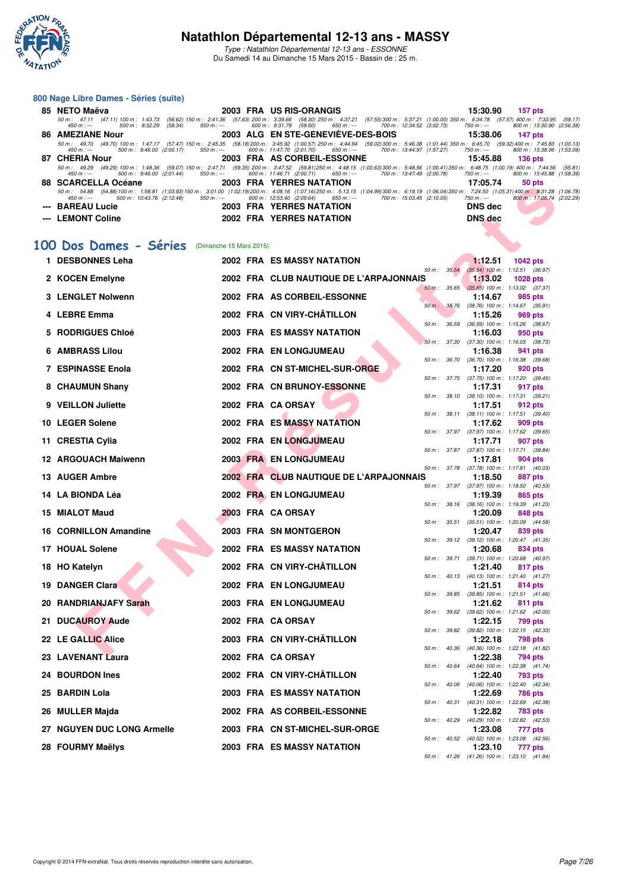## 800 Nage Libre Dames - Séries (suite)

| Rang | Nom | Année | Nat | Club | Temps | Points |
|---|---|---|---|---|---|---|
| 85 | NETO Maëva | 2003 | FRA | US RIS-ORANGIS | 15:30.90 | 157 pts |
| | 50 m : 47.11 (47.11) 100 m : 1:43.73 (56.62) 150 m : 2:41.36 (57.63) 200 m : 3:39.66 (58.30) 250 m : 4:37.21 (57.55) 300 m : 5:37.21 (1:00.00) 350 m : 6:34.78 (57.57) 400 m : 7:33.95 (59.17) 450 m : --- 500 m : 8:32.29 (58.34) 550 m : --- 600 m : 9:31.79 (59.50) 650 m : --- 700 m : 12:34.52 (3:02.73) 750 m : --- 800 m : 15:30.90 (2:56.38) | | | | | |
| 86 | AMEZIANE Nour | 2003 | ALG | EN STE-GENEVIÈVE-DES-BOIS | 15:38.06 | 147 pts |
| | 50 m : 49.70 (49.70) 100 m : 1:47.17 (57.47) 150 m : 2:45.35 (58.18) 200 m : 3:45.92 (1:00.57) 250 m : 4:44.94 (59.02) 300 m : 5:46.38 (1:01.44) 350 m : 6:45.70 (59.32) 400 m : 7:45.83 (1:00.13) 450 m : --- 500 m : 9:46.00 (2:00.17) 550 m : --- 600 m : 11:47.70 (2:01.70) 650 m : --- 700 m : 13:44.97 (1:57.27) 750 m : --- 800 m : 15:38.06 (1:53.09) | | | | | |
| 87 | CHERIA Nour | 2003 | FRA | AS CORBEIL-ESSONNE | 15:45.88 | 136 pts |
| | 50 m : 49.29 (49.29) 100 m : 1:48.36 (59.07) 150 m : 2:47.71 (59.35) 200 m : 3:47.52 (59.81) 250 m : 4:48.15 (1:00.63) 300 m : 5:48.56 (1:00.41) 350 m : 6:48.75 (1:00.19) 400 m : 7:44.56 (55.81) 450 m : --- 500 m : 9:46.00 (2:01.44) 550 m : --- 600 m : 11:46.71 (2:00.71) 650 m : --- 700 m : 13:47.49 (2:00.78) 750 m : --- 800 m : 15:45.88 (1:58.39) | | | | | |
| 88 | SCARCELLA Océane | 2003 | FRA | YERRES NATATION | 17:05.74 | 50 pts |
| | 50 m : 54.88 (54.88) 100 m : 1:58.81 (1:03.93) 150 m : 3:01.00 (1:02.19) 200 m : 4:08.16 (1:07.16) 250 m : 5:13.15 (1:04.99) 300 m : 6:19.19 (1:06.04) 350 m : 7:24.50 (1:05.31) 400 m : 8:31.28 (1:06.78) 450 m : --- 500 m : 10:43.76 (2:12.48) 550 m : --- 600 m : 12:53.40 (2:09.64) 650 m : --- 700 m : 15:03.45 (2:10.05) 750 m : --- 800 m : 17:05.74 (2:02.29) | | | | | |
| --- | BAREAU Lucie | 2003 | FRA | YERRES NATATION | DNS dec | |
| --- | LEMONT Coline | 2002 | FRA | YERRES NATATION | DNS dec | |

## 100 Dos Dames - Séries (Dimanche 15 Mars 2015)

| Rang | Nom | Année | Nat | Club | Temps | Points | Intermédiaires |
|---|---|---|---|---|---|---|---|
| 1 | DESBONNES Leha | 2002 | FRA | ES MASSY NATATION | 1:12.51 | 1042 pts | 50 m : 35.54 (35.54) 100 m : 1:12.51 (36.97) |
| 2 | KOCEN Emelyne | 2002 | FRA | CLUB NAUTIQUE DE L'ARPAJONNAIS | 1:13.02 | 1028 pts | 50 m : 35.65 (35.65) 100 m : 1:13.02 (37.37) |
| 3 | LENGLET Nolwenn | 2002 | FRA | AS CORBEIL-ESSONNE | 1:14.67 | 985 pts | 50 m : 38.76 (38.76) 100 m : 1:14.67 (35.91) |
| 4 | LEBRE Emma | 2002 | FRA | CN VIRY-CHÂTILLON | 1:15.26 | 969 pts | 50 m : 36.59 (36.59) 100 m : 1:15.26 (38.67) |
| 5 | RODRIGUES Chloé | 2003 | FRA | ES MASSY NATATION | 1:16.03 | 950 pts | 50 m : 37.30 (37.30) 100 m : 1:16.03 (38.73) |
| 6 | AMBRASS Lilou | 2002 | FRA | EN LONGJUMEAU | 1:16.38 | 941 pts | 50 m : 36.70 (36.70) 100 m : 1:16.38 (39.68) |
| 7 | ESPINASSE Enola | 2002 | FRA | CN ST-MICHEL-SUR-ORGE | 1:17.20 | 920 pts | 50 m : 37.75 (37.75) 100 m : 1:17.20 (39.45) |
| 8 | CHAUMUN Shany | 2002 | FRA | CN BRUNOY-ESSONNE | 1:17.31 | 917 pts | 50 m : 38.10 (38.10) 100 m : 1:17.31 (39.21) |
| 9 | VEILLON Juliette | 2002 | FRA | CA ORSAY | 1:17.51 | 912 pts | 50 m : 38.11 (38.11) 100 m : 1:17.51 (39.40) |
| 10 | LEGER Solene | 2002 | FRA | ES MASSY NATATION | 1:17.62 | 909 pts | 50 m : 37.97 (37.97) 100 m : 1:17.62 (39.65) |
| 11 | CRESTIA Cylia | 2002 | FRA | EN LONGJUMEAU | 1:17.71 | 907 pts | 50 m : 37.87 (37.87) 100 m : 1:17.71 (39.84) |
| 12 | ARGOUACH Maiwenn | 2003 | FRA | EN LONGJUMEAU | 1:17.81 | 904 pts | 50 m : 37.78 (37.78) 100 m : 1:17.81 (40.03) |
| 13 | AUGER Ambre | 2002 | FRA | CLUB NAUTIQUE DE L'ARPAJONNAIS | 1:18.50 | 887 pts | 50 m : 37.97 (37.97) 100 m : 1:18.50 (40.53) |
| 14 | LA BIONDA Léa | 2002 | FRA | EN LONGJUMEAU | 1:19.39 | 865 pts | 50 m : 38.16 (38.16) 100 m : 1:19.39 (41.23) |
| 15 | MIALOT Maud | 2003 | FRA | CA ORSAY | 1:20.09 | 848 pts | 50 m : 35.51 (35.51) 100 m : 1:20.09 (44.58) |
| 16 | CORNILLON Amandine | 2003 | FRA | SN MONTGERON | 1:20.47 | 839 pts | 50 m : 39.12 (39.12) 100 m : 1:20.47 (41.35) |
| 17 | HOUAL Solene | 2002 | FRA | ES MASSY NATATION | 1:20.68 | 834 pts | 50 m : 39.71 (39.71) 100 m : 1:20.68 (40.97) |
| 18 | HO Katelyn | 2002 | FRA | CN VIRY-CHÂTILLON | 1:21.40 | 817 pts | 50 m : 40.13 (40.13) 100 m : 1:21.40 (41.27) |
| 19 | DANGER Clara | 2002 | FRA | EN LONGJUMEAU | 1:21.51 | 814 pts | 50 m : 39.85 (39.85) 100 m : 1:21.51 (41.66) |
| 20 | RANDRIANJAFY Sarah | 2003 | FRA | EN LONGJUMEAU | 1:21.62 | 811 pts | 50 m : 39.62 (39.62) 100 m : 1:21.62 (42.00) |
| 21 | DUCAUROY Aude | 2002 | FRA | CA ORSAY | 1:22.15 | 799 pts | 50 m : 39.82 (39.82) 100 m : 1:22.15 (42.33) |
| 22 | LE GALLIC Alice | 2003 | FRA | CN VIRY-CHÂTILLON | 1:22.18 | 798 pts | 50 m : 40.36 (40.36) 100 m : 1:22.18 (41.82) |
| 23 | LAVENANT Laura | 2002 | FRA | CA ORSAY | 1:22.38 | 794 pts | 50 m : 40.64 (40.64) 100 m : 1:22.38 (41.74) |
| 24 | BOURDON Ines | 2002 | FRA | CN VIRY-CHÂTILLON | 1:22.40 | 793 pts | 50 m : 40.06 (40.06) 100 m : 1:22.40 (42.34) |
| 25 | BARDIN Lola | 2003 | FRA | ES MASSY NATATION | 1:22.69 | 786 pts | 50 m : 40.31 (40.31) 100 m : 1:22.69 (42.38) |
| 26 | MULLER Majda | 2002 | FRA | AS CORBEIL-ESSONNE | 1:22.82 | 783 pts | 50 m : 40.29 (40.29) 100 m : 1:22.82 (42.53) |
| 27 | NGUYEN DUC LONG Armelle | 2003 | FRA | CN ST-MICHEL-SUR-ORGE | 1:23.08 | 777 pts | 50 m : 40.52 (40.52) 100 m : 1:23.08 (42.56) |
| 28 | FOURMY Maëlys | 2003 | FRA | ES MASSY NATATION | 1:23.10 | 777 pts | 50 m : 41.26 (41.26) 100 m : 1:23.10 (41.84) |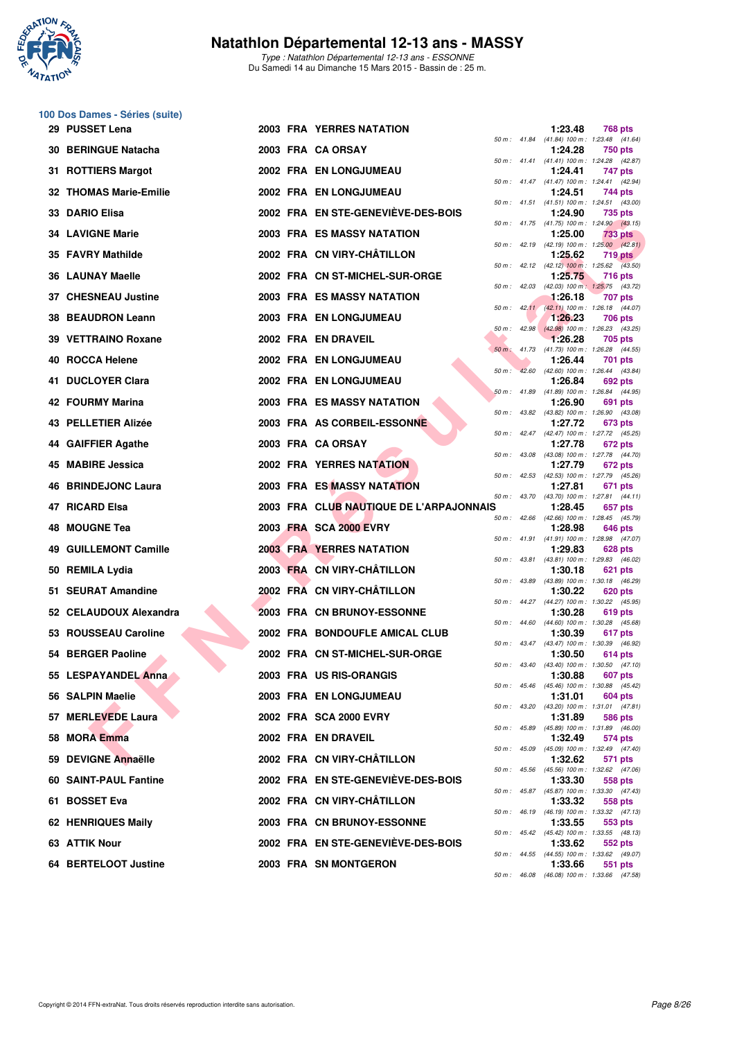## 100 Dos Dames - Séries (suite)

| Rang | Nom | Année | Nat | Club | Temps | Points | Détails |
|---|---|---|---|---|---|---|---|
| 29 | PUSSET Lena | 2003 | FRA | YERRES NATATION | 1:23.48 | 768 pts | 50 m : 41.84 (41.84) 100 m : 1:23.48 (41.64) |
| 30 | BERINGUE Natacha | 2003 | FRA | CA ORSAY | 1:24.28 | 750 pts | 50 m : 41.41 (41.41) 100 m : 1:24.28 (42.87) |
| 31 | ROTTIERS Margot | 2002 | FRA | EN LONGJUMEAU | 1:24.41 | 747 pts | 50 m : 41.47 (41.47) 100 m : 1:24.41 (42.94) |
| 32 | THOMAS Marie-Emilie | 2002 | FRA | EN LONGJUMEAU | 1:24.51 | 744 pts | 50 m : 41.51 (41.51) 100 m : 1:24.51 (43.00) |
| 33 | DARIO Elisa | 2002 | FRA | EN STE-GENEVIÈVE-DES-BOIS | 1:24.90 | 735 pts | 50 m : 41.75 (41.75) 100 m : 1:24.90 (43.15) |
| 34 | LAVIGNE Marie | 2003 | FRA | ES MASSY NATATION | 1:25.00 | 733 pts | 50 m : 42.19 (42.19) 100 m : 1:25.00 (42.81) |
| 35 | FAVRY Mathilde | 2002 | FRA | CN VIRY-CHÂTILLON | 1:25.62 | 719 pts | 50 m : 42.12 (42.12) 100 m : 1:25.62 (43.50) |
| 36 | LAUNAY Maelle | 2002 | FRA | CN ST-MICHEL-SUR-ORGE | 1:25.75 | 716 pts | 50 m : 42.03 (42.03) 100 m : 1:25.75 (43.72) |
| 37 | CHESNEAU Justine | 2003 | FRA | ES MASSY NATATION | 1:26.18 | 707 pts | 50 m : 42.11 (42.11) 100 m : 1:26.18 (44.07) |
| 38 | BEAUDRON Leann | 2003 | FRA | EN LONGJUMEAU | 1:26.23 | 706 pts | 50 m : 42.98 (42.98) 100 m : 1:26.23 (43.25) |
| 39 | VETTRAINO Roxane | 2002 | FRA | EN DRAVEIL | 1:26.28 | 705 pts | 50 m : 41.73 (41.73) 100 m : 1:26.28 (44.55) |
| 40 | ROCCA Helene | 2002 | FRA | EN LONGJUMEAU | 1:26.44 | 701 pts | 50 m : 42.60 (42.60) 100 m : 1:26.44 (43.84) |
| 41 | DUCLOYER Clara | 2002 | FRA | EN LONGJUMEAU | 1:26.84 | 692 pts | 50 m : 41.89 (41.89) 100 m : 1:26.84 (44.95) |
| 42 | FOURMY Marina | 2003 | FRA | ES MASSY NATATION | 1:26.90 | 691 pts | 50 m : 43.82 (43.82) 100 m : 1:26.90 (43.08) |
| 43 | PELLETIER Alizée | 2003 | FRA | AS CORBEIL-ESSONNE | 1:27.72 | 673 pts | 50 m : 42.47 (42.47) 100 m : 1:27.72 (45.25) |
| 44 | GAIFFIER Agathe | 2003 | FRA | CA ORSAY | 1:27.78 | 672 pts | 50 m : 43.08 (43.08) 100 m : 1:27.78 (44.70) |
| 45 | MABIRE Jessica | 2002 | FRA | YERRES NATATION | 1:27.79 | 672 pts | 50 m : 42.53 (42.53) 100 m : 1:27.79 (45.26) |
| 46 | BRINDEJONC Laura | 2003 | FRA | ES MASSY NATATION | 1:27.81 | 671 pts | 50 m : 43.70 (43.70) 100 m : 1:27.81 (44.11) |
| 47 | RICARD Elsa | 2003 | FRA | CLUB NAUTIQUE DE L'ARPAJONNAIS | 1:28.45 | 657 pts | 50 m : 42.66 (42.66) 100 m : 1:28.45 (45.79) |
| 48 | MOUGNE Tea | 2003 | FRA | SCA 2000 EVRY | 1:28.98 | 646 pts | 50 m : 41.91 (41.91) 100 m : 1:28.98 (47.07) |
| 49 | GUILLEMONT Camille | 2003 | FRA | YERRES NATATION | 1:29.83 | 628 pts | 50 m : 43.81 (43.81) 100 m : 1:29.83 (46.02) |
| 50 | REMILA Lydia | 2003 | FRA | CN VIRY-CHÂTILLON | 1:30.18 | 621 pts | 50 m : 43.89 (43.89) 100 m : 1:30.18 (46.29) |
| 51 | SEURAT Amandine | 2002 | FRA | CN VIRY-CHÂTILLON | 1:30.22 | 620 pts | 50 m : 44.27 (44.27) 100 m : 1:30.22 (45.95) |
| 52 | CELAUDOUX Alexandra | 2003 | FRA | CN BRUNOY-ESSONNE | 1:30.28 | 619 pts | 50 m : 44.60 (44.60) 100 m : 1:30.28 (45.68) |
| 53 | ROUSSEAU Caroline | 2002 | FRA | BONDOUFLE AMICAL CLUB | 1:30.39 | 617 pts | 50 m : 43.47 (43.47) 100 m : 1:30.39 (46.92) |
| 54 | BERGER Paoline | 2002 | FRA | CN ST-MICHEL-SUR-ORGE | 1:30.50 | 614 pts | 50 m : 43.40 (43.40) 100 m : 1:30.50 (47.10) |
| 55 | LESPAYANDEL Anna | 2003 | FRA | US RIS-ORANGIS | 1:30.88 | 607 pts | 50 m : 45.46 (45.46) 100 m : 1:30.88 (45.42) |
| 56 | SALPIN Maelie | 2003 | FRA | EN LONGJUMEAU | 1:31.01 | 604 pts | 50 m : 43.20 (43.20) 100 m : 1:31.01 (47.81) |
| 57 | MERLEVEDE Laura | 2002 | FRA | SCA 2000 EVRY | 1:31.89 | 586 pts | 50 m : 45.89 (45.89) 100 m : 1:31.89 (46.00) |
| 58 | MORA Emma | 2002 | FRA | EN DRAVEIL | 1:32.49 | 574 pts | 50 m : 45.09 (45.09) 100 m : 1:32.49 (47.40) |
| 59 | DEVIGNE Annaëlle | 2002 | FRA | CN VIRY-CHÂTILLON | 1:32.62 | 571 pts | 50 m : 45.56 (45.56) 100 m : 1:32.62 (47.06) |
| 60 | SAINT-PAUL Fantine | 2002 | FRA | EN STE-GENEVIÈVE-DES-BOIS | 1:33.30 | 558 pts | 50 m : 45.87 (45.87) 100 m : 1:33.30 (47.43) |
| 61 | BOSSET Eva | 2002 | FRA | CN VIRY-CHÂTILLON | 1:33.32 | 558 pts | 50 m : 46.19 (46.19) 100 m : 1:33.32 (47.13) |
| 62 | HENRIQUES Maily | 2003 | FRA | CN BRUNOY-ESSONNE | 1:33.55 | 553 pts | 50 m : 45.42 (45.42) 100 m : 1:33.55 (48.13) |
| 63 | ATTIK Nour | 2002 | FRA | EN STE-GENEVIÈVE-DES-BOIS | 1:33.62 | 552 pts | 50 m : 44.55 (44.55) 100 m : 1:33.62 (49.07) |
| 64 | BERTELOOT Justine | 2003 | FRA | SN MONTGERON | 1:33.66 | 551 pts | 50 m : 46.08 (46.08) 100 m : 1:33.66 (47.58) |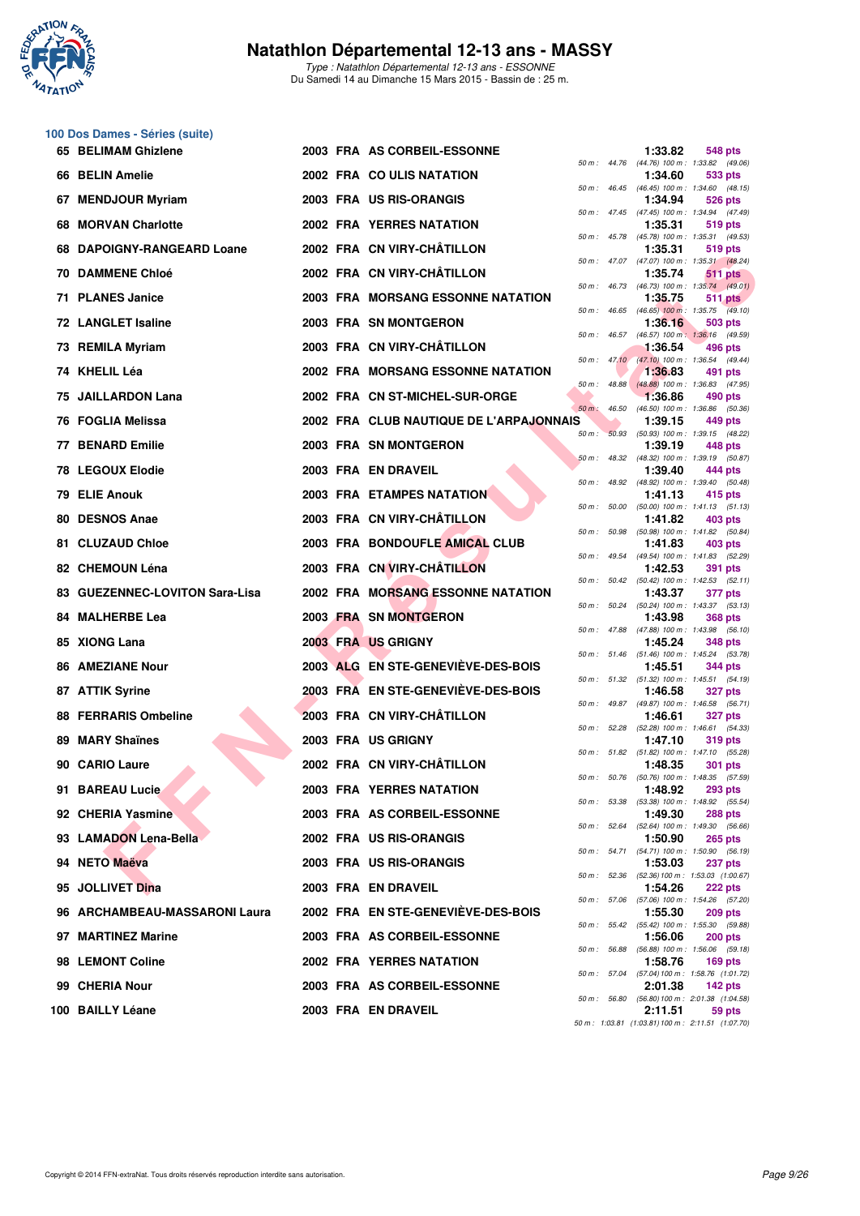# Natathlon Départemental 12-13 ans - MASSY

*Type : Natathlon Départemental 12-13 ans - ESSONNE*
Du Samedi 14 au Dimanche 15 Mars 2015 - Bassin de : 25 m.

## 100 Dos Dames - Séries (suite)

| Rang | Nom | Année | Nat | Club | Temps | Points | Splits |
|---|---|---|---|---|---|---|---|
| 65 | BELIMAM Ghizlene | 2003 | FRA | AS CORBEIL-ESSONNE | 1:33.82 | 548 pts | 50 m : 44.76 (44.76) 100 m : 1:33.82 (49.06) |
| 66 | BELIN Amelie | 2002 | FRA | CO ULIS NATATION | 1:34.60 | 533 pts | 50 m : 46.45 (46.45) 100 m : 1:34.60 (48.15) |
| 67 | MENDJOUR Myriam | 2003 | FRA | US RIS-ORANGIS | 1:34.94 | 526 pts | 50 m : 47.45 (47.45) 100 m : 1:34.94 (47.49) |
| 68 | MORVAN Charlotte | 2002 | FRA | YERRES NATATION | 1:35.31 | 519 pts | 50 m : 45.78 (45.78) 100 m : 1:35.31 (49.53) |
| 68 | DAPOIGNY-RANGEARD Loane | 2002 | FRA | CN VIRY-CHÂTILLON | 1:35.31 | 519 pts | 50 m : 47.07 (47.07) 100 m : 1:35.31 (48.24) |
| 70 | DAMMENE Chloé | 2002 | FRA | CN VIRY-CHÂTILLON | 1:35.74 | 511 pts | 50 m : 46.73 (46.73) 100 m : 1:35.74 (49.01) |
| 71 | PLANES Janice | 2003 | FRA | MORSANG ESSONNE NATATION | 1:35.75 | 511 pts | 50 m : 46.65 (46.65) 100 m : 1:35.75 (49.10) |
| 72 | LANGLET Isaline | 2003 | FRA | SN MONTGERON | 1:36.16 | 503 pts | 50 m : 46.57 (46.57) 100 m : 1:36.16 (49.59) |
| 73 | REMILA Myriam | 2003 | FRA | CN VIRY-CHÂTILLON | 1:36.54 | 496 pts | 50 m : 47.10 (47.10) 100 m : 1:36.54 (49.44) |
| 74 | KHELIL Léa | 2002 | FRA | MORSANG ESSONNE NATATION | 1:36.83 | 491 pts | 50 m : 48.88 (48.88) 100 m : 1:36.83 (47.95) |
| 75 | JAILLARDON Lana | 2002 | FRA | CN ST-MICHEL-SUR-ORGE | 1:36.86 | 490 pts | 50 m : 46.50 (46.50) 100 m : 1:36.86 (50.36) |
| 76 | FOGLIA Melissa | 2002 | FRA | CLUB NAUTIQUE DE L'ARPAJONNAIS | 1:39.15 | 449 pts | 50 m : 50.93 (50.93) 100 m : 1:39.15 (48.22) |
| 77 | BENARD Emilie | 2003 | FRA | SN MONTGERON | 1:39.19 | 448 pts | 50 m : 48.32 (48.32) 100 m : 1:39.19 (50.87) |
| 78 | LEGOUX Elodie | 2003 | FRA | EN DRAVEIL | 1:39.40 | 444 pts | 50 m : 48.92 (48.92) 100 m : 1:39.40 (50.48) |
| 79 | ELIE Anouk | 2003 | FRA | ETAMPES NATATION | 1:41.13 | 415 pts | 50 m : 50.00 (50.00) 100 m : 1:41.13 (51.13) |
| 80 | DESNOS Anae | 2003 | FRA | CN VIRY-CHÂTILLON | 1:41.82 | 403 pts | 50 m : 50.98 (50.98) 100 m : 1:41.82 (50.84) |
| 81 | CLUZAUD Chloe | 2003 | FRA | BONDOUFLE AMICAL CLUB | 1:41.83 | 403 pts | 50 m : 49.54 (49.54) 100 m : 1:41.83 (52.29) |
| 82 | CHEMOUN Léna | 2003 | FRA | CN VIRY-CHÂTILLON | 1:42.53 | 391 pts | 50 m : 50.42 (50.42) 100 m : 1:42.53 (52.11) |
| 83 | GUEZENNEC-LOVITON Sara-Lisa | 2002 | FRA | MORSANG ESSONNE NATATION | 1:43.37 | 377 pts | 50 m : 50.24 (50.24) 100 m : 1:43.37 (53.13) |
| 84 | MALHERBE Lea | 2003 | FRA | SN MONTGERON | 1:43.98 | 368 pts | 50 m : 47.88 (47.88) 100 m : 1:43.98 (56.10) |
| 85 | XIONG Lana | 2003 | FRA | US GRIGNY | 1:45.24 | 348 pts | 50 m : 51.46 (51.46) 100 m : 1:45.24 (53.78) |
| 86 | AMEZIANE Nour | 2003 | ALG | EN STE-GENEVIÈVE-DES-BOIS | 1:45.51 | 344 pts | 50 m : 51.32 (51.32) 100 m : 1:45.51 (54.19) |
| 87 | ATTIK Syrine | 2003 | FRA | EN STE-GENEVIÈVE-DES-BOIS | 1:46.58 | 327 pts | 50 m : 49.87 (49.87) 100 m : 1:46.58 (56.71) |
| 88 | FERRARIS Ombeline | 2003 | FRA | CN VIRY-CHÂTILLON | 1:46.61 | 327 pts | 50 m : 52.28 (52.28) 100 m : 1:46.61 (54.33) |
| 89 | MARY Shaïnes | 2003 | FRA | US GRIGNY | 1:47.10 | 319 pts | 50 m : 51.82 (51.82) 100 m : 1:47.10 (55.28) |
| 90 | CARIO Laure | 2002 | FRA | CN VIRY-CHÂTILLON | 1:48.35 | 301 pts | 50 m : 50.76 (50.76) 100 m : 1:48.35 (57.59) |
| 91 | BAREAU Lucie | 2003 | FRA | YERRES NATATION | 1:48.92 | 293 pts | 50 m : 53.38 (53.38) 100 m : 1:48.92 (55.54) |
| 92 | CHERIA Yasmine | 2003 | FRA | AS CORBEIL-ESSONNE | 1:49.30 | 288 pts | 50 m : 52.64 (52.64) 100 m : 1:49.30 (56.66) |
| 93 | LAMADON Lena-Bella | 2002 | FRA | US RIS-ORANGIS | 1:50.90 | 265 pts | 50 m : 54.71 (54.71) 100 m : 1:50.90 (56.19) |
| 94 | NETO Maëva | 2003 | FRA | US RIS-ORANGIS | 1:53.03 | 237 pts | 50 m : 52.36 (52.36) 100 m : 1:53.03 (1:00.67) |
| 95 | JOLLIVET Dina | 2003 | FRA | EN DRAVEIL | 1:54.26 | 222 pts | 50 m : 57.06 (57.06) 100 m : 1:54.26 (57.20) |
| 96 | ARCHAMBEAU-MASSARONI Laura | 2002 | FRA | EN STE-GENEVIÈVE-DES-BOIS | 1:55.30 | 209 pts | 50 m : 55.42 (55.42) 100 m : 1:55.30 (59.88) |
| 97 | MARTINEZ Marine | 2003 | FRA | AS CORBEIL-ESSONNE | 1:56.06 | 200 pts | 50 m : 56.88 (56.88) 100 m : 1:56.06 (59.18) |
| 98 | LEMONT Coline | 2002 | FRA | YERRES NATATION | 1:58.76 | 169 pts | 50 m : 57.04 (57.04) 100 m : 1:58.76 (1:01.72) |
| 99 | CHERIA Nour | 2003 | FRA | AS CORBEIL-ESSONNE | 2:01.38 | 142 pts | 50 m : 56.80 (56.80) 100 m : 2:01.38 (1:04.58) |
| 100 | BAILLY Léane | 2003 | FRA | EN DRAVEIL | 2:11.51 | 59 pts | 50 m : 1:03.81 (1:03.81) 100 m : 2:11.51 (1:07.70) |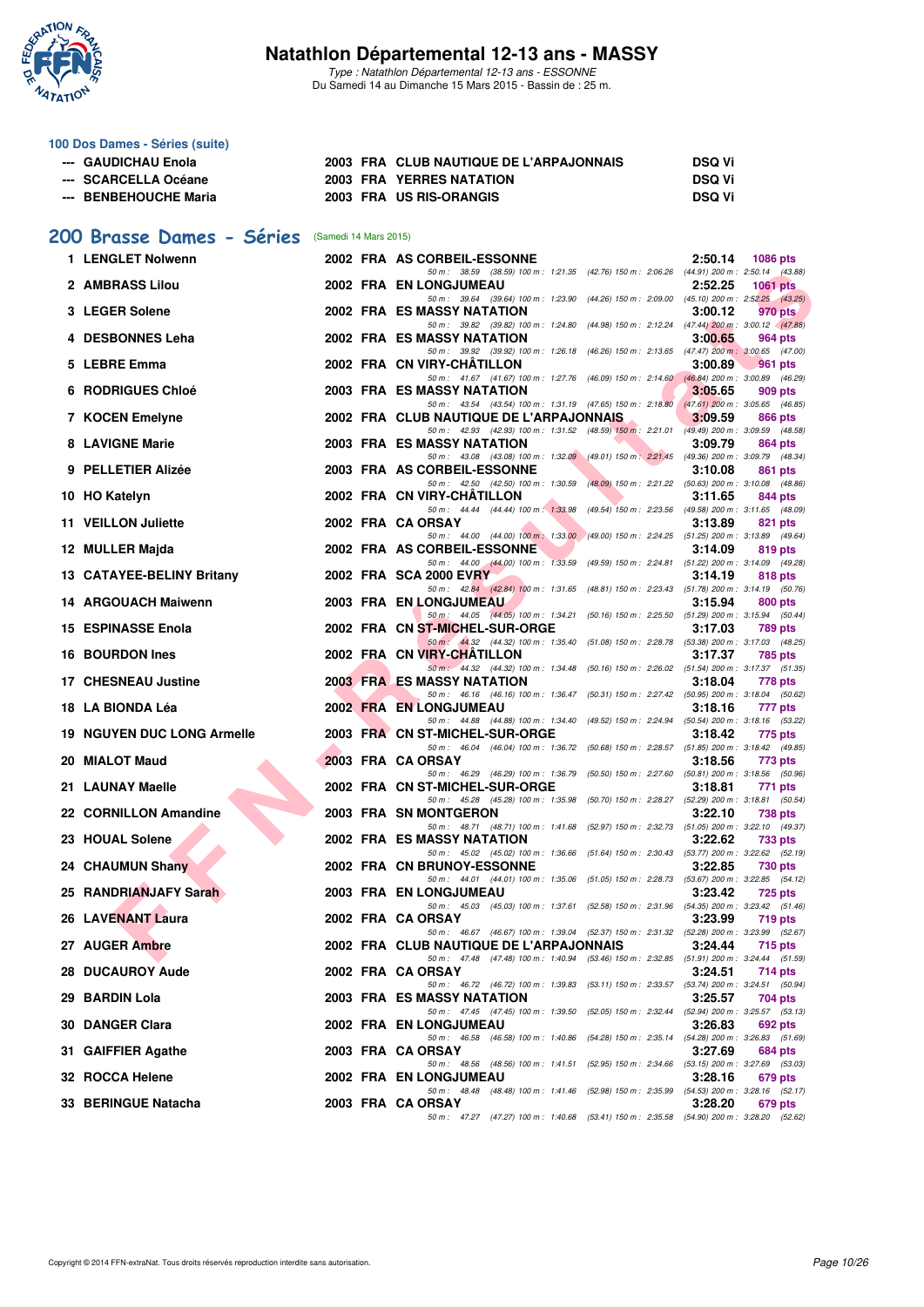# Natathlon Départemental 12-13 ans - MASSY

*Type : Natathlon Départemental 12-13 ans - ESSONNE*
Du Samedi 14 au Dimanche 15 Mars 2015 - Bassin de : 25 m.

## 100 Dos Dames - Séries (suite)

| | Nom | Année | Nat. | Club | Temps |
|---|---|---|---|---|---|
| --- | GAUDICHAU Enola | 2003 | FRA | CLUB NAUTIQUE DE L'ARPAJONNAIS | DSQ Vi |
| --- | SCARCELLA Océane | 2003 | FRA | YERRES NATATION | DSQ Vi |
| --- | BENBEHOUCHE Maria | 2003 | FRA | US RIS-ORANGIS | DSQ Vi |

## 200 Brasse Dames - Séries (Samedi 14 Mars 2015)

| Rang | Nom | Année | Nat. | Club | Temps | Points | Intermédiaires |
|---|---|---|---|---|---|---|---|
| 1 | LENGLET Nolwenn | 2002 | FRA | AS CORBEIL-ESSONNE | 2:50.14 | 1086 pts | 50 m : 38.59 (38.59) 100 m : 1:21.35 (42.76) 150 m : 2:06.26 (44.91) 200 m : 2:50.14 (43.88) |
| 2 | AMBRASS Lilou | 2002 | FRA | EN LONGJUMEAU | 2:52.25 | 1061 pts | 50 m : 39.64 (39.64) 100 m : 1:23.90 (44.26) 150 m : 2:09.00 (45.10) 200 m : 2:52.25 (43.25) |
| 3 | LEGER Solene | 2002 | FRA | ES MASSY NATATION | 3:00.12 | 970 pts | 50 m : 39.82 (39.82) 100 m : 1:24.80 (44.98) 150 m : 2:12.24 (47.44) 200 m : 3:00.12 (47.88) |
| 4 | DESBONNES Leha | 2002 | FRA | ES MASSY NATATION | 3:00.65 | 964 pts | 50 m : 39.92 (39.92) 100 m : 1:26.18 (46.26) 150 m : 2:13.65 (47.47) 200 m : 3:00.65 (47.00) |
| 5 | LEBRE Emma | 2002 | FRA | CN VIRY-CHÂTILLON | 3:00.89 | 961 pts | 50 m : 41.67 (41.67) 100 m : 1:27.76 (46.09) 150 m : 2:14.60 (46.84) 200 m : 3:00.89 (46.29) |
| 6 | RODRIGUES Chloé | 2003 | FRA | ES MASSY NATATION | 3:05.65 | 909 pts | 50 m : 43.54 (43.54) 100 m : 1:31.19 (47.65) 150 m : 2:18.80 (47.61) 200 m : 3:05.65 (46.85) |
| 7 | KOCEN Emelyne | 2002 | FRA | CLUB NAUTIQUE DE L'ARPAJONNAIS | 3:09.59 | 866 pts | 50 m : 42.93 (42.93) 100 m : 1:31.52 (48.59) 150 m : 2:21.01 (49.49) 200 m : 3:09.59 (48.58) |
| 8 | LAVIGNE Marie | 2003 | FRA | ES MASSY NATATION | 3:09.79 | 864 pts | 50 m : 43.08 (43.08) 100 m : 1:32.09 (49.01) 150 m : 2:21.45 (49.36) 200 m : 3:09.79 (48.34) |
| 9 | PELLETIER Alizée | 2003 | FRA | AS CORBEIL-ESSONNE | 3:10.08 | 861 pts | 50 m : 42.50 (42.50) 100 m : 1:30.59 (48.09) 150 m : 2:21.22 (50.63) 200 m : 3:10.08 (48.86) |
| 10 | HO Katelyn | 2002 | FRA | CN VIRY-CHÂTILLON | 3:11.65 | 844 pts | 50 m : 44.44 (44.44) 100 m : 1:33.98 (49.54) 150 m : 2:23.56 (49.58) 200 m : 3:11.65 (48.09) |
| 11 | VEILLON Juliette | 2002 | FRA | CA ORSAY | 3:13.89 | 821 pts | 50 m : 44.00 (44.00) 100 m : 1:33.00 (49.00) 150 m : 2:24.25 (51.25) 200 m : 3:13.89 (49.64) |
| 12 | MULLER Majda | 2002 | FRA | AS CORBEIL-ESSONNE | 3:14.09 | 819 pts | 50 m : 44.00 (44.00) 100 m : 1:33.59 (49.59) 150 m : 2:24.81 (51.22) 200 m : 3:14.09 (49.28) |
| 13 | CATAYEE-BELINY Britany | 2002 | FRA | SCA 2000 EVRY | 3:14.19 | 818 pts | 50 m : 42.84 (42.84) 100 m : 1:31.65 (48.81) 150 m : 2:23.43 (51.78) 200 m : 3:14.19 (50.76) |
| 14 | ARGOUACH Maiwenn | 2003 | FRA | EN LONGJUMEAU | 3:15.94 | 800 pts | 50 m : 44.05 (44.05) 100 m : 1:34.21 (50.16) 150 m : 2:25.50 (51.29) 200 m : 3:15.94 (50.44) |
| 15 | ESPINASSE Enola | 2002 | FRA | CN ST-MICHEL-SUR-ORGE | 3:17.03 | 789 pts | 50 m : 44.32 (44.32) 100 m : 1:35.40 (51.08) 150 m : 2:28.78 (53.38) 200 m : 3:17.03 (48.25) |
| 16 | BOURDON Ines | 2002 | FRA | CN VIRY-CHÂTILLON | 3:17.37 | 785 pts | 50 m : 44.32 (44.32) 100 m : 1:34.48 (50.16) 150 m : 2:26.02 (51.54) 200 m : 3:17.37 (51.35) |
| 17 | CHESNEAU Justine | 2003 | FRA | ES MASSY NATATION | 3:18.04 | 778 pts | 50 m : 46.16 (46.16) 100 m : 1:36.47 (50.31) 150 m : 2:27.42 (50.95) 200 m : 3:18.04 (50.62) |
| 18 | LA BIONDA Léa | 2002 | FRA | EN LONGJUMEAU | 3:18.16 | 777 pts | 50 m : 44.88 (44.88) 100 m : 1:34.40 (49.52) 150 m : 2:24.94 (50.54) 200 m : 3:18.16 (53.22) |
| 19 | NGUYEN DUC LONG Armelle | 2003 | FRA | CN ST-MICHEL-SUR-ORGE | 3:18.42 | 775 pts | 50 m : 46.04 (46.04) 100 m : 1:36.72 (50.68) 150 m : 2:28.57 (51.85) 200 m : 3:18.42 (49.85) |
| 20 | MIALOT Maud | 2003 | FRA | CA ORSAY | 3:18.56 | 773 pts | 50 m : 46.29 (46.29) 100 m : 1:36.79 (50.50) 150 m : 2:27.60 (50.81) 200 m : 3:18.56 (50.96) |
| 21 | LAUNAY Maelle | 2002 | FRA | CN ST-MICHEL-SUR-ORGE | 3:18.81 | 771 pts | 50 m : 45.28 (45.28) 100 m : 1:35.98 (50.70) 150 m : 2:28.27 (52.29) 200 m : 3:18.81 (50.54) |
| 22 | CORNILLON Amandine | 2003 | FRA | SN MONTGERON | 3:22.10 | 738 pts | 50 m : 48.71 (48.71) 100 m : 1:41.68 (52.97) 150 m : 2:32.73 (51.05) 200 m : 3:22.10 (49.37) |
| 23 | HOUAL Solene | 2002 | FRA | ES MASSY NATATION | 3:22.62 | 733 pts | 50 m : 45.02 (45.02) 100 m : 1:36.66 (51.64) 150 m : 2:30.43 (53.77) 200 m : 3:22.62 (52.19) |
| 24 | CHAUMUN Shany | 2002 | FRA | CN BRUNOY-ESSONNE | 3:22.85 | 730 pts | 50 m : 44.01 (44.01) 100 m : 1:35.06 (51.05) 150 m : 2:28.73 (53.67) 200 m : 3:22.85 (54.12) |
| 25 | RANDRIANJAFY Sarah | 2003 | FRA | EN LONGJUMEAU | 3:23.42 | 725 pts | 50 m : 45.03 (45.03) 100 m : 1:37.61 (52.58) 150 m : 2:31.96 (54.35) 200 m : 3:23.42 (51.46) |
| 26 | LAVENANT Laura | 2002 | FRA | CA ORSAY | 3:23.99 | 719 pts | 50 m : 46.67 (46.67) 100 m : 1:39.04 (52.37) 150 m : 2:31.32 (52.28) 200 m : 3:23.99 (52.67) |
| 27 | AUGER Ambre | 2002 | FRA | CLUB NAUTIQUE DE L'ARPAJONNAIS | 3:24.44 | 715 pts | 50 m : 47.48 (47.48) 100 m : 1:40.94 (53.46) 150 m : 2:32.85 (51.91) 200 m : 3:24.44 (51.59) |
| 28 | DUCAUROY Aude | 2002 | FRA | CA ORSAY | 3:24.51 | 714 pts | 50 m : 46.72 (46.72) 100 m : 1:39.83 (53.11) 150 m : 2:33.57 (53.74) 200 m : 3:24.51 (50.94) |
| 29 | BARDIN Lola | 2003 | FRA | ES MASSY NATATION | 3:25.57 | 704 pts | 50 m : 47.45 (47.45) 100 m : 1:39.50 (52.05) 150 m : 2:32.44 (52.94) 200 m : 3:25.57 (53.13) |
| 30 | DANGER Clara | 2002 | FRA | EN LONGJUMEAU | 3:26.83 | 692 pts | 50 m : 46.58 (46.58) 100 m : 1:40.86 (54.28) 150 m : 2:35.14 (54.28) 200 m : 3:26.83 (51.69) |
| 31 | GAIFFIER Agathe | 2003 | FRA | CA ORSAY | 3:27.69 | 684 pts | 50 m : 48.56 (48.56) 100 m : 1:41.51 (52.95) 150 m : 2:34.66 (53.15) 200 m : 3:27.69 (53.03) |
| 32 | ROCCA Helene | 2002 | FRA | EN LONGJUMEAU | 3:28.16 | 679 pts | 50 m : 48.48 (48.48) 100 m : 1:41.46 (52.98) 150 m : 2:35.99 (54.53) 200 m : 3:28.16 (52.17) |
| 33 | BERINGUE Natacha | 2003 | FRA | CA ORSAY | 3:28.20 | 679 pts | 50 m : 47.27 (47.27) 100 m : 1:40.68 (53.41) 150 m : 2:35.58 (54.90) 200 m : 3:28.20 (52.62) |

Copyright © 2014 FFN-extraNat. Tous droits réservés reproduction interdite sans autorisation.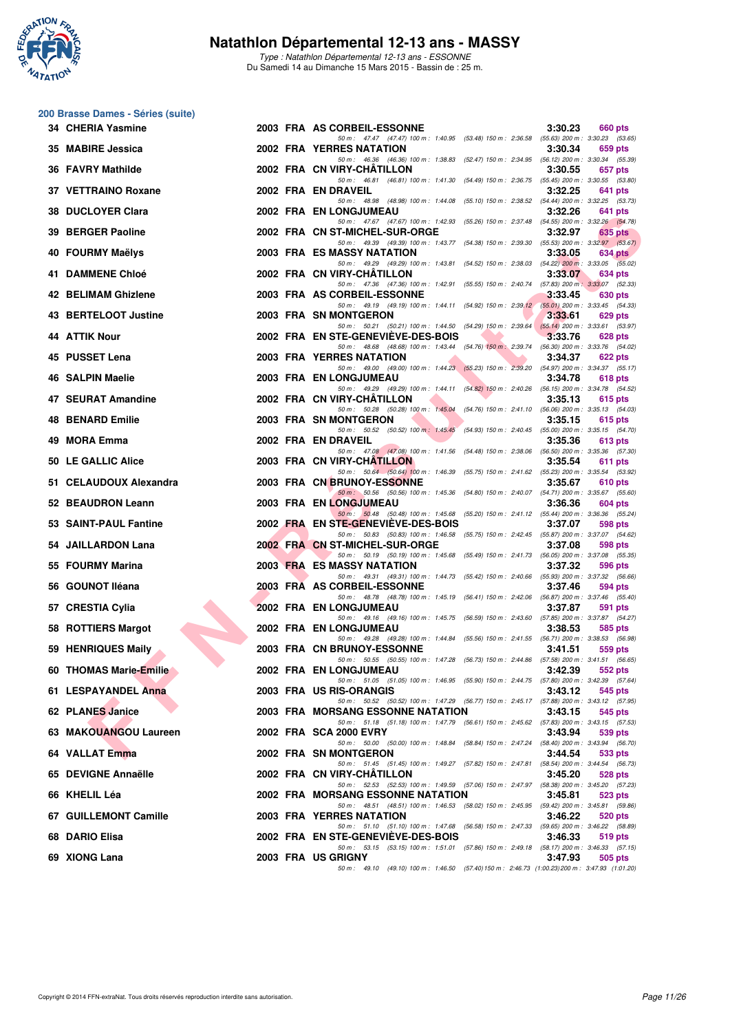# Natathlon Départemental 12-13 ans - MASSY

*Type : Natathlon Départemental 12-13 ans - ESSONNE*
Du Samedi 14 au Dimanche 15 Mars 2015 - Bassin de : 25 m.

## 200 Brasse Dames - Séries (suite)

| Rang | Nom | Année | Nat. | Club | Temps | Points |
|---|---|---|---|---|---|---|
| 34 | CHERIA Yasmine | 2003 | FRA | AS CORBEIL-ESSONNE | 3:30.23 | 660 pts |
| | 50 m : 47.47 (47.47) 100 m : 1:40.95 (53.48) 150 m : 2:36.58 (55.63) 200 m : 3:30.23 (53.65) | | | | | |
| 35 | MABIRE Jessica | 2002 | FRA | YERRES NATATION | 3:30.34 | 659 pts |
| | 50 m : 46.36 (46.36) 100 m : 1:38.83 (52.47) 150 m : 2:34.95 (56.12) 200 m : 3:30.34 (55.39) | | | | | |
| 36 | FAVRY Mathilde | 2002 | FRA | CN VIRY-CHÂTILLON | 3:30.55 | 657 pts |
| | 50 m : 46.81 (46.81) 100 m : 1:41.30 (54.49) 150 m : 2:36.75 (55.45) 200 m : 3:30.55 (53.80) | | | | | |
| 37 | VETTRAINO Roxane | 2002 | FRA | EN DRAVEIL | 3:32.25 | 641 pts |
| | 50 m : 48.98 (48.98) 100 m : 1:44.08 (55.10) 150 m : 2:38.52 (54.44) 200 m : 3:32.25 (53.73) | | | | | |
| 38 | DUCLOYER Clara | 2002 | FRA | EN LONGJUMEAU | 3:32.26 | 641 pts |
| | 50 m : 47.67 (47.67) 100 m : 1:42.93 (55.26) 150 m : 2:37.48 (54.55) 200 m : 3:32.26 (54.78) | | | | | |
| 39 | BERGER Paoline | 2002 | FRA | CN ST-MICHEL-SUR-ORGE | 3:32.97 | 635 pts |
| | 50 m : 49.39 (49.39) 100 m : 1:43.77 (54.38) 150 m : 2:39.30 (55.53) 200 m : 3:32.97 (53.67) | | | | | |
| 40 | FOURMY Maëlys | 2003 | FRA | ES MASSY NATATION | 3:33.05 | 634 pts |
| | 50 m : 49.29 (49.29) 100 m : 1:43.81 (54.52) 150 m : 2:38.03 (54.22) 200 m : 3:33.05 (55.02) | | | | | |
| 41 | DAMMENE Chloé | 2002 | FRA | CN VIRY-CHÂTILLON | 3:33.07 | 634 pts |
| | 50 m : 47.36 (47.36) 100 m : 1:42.91 (55.55) 150 m : 2:40.74 (57.83) 200 m : 3:33.07 (52.33) | | | | | |
| 42 | BELIMAM Ghizlene | 2003 | FRA | AS CORBEIL-ESSONNE | 3:33.45 | 630 pts |
| | 50 m : 49.19 (49.19) 100 m : 1:44.11 (54.92) 150 m : 2:39.12 (55.01) 200 m : 3:33.45 (54.33) | | | | | |
| 43 | BERTELOOT Justine | 2003 | FRA | SN MONTGERON | 3:33.61 | 629 pts |
| | 50 m : 50.21 (50.21) 100 m : 1:44.50 (54.29) 150 m : 2:39.64 (55.14) 200 m : 3:33.61 (53.97) | | | | | |
| 44 | ATTIK Nour | 2002 | FRA | EN STE-GENEVIÈVE-DES-BOIS | 3:33.76 | 628 pts |
| | 50 m : 48.68 (48.68) 100 m : 1:43.44 (54.76) 150 m : 2:39.74 (56.30) 200 m : 3:33.76 (54.02) | | | | | |
| 45 | PUSSET Lena | 2003 | FRA | YERRES NATATION | 3:34.37 | 622 pts |
| | 50 m : 49.00 (49.00) 100 m : 1:44.23 (55.23) 150 m : 2:39.20 (54.97) 200 m : 3:34.37 (55.17) | | | | | |
| 46 | SALPIN Maelie | 2003 | FRA | EN LONGJUMEAU | 3:34.78 | 618 pts |
| | 50 m : 49.29 (49.29) 100 m : 1:44.11 (54.82) 150 m : 2:40.26 (56.15) 200 m : 3:34.78 (54.52) | | | | | |
| 47 | SEURAT Amandine | 2002 | FRA | CN VIRY-CHÂTILLON | 3:35.13 | 615 pts |
| | 50 m : 50.28 (50.28) 100 m : 1:45.04 (54.76) 150 m : 2:41.10 (56.06) 200 m : 3:35.13 (54.03) | | | | | |
| 48 | BENARD Emilie | 2003 | FRA | SN MONTGERON | 3:35.15 | 615 pts |
| | 50 m : 50.52 (50.52) 100 m : 1:45.45 (54.93) 150 m : 2:40.45 (55.00) 200 m : 3:35.15 (54.70) | | | | | |
| 49 | MORA Emma | 2002 | FRA | EN DRAVEIL | 3:35.36 | 613 pts |
| | 50 m : 47.08 (47.08) 100 m : 1:41.56 (54.48) 150 m : 2:38.06 (56.50) 200 m : 3:35.36 (57.30) | | | | | |
| 50 | LE GALLIC Alice | 2003 | FRA | CN VIRY-CHÂTILLON | 3:35.54 | 611 pts |
| | 50 m : 50.64 (50.64) 100 m : 1:46.39 (55.75) 150 m : 2:41.62 (55.23) 200 m : 3:35.54 (53.92) | | | | | |
| 51 | CELAUDOUX Alexandra | 2003 | FRA | CN BRUNOY-ESSONNE | 3:35.67 | 610 pts |
| | 50 m : 50.56 (50.56) 100 m : 1:45.36 (54.80) 150 m : 2:40.07 (54.71) 200 m : 3:35.67 (55.60) | | | | | |
| 52 | BEAUDRON Leann | 2003 | FRA | EN LONGJUMEAU | 3:36.36 | 604 pts |
| | 50 m : 50.48 (50.48) 100 m : 1:45.68 (55.20) 150 m : 2:41.12 (55.44) 200 m : 3:36.36 (55.24) | | | | | |
| 53 | SAINT-PAUL Fantine | 2002 | FRA | EN STE-GENEVIÈVE-DES-BOIS | 3:37.07 | 598 pts |
| | 50 m : 50.83 (50.83) 100 m : 1:46.58 (55.75) 150 m : 2:42.45 (55.87) 200 m : 3:37.07 (54.62) | | | | | |
| 54 | JAILLARDON Lana | 2002 | FRA | CN ST-MICHEL-SUR-ORGE | 3:37.08 | 598 pts |
| | 50 m : 50.19 (50.19) 100 m : 1:45.68 (55.49) 150 m : 2:41.73 (56.05) 200 m : 3:37.08 (55.35) | | | | | |
| 55 | FOURMY Marina | 2003 | FRA | ES MASSY NATATION | 3:37.32 | 596 pts |
| | 50 m : 49.31 (49.31) 100 m : 1:44.73 (55.42) 150 m : 2:40.66 (55.93) 200 m : 3:37.32 (56.66) | | | | | |
| 56 | GOUNOT Iléana | 2003 | FRA | AS CORBEIL-ESSONNE | 3:37.46 | 594 pts |
| | 50 m : 48.78 (48.78) 100 m : 1:45.19 (56.41) 150 m : 2:42.06 (56.87) 200 m : 3:37.46 (55.40) | | | | | |
| 57 | CRESTIA Cylia | 2002 | FRA | EN LONGJUMEAU | 3:37.87 | 591 pts |
| | 50 m : 49.16 (49.16) 100 m : 1:45.75 (56.59) 150 m : 2:43.60 (57.85) 200 m : 3:37.87 (54.27) | | | | | |
| 58 | ROTTIERS Margot | 2002 | FRA | EN LONGJUMEAU | 3:38.53 | 585 pts |
| | 50 m : 49.28 (49.28) 100 m : 1:44.84 (55.56) 150 m : 2:41.55 (56.71) 200 m : 3:38.53 (56.98) | | | | | |
| 59 | HENRIQUES Maily | 2003 | FRA | CN BRUNOY-ESSONNE | 3:41.51 | 559 pts |
| | 50 m : 50.55 (50.55) 100 m : 1:47.28 (56.73) 150 m : 2:44.86 (57.58) 200 m : 3:41.51 (56.65) | | | | | |
| 60 | THOMAS Marie-Emilie | 2002 | FRA | EN LONGJUMEAU | 3:42.39 | 552 pts |
| | 50 m : 51.05 (51.05) 100 m : 1:46.95 (55.90) 150 m : 2:44.75 (57.80) 200 m : 3:42.39 (57.64) | | | | | |
| 61 | LESPAYANDEL Anna | 2003 | FRA | US RIS-ORANGIS | 3:43.12 | 545 pts |
| | 50 m : 50.52 (50.52) 100 m : 1:47.29 (56.77) 150 m : 2:45.17 (57.88) 200 m : 3:43.12 (57.95) | | | | | |
| 62 | PLANES Janice | 2003 | FRA | MORSANG ESSONNE NATATION | 3:43.15 | 545 pts |
| | 50 m : 51.18 (51.18) 100 m : 1:47.79 (56.61) 150 m : 2:45.62 (57.83) 200 m : 3:43.15 (57.53) | | | | | |
| 63 | MAKOUANGOU Laureen | 2002 | FRA | SCA 2000 EVRY | 3:43.94 | 539 pts |
| | 50 m : 50.00 (50.00) 100 m : 1:48.84 (58.84) 150 m : 2:47.24 (58.40) 200 m : 3:43.94 (56.70) | | | | | |
| 64 | VALLAT Emma | 2002 | FRA | SN MONTGERON | 3:44.54 | 533 pts |
| | 50 m : 51.45 (51.45) 100 m : 1:49.27 (57.82) 150 m : 2:47.81 (58.54) 200 m : 3:44.54 (56.73) | | | | | |
| 65 | DEVIGNE Annaëlle | 2003 | FRA | CN VIRY-CHÂTILLON | 3:45.20 | 528 pts |
| | 50 m : 52.53 (52.53) 100 m : 1:49.59 (57.06) 150 m : 2:47.97 (58.38) 200 m : 3:45.20 (57.23) | | | | | |
| 66 | KHELIL Léa | 2002 | FRA | MORSANG ESSONNE NATATION | 3:45.81 | 523 pts |
| | 50 m : 48.51 (48.51) 100 m : 1:46.53 (58.02) 150 m : 2:45.95 (59.42) 200 m : 3:45.81 (59.86) | | | | | |
| 67 | GUILLEMONT Camille | 2003 | FRA | YERRES NATATION | 3:46.22 | 520 pts |
| | 50 m : 51.10 (51.10) 100 m : 1:47.68 (56.58) 150 m : 2:47.33 (59.65) 200 m : 3:46.22 (58.89) | | | | | |
| 68 | DARIO Elisa | 2002 | FRA | EN STE-GENEVIÈVE-DES-BOIS | 3:46.33 | 519 pts |
| | 50 m : 53.15 (53.15) 100 m : 1:51.01 (57.86) 150 m : 2:49.18 (58.17) 200 m : 3:46.33 (57.15) | | | | | |
| 69 | XIONG Lana | 2003 | FRA | US GRIGNY | 3:47.93 | 505 pts |
| | 50 m : 49.10 (49.10) 100 m : 1:46.50 (57.40) 150 m : 2:46.73 (1:00.23) 200 m : 3:47.93 (1:01.20) | | | | | |

Copyright © 2014 FFN-extraNat. Tous droits réservés reproduction interdite sans autorisation.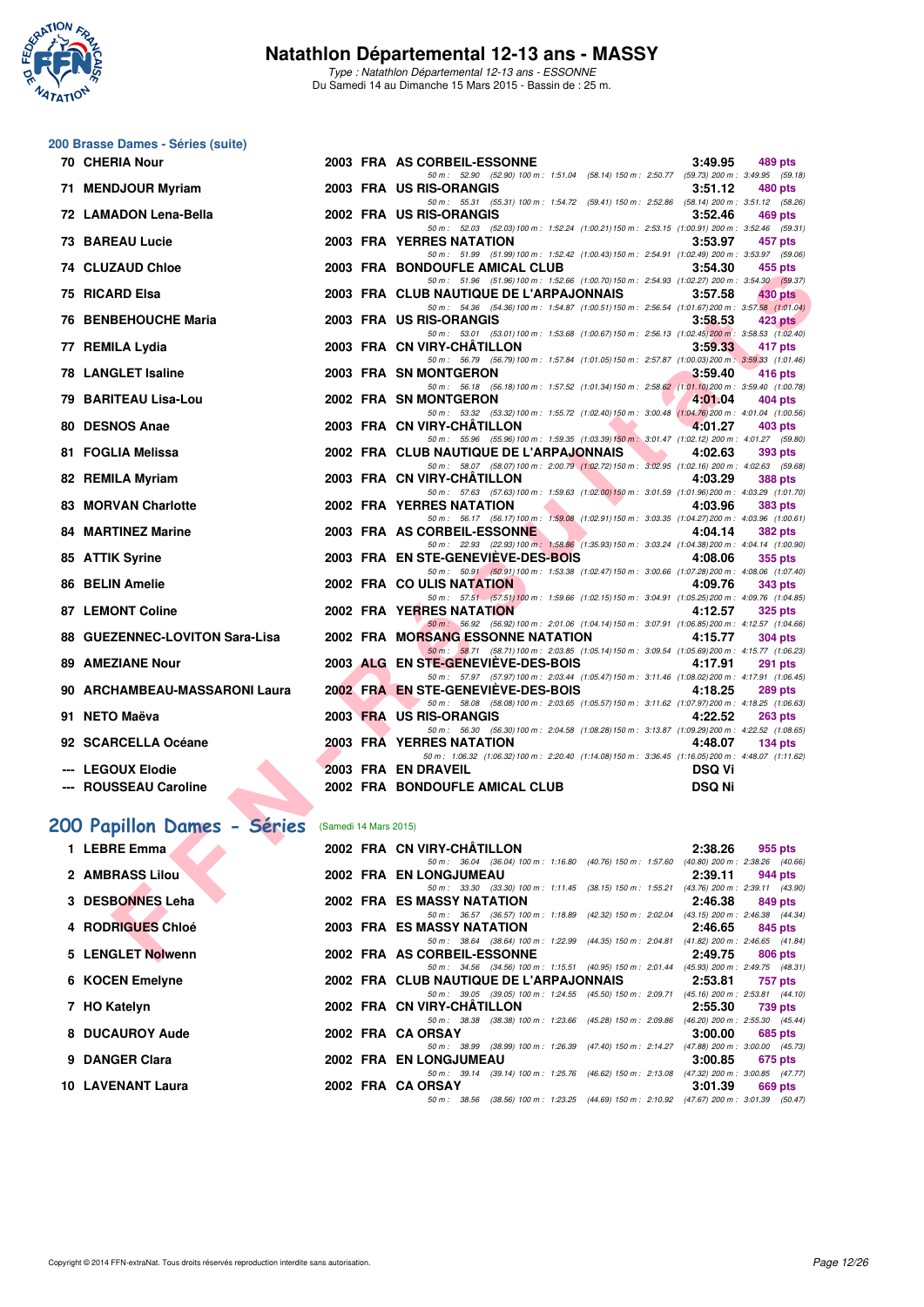# Natathlon Départemental 12-13 ans - MASSY

*Type : Natathlon Départemental 12-13 ans - ESSONNE*
Du Samedi 14 au Dimanche 15 Mars 2015 - Bassin de : 25 m.

## 200 Brasse Dames - Séries (suite)

| Rang | Nom | Année | Nat | Club | Temps | Points |
|---|---|---|---|---|---|---|
| 70 | CHERIA Nour | 2003 | FRA | AS CORBEIL-ESSONNE | 3:49.95 | 489 pts |
| | 50 m : 52.90 (52.90) 100 m : 1:51.04 (58.14) 150 m : 2:50.77 (59.73) 200 m : 3:49.95 (59.18) | | | | | |
| 71 | MENDJOUR Myriam | 2003 | FRA | US RIS-ORANGIS | 3:51.12 | 480 pts |
| | 50 m : 55.31 (55.31) 100 m : 1:54.72 (59.41) 150 m : 2:52.86 (58.14) 200 m : 3:51.12 (58.26) | | | | | |
| 72 | LAMADON Lena-Bella | 2002 | FRA | US RIS-ORANGIS | 3:52.46 | 469 pts |
| | 50 m : 52.03 (52.03) 100 m : 1:52.24 (1:00.21) 150 m : 2:53.15 (1:00.91) 200 m : 3:52.46 (59.31) | | | | | |
| 73 | BAREAU Lucie | 2003 | FRA | YERRES NATATION | 3:53.97 | 457 pts |
| | 50 m : 51.99 (51.99) 100 m : 1:52.42 (1:00.43) 150 m : 2:54.91 (1:02.49) 200 m : 3:53.97 (59.06) | | | | | |
| 74 | CLUZAUD Chloe | 2003 | FRA | BONDOUFLE AMICAL CLUB | 3:54.30 | 455 pts |
| | 50 m : 51.96 (51.96) 100 m : 1:52.66 (1:00.70) 150 m : 2:54.93 (1:02.27) 200 m : 3:54.30 (59.37) | | | | | |
| 75 | RICARD Elsa | 2003 | FRA | CLUB NAUTIQUE DE L'ARPAJONNAIS | 3:57.58 | 430 pts |
| | 50 m : 54.36 (54.36) 100 m : 1:54.87 (1:00.51) 150 m : 2:56.54 (1:01.67) 200 m : 3:57.58 (1:01.04) | | | | | |
| 76 | BENBEHOUCHE Maria | 2003 | FRA | US RIS-ORANGIS | 3:58.53 | 423 pts |
| | 50 m : 53.01 (53.01) 100 m : 1:53.68 (1:00.67) 150 m : 2:56.13 (1:02.45) 200 m : 3:58.53 (1:02.40) | | | | | |
| 77 | REMILA Lydia | 2003 | FRA | CN VIRY-CHÂTILLON | 3:59.33 | 417 pts |
| | 50 m : 56.79 (56.79) 100 m : 1:57.84 (1:01.05) 150 m : 2:57.87 (1:00.03) 200 m : 3:59.33 (1:01.46) | | | | | |
| 78 | LANGLET Isaline | 2003 | FRA | SN MONTGERON | 3:59.40 | 416 pts |
| | 50 m : 56.18 (56.18) 100 m : 1:57.52 (1:01.34) 150 m : 2:58.62 (1:01.10) 200 m : 3:59.40 (1:00.78) | | | | | |
| 79 | BARITEAU Lisa-Lou | 2002 | FRA | SN MONTGERON | 4:01.04 | 404 pts |
| | 50 m : 53.32 (53.32) 100 m : 1:55.72 (1:02.40) 150 m : 3:00.48 (1:04.76) 200 m : 4:01.04 (1:00.56) | | | | | |
| 80 | DESNOS Anae | 2003 | FRA | CN VIRY-CHÂTILLON | 4:01.27 | 403 pts |
| | 50 m : 55.96 (55.96) 100 m : 1:59.35 (1:03.39) 150 m : 3:01.47 (1:02.12) 200 m : 4:01.27 (59.80) | | | | | |
| 81 | FOGLIA Melissa | 2002 | FRA | CLUB NAUTIQUE DE L'ARPAJONNAIS | 4:02.63 | 393 pts |
| | 50 m : 58.07 (58.07) 100 m : 2:00.79 (1:02.72) 150 m : 3:02.95 (1:02.16) 200 m : 4:02.63 (59.68) | | | | | |
| 82 | REMILA Myriam | 2003 | FRA | CN VIRY-CHÂTILLON | 4:03.29 | 388 pts |
| | 50 m : 57.63 (57.63) 100 m : 1:59.63 (1:02.00) 150 m : 3:01.59 (1:01.96) 200 m : 4:03.29 (1:01.70) | | | | | |
| 83 | MORVAN Charlotte | 2002 | FRA | YERRES NATATION | 4:03.96 | 383 pts |
| | 50 m : 56.17 (56.17) 100 m : 1:59.08 (1:02.91) 150 m : 3:03.35 (1:04.27) 200 m : 4:03.96 (1:00.61) | | | | | |
| 84 | MARTINEZ Marine | 2003 | FRA | AS CORBEIL-ESSONNE | 4:04.14 | 382 pts |
| | 50 m : 22.93 (22.93) 100 m : 1:58.86 (1:35.93) 150 m : 3:03.24 (1:04.38) 200 m : 4:04.14 (1:00.90) | | | | | |
| 85 | ATTIK Syrine | 2003 | FRA | EN STE-GENEVIÈVE-DES-BOIS | 4:08.06 | 355 pts |
| | 50 m : 50.91 (50.91) 100 m : 1:53.38 (1:02.47) 150 m : 3:00.66 (1:07.28) 200 m : 4:08.06 (1:07.40) | | | | | |
| 86 | BELIN Amelie | 2002 | FRA | CO ULIS NATATION | 4:09.76 | 343 pts |
| | 50 m : 57.51 (57.51) 100 m : 1:59.66 (1:02.15) 150 m : 3:04.91 (1:05.25) 200 m : 4:09.76 (1:04.85) | | | | | |
| 87 | LEMONT Coline | 2002 | FRA | YERRES NATATION | 4:12.57 | 325 pts |
| | 50 m : 56.92 (56.92) 100 m : 2:01.06 (1:04.14) 150 m : 3:07.91 (1:06.85) 200 m : 4:12.57 (1:04.66) | | | | | |
| 88 | GUEZENNEC-LOVITON Sara-Lisa | 2002 | FRA | MORSANG ESSONNE NATATION | 4:15.77 | 304 pts |
| | 50 m : 58.71 (58.71) 100 m : 2:03.85 (1:05.14) 150 m : 3:09.54 (1:05.69) 200 m : 4:15.77 (1:06.23) | | | | | |
| 89 | AMEZIANE Nour | 2003 | ALG | EN STE-GENEVIÈVE-DES-BOIS | 4:17.91 | 291 pts |
| | 50 m : 57.97 (57.97) 100 m : 2:03.44 (1:05.47) 150 m : 3:11.46 (1:08.02) 200 m : 4:17.91 (1:06.45) | | | | | |
| 90 | ARCHAMBEAU-MASSARONI Laura | 2002 | FRA | EN STE-GENEVIÈVE-DES-BOIS | 4:18.25 | 289 pts |
| | 50 m : 58.08 (58.08) 100 m : 2:03.65 (1:05.57) 150 m : 3:11.62 (1:07.97) 200 m : 4:18.25 (1:06.63) | | | | | |
| 91 | NETO Maëva | 2003 | FRA | US RIS-ORANGIS | 4:22.52 | 263 pts |
| | 50 m : 56.30 (56.30) 100 m : 2:04.58 (1:08.28) 150 m : 3:13.87 (1:09.29) 200 m : 4:22.52 (1:08.65) | | | | | |
| 92 | SCARCELLA Océane | 2003 | FRA | YERRES NATATION | 4:48.07 | 134 pts |
| | 50 m : 1:06.32 (1:06.32) 100 m : 2:20.40 (1:14.08) 150 m : 3:36.45 (1:16.05) 200 m : 4:48.07 (1:11.62) | | | | | |
| --- | LEGOUX Elodie | 2003 | FRA | EN DRAVEIL | DSQ Vi | |
| --- | ROUSSEAU Caroline | 2002 | FRA | BONDOUFLE AMICAL CLUB | DSQ Ni | |

## 200 Papillon Dames - Séries (Samedi 14 Mars 2015)

| Rang | Nom | Année | Nat | Club | Temps | Points |
|---|---|---|---|---|---|---|
| 1 | LEBRE Emma | 2002 | FRA | CN VIRY-CHÂTILLON | 2:38.26 | 955 pts |
| | 50 m : 36.04 (36.04) 100 m : 1:16.80 (40.76) 150 m : 1:57.60 (40.80) 200 m : 2:38.26 (40.66) | | | | | |
| 2 | AMBRASS Lilou | 2002 | FRA | EN LONGJUMEAU | 2:39.11 | 944 pts |
| | 50 m : 33.30 (33.30) 100 m : 1:11.45 (38.15) 150 m : 1:55.21 (43.76) 200 m : 2:39.11 (43.90) | | | | | |
| 3 | DESBONNES Leha | 2002 | FRA | ES MASSY NATATION | 2:46.38 | 849 pts |
| | 50 m : 36.57 (36.57) 100 m : 1:18.89 (42.32) 150 m : 2:02.04 (43.15) 200 m : 2:46.38 (44.34) | | | | | |
| 4 | RODRIGUES Chloé | 2003 | FRA | ES MASSY NATATION | 2:46.65 | 845 pts |
| | 50 m : 38.64 (38.64) 100 m : 1:22.99 (44.35) 150 m : 2:04.81 (41.82) 200 m : 2:46.65 (41.84) | | | | | |
| 5 | LENGLET Nolwenn | 2002 | FRA | AS CORBEIL-ESSONNE | 2:49.75 | 806 pts |
| | 50 m : 34.56 (34.56) 100 m : 1:15.51 (40.95) 150 m : 2:01.44 (45.93) 200 m : 2:49.75 (48.31) | | | | | |
| 6 | KOCEN Emelyne | 2002 | FRA | CLUB NAUTIQUE DE L'ARPAJONNAIS | 2:53.81 | 757 pts |
| | 50 m : 39.05 (39.05) 100 m : 1:24.55 (45.50) 150 m : 2:09.71 (45.16) 200 m : 2:53.81 (44.10) | | | | | |
| 7 | HO Katelyn | 2002 | FRA | CN VIRY-CHÂTILLON | 2:55.30 | 739 pts |
| | 50 m : 38.38 (38.38) 100 m : 1:23.66 (45.28) 150 m : 2:09.86 (46.20) 200 m : 2:55.30 (45.44) | | | | | |
| 8 | DUCAUROY Aude | 2002 | FRA | CA ORSAY | 3:00.00 | 685 pts |
| | 50 m : 38.99 (38.99) 100 m : 1:26.39 (47.40) 150 m : 2:14.27 (47.88) 200 m : 3:00.00 (45.73) | | | | | |
| 9 | DANGER Clara | 2002 | FRA | EN LONGJUMEAU | 3:00.85 | 675 pts |
| | 50 m : 39.14 (39.14) 100 m : 1:25.76 (46.62) 150 m : 2:13.08 (47.32) 200 m : 3:00.85 (47.77) | | | | | |
| 10 | LAVENANT Laura | 2002 | FRA | CA ORSAY | 3:01.39 | 669 pts |
| | 50 m : 38.56 (38.56) 100 m : 1:23.25 (44.69) 150 m : 2:10.92 (47.67) 200 m : 3:01.39 (50.47) | | | | | |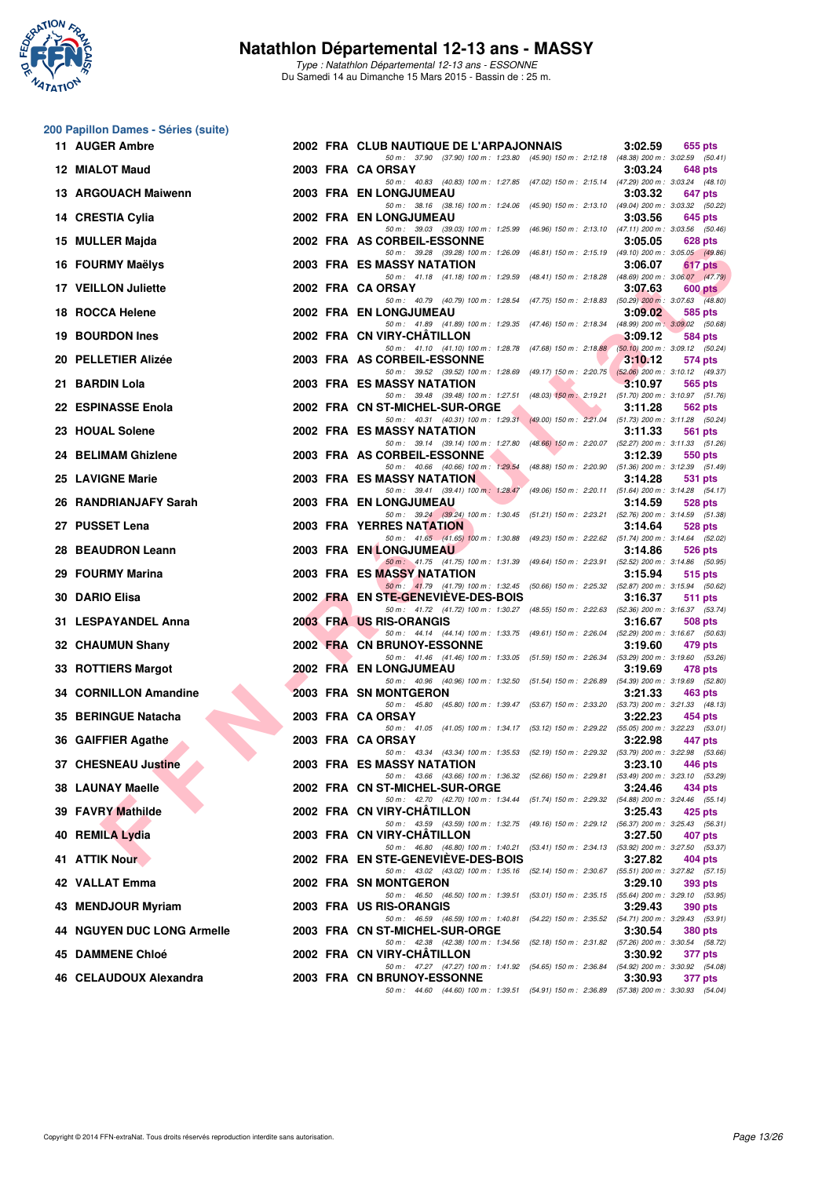# Natathlon Départemental 12-13 ans - MASSY

*Type : Natathlon Départemental 12-13 ans - ESSONNE*

Du Samedi 14 au Dimanche 15 Mars 2015 - Bassin de : 25 m.

## 200 Papillon Dames - Séries (suite)

| Rang | Nom | Année | Nat. | Club | Temps | Points |
|---|---|---|---|---|---|---|
| 11 | AUGER Ambre | 2002 | FRA | CLUB NAUTIQUE DE L'ARPAJONNAIS | 3:02.59 | 655 pts |
| | 50 m : 37.90 (37.90) 100 m : 1:23.80 (45.90) 150 m : 2:12.18 (48.38) 200 m : 3:02.59 (50.41) | | | | | |
| 12 | MIALOT Maud | 2003 | FRA | CA ORSAY | 3:03.24 | 648 pts |
| | 50 m : 40.83 (40.83) 100 m : 1:27.85 (47.02) 150 m : 2:15.14 (47.29) 200 m : 3:03.24 (48.10) | | | | | |
| 13 | ARGOUACH Maiwenn | 2003 | FRA | EN LONGJUMEAU | 3:03.32 | 647 pts |
| | 50 m : 38.16 (38.16) 100 m : 1:24.06 (45.90) 150 m : 2:13.10 (49.04) 200 m : 3:03.32 (50.22) | | | | | |
| 14 | CRESTIA Cylia | 2002 | FRA | EN LONGJUMEAU | 3:03.56 | 645 pts |
| | 50 m : 39.03 (39.03) 100 m : 1:25.99 (46.96) 150 m : 2:13.10 (47.11) 200 m : 3:03.56 (50.46) | | | | | |
| 15 | MULLER Majda | 2002 | FRA | AS CORBEIL-ESSONNE | 3:05.05 | 628 pts |
| | 50 m : 39.28 (39.28) 100 m : 1:26.09 (46.81) 150 m : 2:15.19 (49.10) 200 m : 3:05.05 (49.86) | | | | | |
| 16 | FOURMY Maëlys | 2003 | FRA | ES MASSY NATATION | 3:06.07 | 617 pts |
| | 50 m : 41.18 (41.18) 100 m : 1:29.59 (48.41) 150 m : 2:18.28 (48.69) 200 m : 3:06.07 (47.79) | | | | | |
| 17 | VEILLON Juliette | 2002 | FRA | CA ORSAY | 3:07.63 | 600 pts |
| | 50 m : 40.79 (40.79) 100 m : 1:28.54 (47.75) 150 m : 2:18.83 (50.29) 200 m : 3:07.63 (48.80) | | | | | |
| 18 | ROCCA Helene | 2002 | FRA | EN LONGJUMEAU | 3:09.02 | 585 pts |
| | 50 m : 41.89 (41.89) 100 m : 1:29.35 (47.46) 150 m : 2:18.34 (48.99) 200 m : 3:09.02 (50.68) | | | | | |
| 19 | BOURDON Ines | 2002 | FRA | CN VIRY-CHÂTILLON | 3:09.12 | 584 pts |
| | 50 m : 41.10 (41.10) 100 m : 1:28.78 (47.68) 150 m : 2:18.88 (50.10) 200 m : 3:09.12 (50.24) | | | | | |
| 20 | PELLETIER Alizée | 2003 | FRA | AS CORBEIL-ESSONNE | 3:10.12 | 574 pts |
| | 50 m : 39.52 (39.52) 100 m : 1:28.69 (49.17) 150 m : 2:20.75 (52.06) 200 m : 3:10.12 (49.37) | | | | | |
| 21 | BARDIN Lola | 2003 | FRA | ES MASSY NATATION | 3:10.97 | 565 pts |
| | 50 m : 39.48 (39.48) 100 m : 1:27.51 (48.03) 150 m : 2:19.21 (51.70) 200 m : 3:10.97 (51.76) | | | | | |
| 22 | ESPINASSE Enola | 2002 | FRA | CN ST-MICHEL-SUR-ORGE | 3:11.28 | 562 pts |
| | 50 m : 40.31 (40.31) 100 m : 1:29.31 (49.00) 150 m : 2:21.04 (51.73) 200 m : 3:11.28 (50.24) | | | | | |
| 23 | HOUAL Solene | 2002 | FRA | ES MASSY NATATION | 3:11.33 | 561 pts |
| | 50 m : 39.14 (39.14) 100 m : 1:27.80 (48.66) 150 m : 2:20.07 (52.27) 200 m : 3:11.33 (51.26) | | | | | |
| 24 | BELIMAM Ghizlene | 2003 | FRA | AS CORBEIL-ESSONNE | 3:12.39 | 550 pts |
| | 50 m : 40.66 (40.66) 100 m : 1:29.54 (48.88) 150 m : 2:20.90 (51.36) 200 m : 3:12.39 (51.49) | | | | | |
| 25 | LAVIGNE Marie | 2003 | FRA | ES MASSY NATATION | 3:14.28 | 531 pts |
| | 50 m : 39.41 (39.41) 100 m : 1:28.47 (49.06) 150 m : 2:20.11 (51.64) 200 m : 3:14.28 (54.17) | | | | | |
| 26 | RANDRIANJAFY Sarah | 2003 | FRA | EN LONGJUMEAU | 3:14.59 | 528 pts |
| | 50 m : 39.24 (39.24) 100 m : 1:30.45 (51.21) 150 m : 2:23.21 (52.76) 200 m : 3:14.59 (51.38) | | | | | |
| 27 | PUSSET Lena | 2003 | FRA | YERRES NATATION | 3:14.64 | 528 pts |
| | 50 m : 41.65 (41.65) 100 m : 1:30.88 (49.23) 150 m : 2:22.62 (51.74) 200 m : 3:14.64 (52.02) | | | | | |
| 28 | BEAUDRON Leann | 2002 | FRA | EN LONGJUMEAU | 3:14.86 | 526 pts |
| | 50 m : 41.75 (41.75) 100 m : 1:31.39 (49.64) 150 m : 2:23.91 (52.52) 200 m : 3:14.86 (50.95) | | | | | |
| 29 | FOURMY Marina | 2003 | FRA | ES MASSY NATATION | 3:15.94 | 515 pts |
| | 50 m : 41.79 (41.79) 100 m : 1:32.45 (50.66) 150 m : 2:25.32 (52.87) 200 m : 3:15.94 (50.62) | | | | | |
| 30 | DARIO Elisa | 2002 | FRA | EN STE-GENEVIÈVE-DES-BOIS | 3:16.37 | 511 pts |
| | 50 m : 41.72 (41.72) 100 m : 1:30.27 (48.55) 150 m : 2:22.63 (52.36) 200 m : 3:16.37 (53.74) | | | | | |
| 31 | LESPAYANDEL Anna | 2003 | FRA | US RIS-ORANGIS | 3:16.67 | 508 pts |
| | 50 m : 44.14 (44.14) 100 m : 1:33.75 (49.61) 150 m : 2:26.04 (52.29) 200 m : 3:16.67 (50.63) | | | | | |
| 32 | CHAUMUN Shany | 2002 | FRA | CN BRUNOY-ESSONNE | 3:19.60 | 479 pts |
| | 50 m : 41.46 (41.46) 100 m : 1:33.05 (51.59) 150 m : 2:26.34 (53.29) 200 m : 3:19.60 (53.26) | | | | | |
| 33 | ROTTIERS Margot | 2002 | FRA | EN LONGJUMEAU | 3:19.69 | 478 pts |
| | 50 m : 40.96 (40.96) 100 m : 1:32.50 (51.54) 150 m : 2:26.89 (54.39) 200 m : 3:19.69 (52.80) | | | | | |
| 34 | CORNILLON Amandine | 2003 | FRA | SN MONTGERON | 3:21.33 | 463 pts |
| | 50 m : 45.80 (45.80) 100 m : 1:39.47 (53.67) 150 m : 2:33.20 (53.73) 200 m : 3:21.33 (48.13) | | | | | |
| 35 | BERINGUE Natacha | 2003 | FRA | CA ORSAY | 3:22.23 | 454 pts |
| | 50 m : 41.05 (41.05) 100 m : 1:34.17 (53.12) 150 m : 2:29.22 (55.05) 200 m : 3:22.23 (53.01) | | | | | |
| 36 | GAIFFIER Agathe | 2003 | FRA | CA ORSAY | 3:22.98 | 447 pts |
| | 50 m : 43.34 (43.34) 100 m : 1:35.53 (52.19) 150 m : 2:29.32 (53.79) 200 m : 3:22.98 (53.66) | | | | | |
| 37 | CHESNEAU Justine | 2003 | FRA | ES MASSY NATATION | 3:23.10 | 446 pts |
| | 50 m : 43.66 (43.66) 100 m : 1:36.32 (52.66) 150 m : 2:29.81 (53.49) 200 m : 3:23.10 (53.29) | | | | | |
| 38 | LAUNAY Maelle | 2002 | FRA | CN ST-MICHEL-SUR-ORGE | 3:24.46 | 434 pts |
| | 50 m : 42.70 (42.70) 100 m : 1:34.44 (51.74) 150 m : 2:29.32 (54.88) 200 m : 3:24.46 (55.14) | | | | | |
| 39 | FAVRY Mathilde | 2002 | FRA | CN VIRY-CHÂTILLON | 3:25.43 | 425 pts |
| | 50 m : 43.59 (43.59) 100 m : 1:32.75 (49.16) 150 m : 2:29.12 (56.37) 200 m : 3:25.43 (56.31) | | | | | |
| 40 | REMILA Lydia | 2003 | FRA | CN VIRY-CHÂTILLON | 3:27.50 | 407 pts |
| | 50 m : 46.80 (46.80) 100 m : 1:40.21 (53.41) 150 m : 2:34.13 (53.92) 200 m : 3:27.50 (53.37) | | | | | |
| 41 | ATTIK Nour | 2002 | FRA | EN STE-GENEVIÈVE-DES-BOIS | 3:27.82 | 404 pts |
| | 50 m : 43.02 (43.02) 100 m : 1:35.16 (52.14) 150 m : 2:30.67 (55.51) 200 m : 3:27.82 (57.15) | | | | | |
| 42 | VALLAT Emma | 2002 | FRA | SN MONTGERON | 3:29.10 | 393 pts |
| | 50 m : 46.50 (46.50) 100 m : 1:39.51 (53.01) 150 m : 2:35.15 (55.64) 200 m : 3:29.10 (53.95) | | | | | |
| 43 | MENDJOUR Myriam | 2003 | FRA | US RIS-ORANGIS | 3:29.43 | 390 pts |
| | 50 m : 46.59 (46.59) 100 m : 1:40.81 (54.22) 150 m : 2:35.52 (54.71) 200 m : 3:29.43 (53.91) | | | | | |
| 44 | NGUYEN DUC LONG Armelle | 2003 | FRA | CN ST-MICHEL-SUR-ORGE | 3:30.54 | 380 pts |
| | 50 m : 42.38 (42.38) 100 m : 1:34.56 (52.18) 150 m : 2:31.82 (57.26) 200 m : 3:30.54 (58.72) | | | | | |
| 45 | DAMMENE Chloé | 2002 | FRA | CN VIRY-CHÂTILLON | 3:30.92 | 377 pts |
| | 50 m : 47.27 (47.27) 100 m : 1:41.92 (54.65) 150 m : 2:36.84 (54.92) 200 m : 3:30.92 (54.08) | | | | | |
| 46 | CELAUDOUX Alexandra | 2003 | FRA | CN BRUNOY-ESSONNE | 3:30.93 | 377 pts |
| | 50 m : 44.60 (44.60) 100 m : 1:39.51 (54.91) 150 m : 2:36.89 (57.38) 200 m : 3:30.93 (54.04) | | | | | |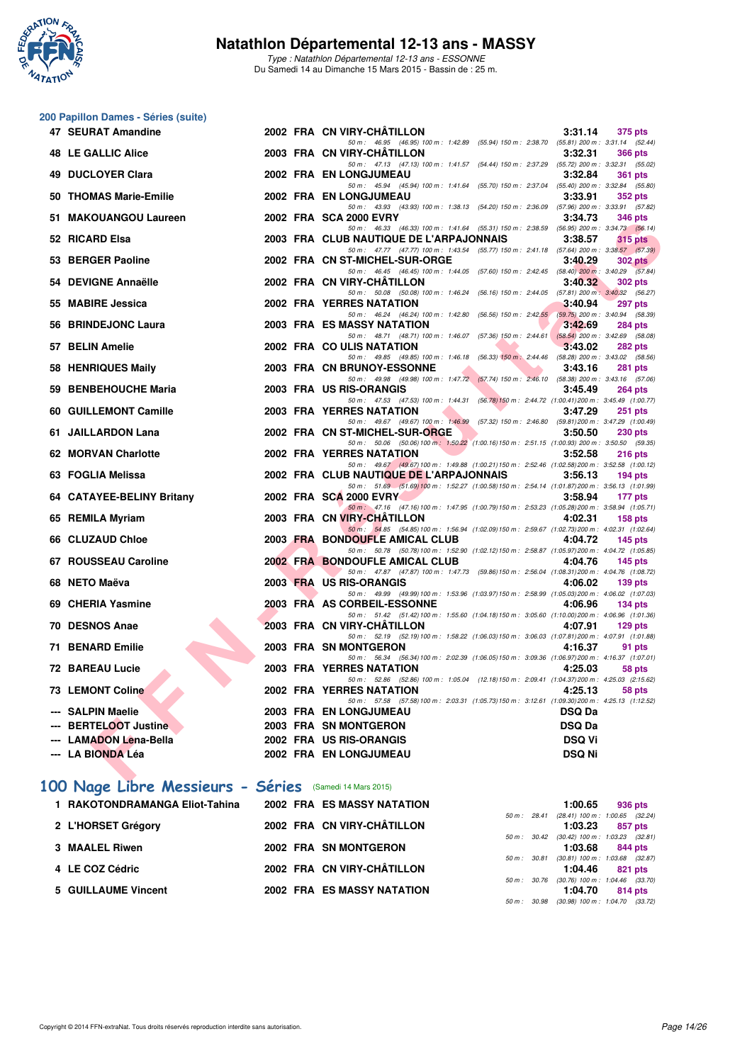## 200 Papillon Dames - Séries (suite)

| Rk | Nom | Année | Nat | Club | Temps | Points |
|---|---|---|---|---|---|---|
| 47 | SEURAT Amandine | 2002 | FRA | CN VIRY-CHÂTILLON | 3:31.14 | 375 pts |
| | 50 m : 46.95 (46.95) 100 m : 1:42.89 (55.94) 150 m : 2:38.70 (55.81) 200 m : 3:31.14 (52.44) | | | | | |
| 48 | LE GALLIC Alice | 2003 | FRA | CN VIRY-CHÂTILLON | 3:32.31 | 366 pts |
| | 50 m : 47.13 (47.13) 100 m : 1:41.57 (54.44) 150 m : 2:37.29 (55.72) 200 m : 3:32.31 (55.02) | | | | | |
| 49 | DUCLOYER Clara | 2002 | FRA | EN LONGJUMEAU | 3:32.84 | 361 pts |
| | 50 m : 45.94 (45.94) 100 m : 1:41.64 (55.70) 150 m : 2:37.04 (55.40) 200 m : 3:32.84 (55.80) | | | | | |
| 50 | THOMAS Marie-Emilie | 2002 | FRA | EN LONGJUMEAU | 3:33.91 | 352 pts |
| | 50 m : 43.93 (43.93) 100 m : 1:38.13 (54.20) 150 m : 2:36.09 (57.96) 200 m : 3:33.91 (57.82) | | | | | |
| 51 | MAKOUANGOU Laureen | 2002 | FRA | SCA 2000 EVRY | 3:34.73 | 346 pts |
| | 50 m : 46.33 (46.33) 100 m : 1:41.64 (55.31) 150 m : 2:38.59 (56.95) 200 m : 3:34.73 (56.14) | | | | | |
| 52 | RICARD Elsa | 2003 | FRA | CLUB NAUTIQUE DE L'ARPAJONNAIS | 3:38.57 | 315 pts |
| | 50 m : 47.77 (47.77) 100 m : 1:43.54 (55.77) 150 m : 2:41.18 (57.64) 200 m : 3:38.57 (57.39) | | | | | |
| 53 | BERGER Paoline | 2002 | FRA | CN ST-MICHEL-SUR-ORGE | 3:40.29 | 302 pts |
| | 50 m : 46.45 (46.45) 100 m : 1:44.05 (57.60) 150 m : 2:42.45 (58.40) 200 m : 3:40.29 (57.84) | | | | | |
| 54 | DEVIGNE Annaëlle | 2002 | FRA | CN VIRY-CHÂTILLON | 3:40.32 | 302 pts |
| | 50 m : 50.08 (50.08) 100 m : 1:46.24 (56.16) 150 m : 2:44.05 (57.81) 200 m : 3:40.32 (56.27) | | | | | |
| 55 | MABIRE Jessica | 2002 | FRA | YERRES NATATION | 3:40.94 | 297 pts |
| | 50 m : 46.24 (46.24) 100 m : 1:42.80 (56.56) 150 m : 2:42.55 (59.75) 200 m : 3:40.94 (58.39) | | | | | |
| 56 | BRINDEJONC Laura | 2003 | FRA | ES MASSY NATATION | 3:42.69 | 284 pts |
| | 50 m : 48.71 (48.71) 100 m : 1:46.07 (57.36) 150 m : 2:44.61 (58.54) 200 m : 3:42.69 (58.08) | | | | | |
| 57 | BELIN Amelie | 2002 | FRA | CO ULIS NATATION | 3:43.02 | 282 pts |
| | 50 m : 49.85 (49.85) 100 m : 1:46.18 (56.33) 150 m : 2:44.46 (58.28) 200 m : 3:43.02 (58.56) | | | | | |
| 58 | HENRIQUES Maily | 2003 | FRA | CN BRUNOY-ESSONNE | 3:43.16 | 281 pts |
| | 50 m : 49.98 (49.98) 100 m : 1:47.72 (57.74) 150 m : 2:46.10 (58.38) 200 m : 3:43.16 (57.06) | | | | | |
| 59 | BENBEHOUCHE Maria | 2003 | FRA | US RIS-ORANGIS | 3:45.49 | 264 pts |
| | 50 m : 47.53 (47.53) 100 m : 1:44.31 (56.78) 150 m : 2:44.72 (1:00.41) 200 m : 3:45.49 (1:00.77) | | | | | |
| 60 | GUILLEMONT Camille | 2003 | FRA | YERRES NATATION | 3:47.29 | 251 pts |
| | 50 m : 49.67 (49.67) 100 m : 1:46.99 (57.32) 150 m : 2:46.80 (59.81) 200 m : 3:47.29 (1:00.49) | | | | | |
| 61 | JAILLARDON Lana | 2002 | FRA | CN ST-MICHEL-SUR-ORGE | 3:50.50 | 230 pts |
| | 50 m : 50.06 (50.06) 100 m : 1:50.22 (1:00.16) 150 m : 2:51.15 (1:00.93) 200 m : 3:50.50 (59.35) | | | | | |
| 62 | MORVAN Charlotte | 2002 | FRA | YERRES NATATION | 3:52.58 | 216 pts |
| | 50 m : 49.67 (49.67) 100 m : 1:49.88 (1:00.21) 150 m : 2:52.46 (1:02.58) 200 m : 3:52.58 (1:00.12) | | | | | |
| 63 | FOGLIA Melissa | 2002 | FRA | CLUB NAUTIQUE DE L'ARPAJONNAIS | 3:56.13 | 194 pts |
| | 50 m : 51.69 (51.69) 100 m : 1:52.27 (1:00.58) 150 m : 2:54.14 (1:01.87) 200 m : 3:56.13 (1:01.99) | | | | | |
| 64 | CATAYEE-BELINY Britany | 2002 | FRA | SCA 2000 EVRY | 3:58.94 | 177 pts |
| | 50 m : 47.16 (47.16) 100 m : 1:47.95 (1:00.79) 150 m : 2:53.23 (1:05.28) 200 m : 3:58.94 (1:05.71) | | | | | |
| 65 | REMILA Myriam | 2003 | FRA | CN VIRY-CHÂTILLON | 4:02.31 | 158 pts |
| | 50 m : 54.85 (54.85) 100 m : 1:56.94 (1:02.09) 150 m : 2:59.67 (1:02.73) 200 m : 4:02.31 (1:02.64) | | | | | |
| 66 | CLUZAUD Chloe | 2003 | FRA | BONDOUFLE AMICAL CLUB | 4:04.72 | 145 pts |
| | 50 m : 50.78 (50.78) 100 m : 1:52.90 (1:02.12) 150 m : 2:58.87 (1:05.97) 200 m : 4:04.72 (1:05.85) | | | | | |
| 67 | ROUSSEAU Caroline | 2002 | FRA | BONDOUFLE AMICAL CLUB | 4:04.76 | 145 pts |
| | 50 m : 47.87 (47.87) 100 m : 1:47.73 (59.86) 150 m : 2:56.04 (1:08.31) 200 m : 4:04.76 (1:08.72) | | | | | |
| 68 | NETO Maëva | 2003 | FRA | US RIS-ORANGIS | 4:06.02 | 139 pts |
| | 50 m : 49.99 (49.99) 100 m : 1:53.96 (1:03.97) 150 m : 2:58.99 (1:05.03) 200 m : 4:06.02 (1:07.03) | | | | | |
| 69 | CHERIA Yasmine | 2003 | FRA | AS CORBEIL-ESSONNE | 4:06.96 | 134 pts |
| | 50 m : 51.42 (51.42) 100 m : 1:55.60 (1:04.18) 150 m : 3:05.60 (1:10.00) 200 m : 4:06.96 (1:01.36) | | | | | |
| 70 | DESNOS Anae | 2003 | FRA | CN VIRY-CHÂTILLON | 4:07.91 | 129 pts |
| | 50 m : 52.19 (52.19) 100 m : 1:58.22 (1:06.03) 150 m : 3:06.03 (1:07.81) 200 m : 4:07.91 (1:01.88) | | | | | |
| 71 | BENARD Emilie | 2003 | FRA | SN MONTGERON | 4:16.37 | 91 pts |
| | 50 m : 56.34 (56.34) 100 m : 2:02.39 (1:06.05) 150 m : 3:09.36 (1:06.97) 200 m : 4:16.37 (1:07.01) | | | | | |
| 72 | BAREAU Lucie | 2003 | FRA | YERRES NATATION | 4:25.03 | 58 pts |
| | 50 m : 52.86 (52.86) 100 m : 1:05.04 (12.18) 150 m : 2:09.41 (1:04.37) 200 m : 4:25.03 (2:15.62) | | | | | |
| 73 | LEMONT Coline | 2002 | FRA | YERRES NATATION | 4:25.13 | 58 pts |
| | 50 m : 57.58 (57.58) 100 m : 2:03.31 (1:05.73) 150 m : 3:12.61 (1:09.30) 200 m : 4:25.13 (1:12.52) | | | | | |
| --- | SALPIN Maelie | 2003 | FRA | EN LONGJUMEAU | DSQ Da | |
| --- | BERTELOOT Justine | 2003 | FRA | SN MONTGERON | DSQ Da | |
| --- | LAMADON Lena-Bella | 2002 | FRA | US RIS-ORANGIS | DSQ Vi | |
| --- | LA BIONDA Léa | 2002 | FRA | EN LONGJUMEAU | DSQ Ni | |

## 100 Nage Libre Messieurs - Séries (Samedi 14 Mars 2015)

| Rk | Nom | Année | Nat | Club | Temps | Points |
|---|---|---|---|---|---|---|
| 1 | RAKOTONDRAMANGA Eliot-Tahina | 2002 | FRA | ES MASSY NATATION | 1:00.65 | 936 pts |
| | 50 m : 28.41 (28.41) 100 m : 1:00.65 (32.24) | | | | | |
| 2 | L'HORSET Grégory | 2002 | FRA | CN VIRY-CHÂTILLON | 1:03.23 | 857 pts |
| | 50 m : 30.42 (30.42) 100 m : 1:03.23 (32.81) | | | | | |
| 3 | MAALEL Riwen | 2002 | FRA | SN MONTGERON | 1:03.68 | 844 pts |
| | 50 m : 30.81 (30.81) 100 m : 1:03.68 (32.87) | | | | | |
| 4 | LE COZ Cédric | 2002 | FRA | CN VIRY-CHÂTILLON | 1:04.46 | 821 pts |
| | 50 m : 30.76 (30.76) 100 m : 1:04.46 (33.70) | | | | | |
| 5 | GUILLAUME Vincent | 2002 | FRA | ES MASSY NATATION | 1:04.70 | 814 pts |
| | 50 m : 30.98 (30.98) 100 m : 1:04.70 (33.72) | | | | | |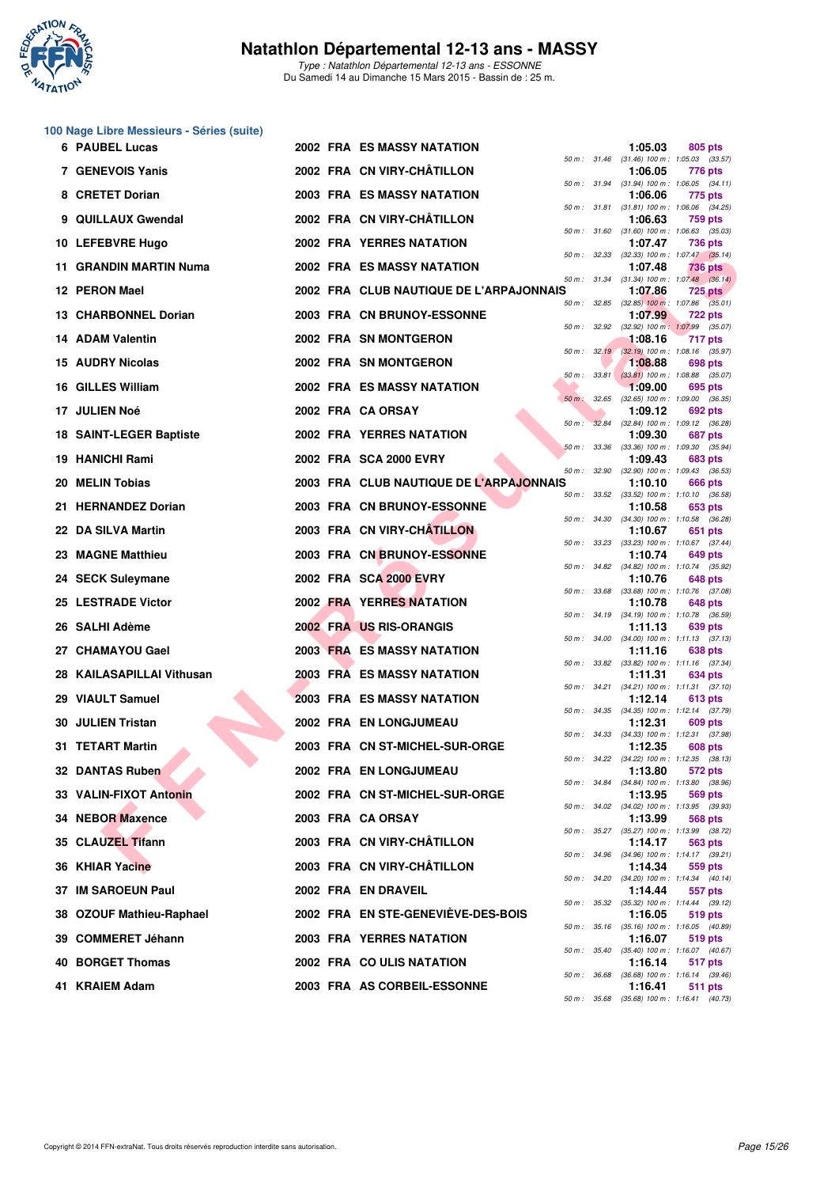## 100 Nage Libre Messieurs - Séries (suite)

| Rang | Nom | Année | Nat. | Club | Temps | Points | Splits |
|---|---|---|---|---|---|---|---|
| 6 | PAUBEL Lucas | 2002 | FRA | ES MASSY NATATION | 1:05.03 | 805 pts | 50 m : 31.46 (31.46) 100 m : 1:05.03 (33.57) |
| 7 | GENEVOIS Yanis | 2002 | FRA | CN VIRY-CHÂTILLON | 1:06.05 | 776 pts | 50 m : 31.94 (31.94) 100 m : 1:06.05 (34.11) |
| 8 | CRETET Dorian | 2003 | FRA | ES MASSY NATATION | 1:06.06 | 775 pts | 50 m : 31.81 (31.81) 100 m : 1:06.06 (34.25) |
| 9 | QUILLAUX Gwendal | 2002 | FRA | CN VIRY-CHÂTILLON | 1:06.63 | 759 pts | 50 m : 31.60 (31.60) 100 m : 1:06.63 (35.03) |
| 10 | LEFEBVRE Hugo | 2002 | FRA | YERRES NATATION | 1:07.47 | 736 pts | 50 m : 32.33 (32.33) 100 m : 1:07.47 (35.14) |
| 11 | GRANDIN MARTIN Numa | 2002 | FRA | ES MASSY NATATION | 1:07.48 | 736 pts | 50 m : 31.34 (31.34) 100 m : 1:07.48 (36.14) |
| 12 | PERON Mael | 2002 | FRA | CLUB NAUTIQUE DE L'ARPAJONNAIS | 1:07.86 | 725 pts | 50 m : 32.85 (32.85) 100 m : 1:07.86 (35.01) |
| 13 | CHARBONNEL Dorian | 2003 | FRA | CN BRUNOY-ESSONNE | 1:07.99 | 722 pts | 50 m : 32.92 (32.92) 100 m : 1:07.99 (35.07) |
| 14 | ADAM Valentin | 2002 | FRA | SN MONTGERON | 1:08.16 | 717 pts | 50 m : 32.19 (32.19) 100 m : 1:08.16 (35.97) |
| 15 | AUDRY Nicolas | 2002 | FRA | SN MONTGERON | 1:08.88 | 698 pts | 50 m : 33.81 (33.81) 100 m : 1:08.88 (35.07) |
| 16 | GILLES William | 2002 | FRA | ES MASSY NATATION | 1:09.00 | 695 pts | 50 m : 32.65 (32.65) 100 m : 1:09.00 (36.35) |
| 17 | JULIEN Noé | 2002 | FRA | CA ORSAY | 1:09.12 | 692 pts | 50 m : 32.84 (32.84) 100 m : 1:09.12 (36.28) |
| 18 | SAINT-LEGER Baptiste | 2002 | FRA | YERRES NATATION | 1:09.30 | 687 pts | 50 m : 33.36 (33.36) 100 m : 1:09.30 (35.94) |
| 19 | HANICHI Rami | 2002 | FRA | SCA 2000 EVRY | 1:09.43 | 683 pts | 50 m : 32.90 (32.90) 100 m : 1:09.43 (36.53) |
| 20 | MELIN Tobias | 2003 | FRA | CLUB NAUTIQUE DE L'ARPAJONNAIS | 1:10.10 | 666 pts | 50 m : 33.52 (33.52) 100 m : 1:10.10 (36.58) |
| 21 | HERNANDEZ Dorian | 2003 | FRA | CN BRUNOY-ESSONNE | 1:10.58 | 653 pts | 50 m : 34.30 (34.30) 100 m : 1:10.58 (36.28) |
| 22 | DA SILVA Martin | 2003 | FRA | CN VIRY-CHÂTILLON | 1:10.67 | 651 pts | 50 m : 33.23 (33.23) 100 m : 1:10.67 (37.44) |
| 23 | MAGNE Matthieu | 2003 | FRA | CN BRUNOY-ESSONNE | 1:10.74 | 649 pts | 50 m : 34.82 (34.82) 100 m : 1:10.74 (35.92) |
| 24 | SECK Suleymane | 2002 | FRA | SCA 2000 EVRY | 1:10.76 | 648 pts | 50 m : 33.68 (33.68) 100 m : 1:10.76 (37.08) |
| 25 | LESTRADE Victor | 2002 | FRA | YERRES NATATION | 1:10.78 | 648 pts | 50 m : 34.19 (34.19) 100 m : 1:10.78 (36.59) |
| 26 | SALHI Adème | 2002 | FRA | US RIS-ORANGIS | 1:11.13 | 639 pts | 50 m : 34.00 (34.00) 100 m : 1:11.13 (37.13) |
| 27 | CHAMAYOU Gael | 2003 | FRA | ES MASSY NATATION | 1:11.16 | 638 pts | 50 m : 33.82 (33.82) 100 m : 1:11.16 (37.34) |
| 28 | KAILASAPILLAI Vithusan | 2003 | FRA | ES MASSY NATATION | 1:11.31 | 634 pts | 50 m : 34.21 (34.21) 100 m : 1:11.31 (37.10) |
| 29 | VIAULT Samuel | 2003 | FRA | ES MASSY NATATION | 1:12.14 | 613 pts | 50 m : 34.35 (34.35) 100 m : 1:12.14 (37.79) |
| 30 | JULIEN Tristan | 2002 | FRA | EN LONGJUMEAU | 1:12.31 | 609 pts | 50 m : 34.33 (34.33) 100 m : 1:12.31 (37.98) |
| 31 | TETART Martin | 2003 | FRA | CN ST-MICHEL-SUR-ORGE | 1:12.35 | 608 pts | 50 m : 34.22 (34.22) 100 m : 1:12.35 (38.13) |
| 32 | DANTAS Ruben | 2002 | FRA | EN LONGJUMEAU | 1:13.80 | 572 pts | 50 m : 34.84 (34.84) 100 m : 1:13.80 (38.96) |
| 33 | VALIN-FIXOT Antonin | 2002 | FRA | CN ST-MICHEL-SUR-ORGE | 1:13.95 | 569 pts | 50 m : 34.02 (34.02) 100 m : 1:13.95 (39.93) |
| 34 | NEBOR Maxence | 2003 | FRA | CA ORSAY | 1:13.99 | 568 pts | 50 m : 35.27 (35.27) 100 m : 1:13.99 (38.72) |
| 35 | CLAUZEL Tifann | 2003 | FRA | CN VIRY-CHÂTILLON | 1:14.17 | 563 pts | 50 m : 34.96 (34.96) 100 m : 1:14.17 (39.21) |
| 36 | KHIAR Yacine | 2003 | FRA | CN VIRY-CHÂTILLON | 1:14.34 | 559 pts | 50 m : 34.20 (34.20) 100 m : 1:14.34 (40.14) |
| 37 | IM SAROEUN Paul | 2002 | FRA | EN DRAVEIL | 1:14.44 | 557 pts | 50 m : 35.32 (35.32) 100 m : 1:14.44 (39.12) |
| 38 | OZOUF Mathieu-Raphael | 2002 | FRA | EN STE-GENEVIÈVE-DES-BOIS | 1:16.05 | 519 pts | 50 m : 35.16 (35.16) 100 m : 1:16.05 (40.89) |
| 39 | COMMERET Jéhann | 2003 | FRA | YERRES NATATION | 1:16.07 | 519 pts | 50 m : 35.40 (35.40) 100 m : 1:16.07 (40.67) |
| 40 | BORGET Thomas | 2002 | FRA | CO ULIS NATATION | 1:16.14 | 517 pts | 50 m : 36.68 (36.68) 100 m : 1:16.14 (39.46) |
| 41 | KRAIEM Adam | 2003 | FRA | AS CORBEIL-ESSONNE | 1:16.41 | 511 pts | 50 m : 35.68 (35.68) 100 m : 1:16.41 (40.73) |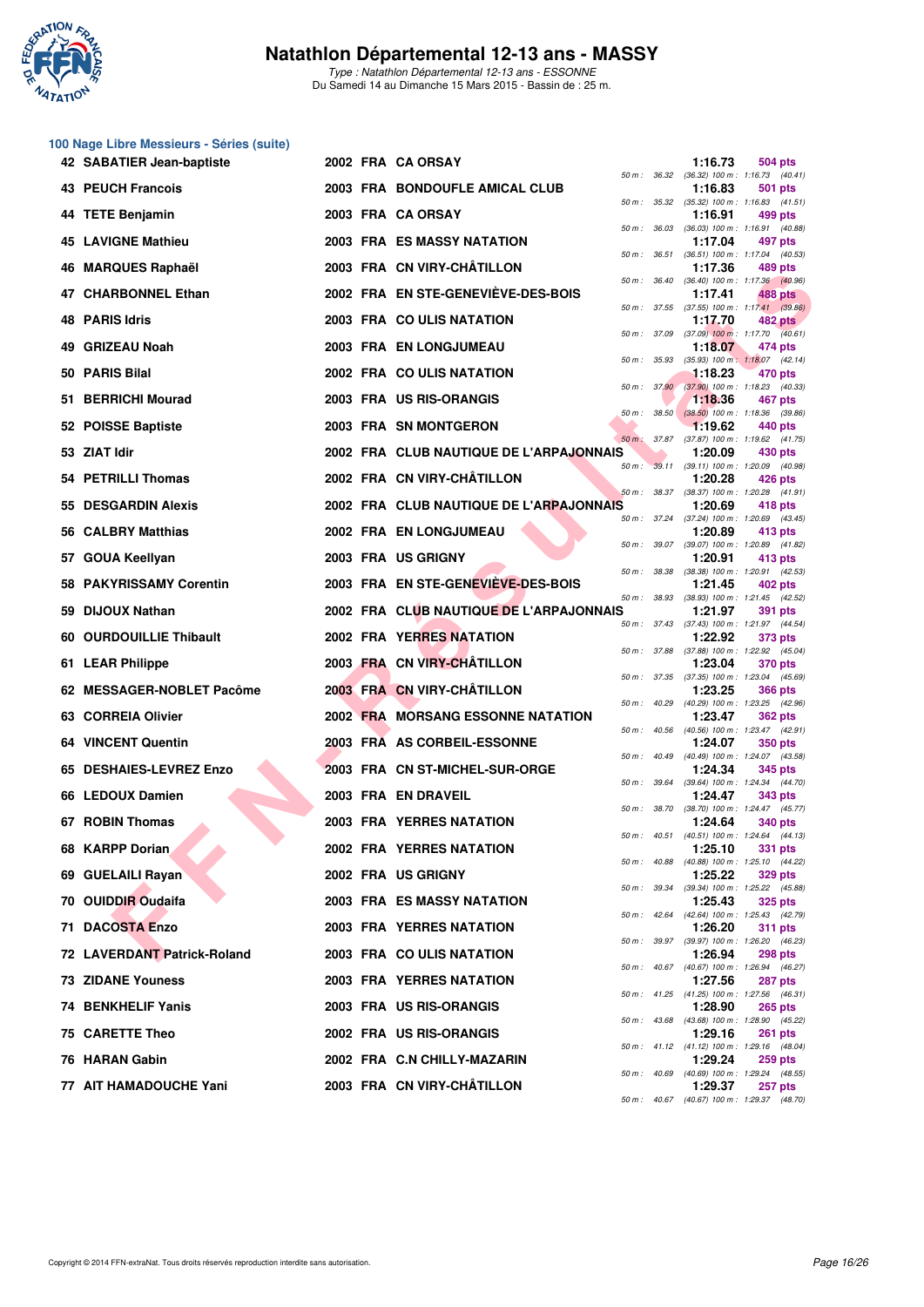# Natathlon Départemental 12-13 ans - MASSY

*Type : Natathlon Départemental 12-13 ans - ESSONNE*
Du Samedi 14 au Dimanche 15 Mars 2015 - Bassin de : 25 m.

## 100 Nage Libre Messieurs - Séries (suite)

| Rg | Nom | Année | Nat | Club | Temps | Points | Splits |
|---|---|---|---|---|---|---|---|
| 42 | SABATIER Jean-baptiste | 2002 | FRA | CA ORSAY | 1:16.73 | 504 pts | 50 m : 36.32 (36.32) 100 m : 1:16.73 (40.41) |
| 43 | PEUCH Francois | 2003 | FRA | BONDOUFLE AMICAL CLUB | 1:16.83 | 501 pts | 50 m : 35.32 (35.32) 100 m : 1:16.83 (41.51) |
| 44 | TETE Benjamin | 2003 | FRA | CA ORSAY | 1:16.91 | 499 pts | 50 m : 36.03 (36.03) 100 m : 1:16.91 (40.88) |
| 45 | LAVIGNE Mathieu | 2003 | FRA | ES MASSY NATATION | 1:17.04 | 497 pts | 50 m : 36.51 (36.51) 100 m : 1:17.04 (40.53) |
| 46 | MARQUES Raphaël | 2003 | FRA | CN VIRY-CHÂTILLON | 1:17.36 | 489 pts | 50 m : 36.40 (36.40) 100 m : 1:17.36 (40.96) |
| 47 | CHARBONNEL Ethan | 2002 | FRA | EN STE-GENEVIÈVE-DES-BOIS | 1:17.41 | 488 pts | 50 m : 37.55 (37.55) 100 m : 1:17.41 (39.86) |
| 48 | PARIS Idris | 2003 | FRA | CO ULIS NATATION | 1:17.70 | 482 pts | 50 m : 37.09 (37.09) 100 m : 1:17.70 (40.61) |
| 49 | GRIZEAU Noah | 2003 | FRA | EN LONGJUMEAU | 1:18.07 | 474 pts | 50 m : 35.93 (35.93) 100 m : 1:18.07 (42.14) |
| 50 | PARIS Bilal | 2002 | FRA | CO ULIS NATATION | 1:18.23 | 470 pts | 50 m : 37.90 (37.90) 100 m : 1:18.23 (40.33) |
| 51 | BERRICHI Mourad | 2003 | FRA | US RIS-ORANGIS | 1:18.36 | 467 pts | 50 m : 38.50 (38.50) 100 m : 1:18.36 (39.86) |
| 52 | POISSE Baptiste | 2003 | FRA | SN MONTGERON | 1:19.62 | 440 pts | 50 m : 37.87 (37.87) 100 m : 1:19.62 (41.75) |
| 53 | ZIAT Idir | 2002 | FRA | CLUB NAUTIQUE DE L'ARPAJONNAIS | 1:20.09 | 430 pts | 50 m : 39.11 (39.11) 100 m : 1:20.09 (40.98) |
| 54 | PETRILLI Thomas | 2002 | FRA | CN VIRY-CHÂTILLON | 1:20.28 | 426 pts | 50 m : 38.37 (38.37) 100 m : 1:20.28 (41.91) |
| 55 | DESGARDIN Alexis | 2002 | FRA | CLUB NAUTIQUE DE L'ARPAJONNAIS | 1:20.69 | 418 pts | 50 m : 37.24 (37.24) 100 m : 1:20.69 (43.45) |
| 56 | CALBRY Matthias | 2002 | FRA | EN LONGJUMEAU | 1:20.89 | 413 pts | 50 m : 39.07 (39.07) 100 m : 1:20.89 (41.82) |
| 57 | GOUA Keellyan | 2003 | FRA | US GRIGNY | 1:20.91 | 413 pts | 50 m : 38.38 (38.38) 100 m : 1:20.91 (42.53) |
| 58 | PAKYRISSAMY Corentin | 2003 | FRA | EN STE-GENEVIÈVE-DES-BOIS | 1:21.45 | 402 pts | 50 m : 38.93 (38.93) 100 m : 1:21.45 (42.52) |
| 59 | DIJOUX Nathan | 2002 | FRA | CLUB NAUTIQUE DE L'ARPAJONNAIS | 1:21.97 | 391 pts | 50 m : 37.43 (37.43) 100 m : 1:21.97 (44.54) |
| 60 | OURDOUILLIE Thibault | 2002 | FRA | YERRES NATATION | 1:22.92 | 373 pts | 50 m : 37.88 (37.88) 100 m : 1:22.92 (45.04) |
| 61 | LEAR Philippe | 2003 | FRA | CN VIRY-CHÂTILLON | 1:23.04 | 370 pts | 50 m : 37.35 (37.35) 100 m : 1:23.04 (45.69) |
| 62 | MESSAGER-NOBLET Pacôme | 2003 | FRA | CN VIRY-CHÂTILLON | 1:23.25 | 366 pts | 50 m : 40.29 (40.29) 100 m : 1:23.25 (42.96) |
| 63 | CORREIA Olivier | 2002 | FRA | MORSANG ESSONNE NATATION | 1:23.47 | 362 pts | 50 m : 40.56 (40.56) 100 m : 1:23.47 (42.91) |
| 64 | VINCENT Quentin | 2003 | FRA | AS CORBEIL-ESSONNE | 1:24.07 | 350 pts | 50 m : 40.49 (40.49) 100 m : 1:24.07 (43.58) |
| 65 | DESHAIES-LEVREZ Enzo | 2003 | FRA | CN ST-MICHEL-SUR-ORGE | 1:24.34 | 345 pts | 50 m : 39.64 (39.64) 100 m : 1:24.34 (44.70) |
| 66 | LEDOUX Damien | 2003 | FRA | EN DRAVEIL | 1:24.47 | 343 pts | 50 m : 38.70 (38.70) 100 m : 1:24.47 (45.77) |
| 67 | ROBIN Thomas | 2003 | FRA | YERRES NATATION | 1:24.64 | 340 pts | 50 m : 40.51 (40.51) 100 m : 1:24.64 (44.13) |
| 68 | KARPP Dorian | 2002 | FRA | YERRES NATATION | 1:25.10 | 331 pts | 50 m : 40.88 (40.88) 100 m : 1:25.10 (44.22) |
| 69 | GUELAILI Rayan | 2002 | FRA | US GRIGNY | 1:25.22 | 329 pts | 50 m : 39.34 (39.34) 100 m : 1:25.22 (45.88) |
| 70 | OUIDDIR Oudaifa | 2003 | FRA | ES MASSY NATATION | 1:25.43 | 325 pts | 50 m : 42.64 (42.64) 100 m : 1:25.43 (42.79) |
| 71 | DACOSTA Enzo | 2003 | FRA | YERRES NATATION | 1:26.20 | 311 pts | 50 m : 39.97 (39.97) 100 m : 1:26.20 (46.23) |
| 72 | LAVERDANT Patrick-Roland | 2003 | FRA | CO ULIS NATATION | 1:26.94 | 298 pts | 50 m : 40.67 (40.67) 100 m : 1:26.94 (46.27) |
| 73 | ZIDANE Youness | 2003 | FRA | YERRES NATATION | 1:27.56 | 287 pts | 50 m : 41.25 (41.25) 100 m : 1:27.56 (46.31) |
| 74 | BENKHELIF Yanis | 2003 | FRA | US RIS-ORANGIS | 1:28.90 | 265 pts | 50 m : 43.68 (43.68) 100 m : 1:28.90 (45.22) |
| 75 | CARETTE Theo | 2002 | FRA | US RIS-ORANGIS | 1:29.16 | 261 pts | 50 m : 41.12 (41.12) 100 m : 1:29.16 (48.04) |
| 76 | HARAN Gabin | 2002 | FRA | C.N CHILLY-MAZARIN | 1:29.24 | 259 pts | 50 m : 40.69 (40.69) 100 m : 1:29.24 (48.55) |
| 77 | AIT HAMADOUCHE Yani | 2003 | FRA | CN VIRY-CHÂTILLON | 1:29.37 | 257 pts | 50 m : 40.67 (40.67) 100 m : 1:29.37 (48.70) |

Copyright © 2014 FFN-extraNat. Tous droits réservés reproduction interdite sans autorisation.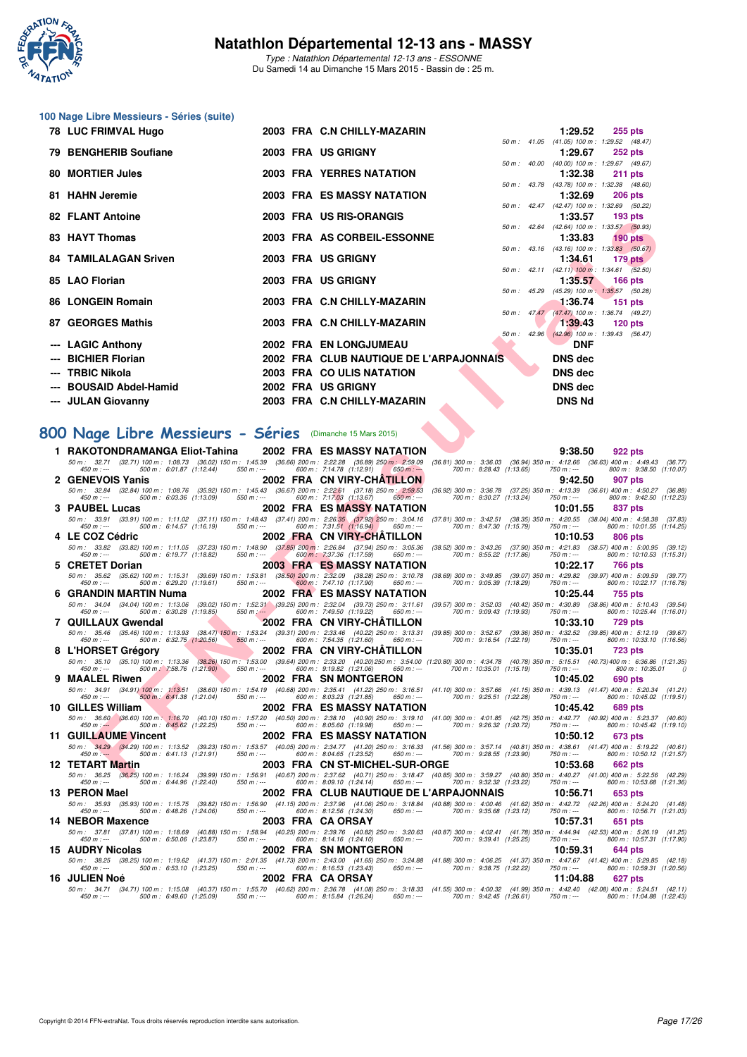# Natathlon Départemental 12-13 ans - MASSY

*Type : Natathlon Départemental 12-13 ans - ESSONNE*

Du Samedi 14 au Dimanche 15 Mars 2015 - Bassin de : 25 m.

## 100 Nage Libre Messieurs - Séries (suite)

| Rang | Nom | Année | Nat. | Club | Temps | Points |
|---|---|---|---|---|---|---|
| 78 | LUC FRIMVAL Hugo | 2003 | FRA | C.N CHILLY-MAZARIN | 1:29.52 | 255 pts |
| | 50 m : 41.05 (41.05) 100 m : 1:29.52 (48.47) | | | | | |
| 79 | BENGHERIB Soufiane | 2003 | FRA | US GRIGNY | 1:29.67 | 252 pts |
| | 50 m : 40.00 (40.00) 100 m : 1:29.67 (49.67) | | | | | |
| 80 | MORTIER Jules | 2003 | FRA | YERRES NATATION | 1:32.38 | 211 pts |
| | 50 m : 43.78 (43.78) 100 m : 1:32.38 (48.60) | | | | | |
| 81 | HAHN Jeremie | 2003 | FRA | ES MASSY NATATION | 1:32.69 | 206 pts |
| | 50 m : 42.47 (42.47) 100 m : 1:32.69 (50.22) | | | | | |
| 82 | FLANT Antoine | 2003 | FRA | US RIS-ORANGIS | 1:33.57 | 193 pts |
| | 50 m : 42.64 (42.64) 100 m : 1:33.57 (50.93) | | | | | |
| 83 | HAYT Thomas | 2003 | FRA | AS CORBEIL-ESSONNE | 1:33.83 | 190 pts |
| | 50 m : 43.16 (43.16) 100 m : 1:33.83 (50.67) | | | | | |
| 84 | TAMILALAGAN Sriven | 2003 | FRA | US GRIGNY | 1:34.61 | 179 pts |
| | 50 m : 42.11 (42.11) 100 m : 1:34.61 (52.50) | | | | | |
| 85 | LAO Florian | 2003 | FRA | US GRIGNY | 1:35.57 | 166 pts |
| | 50 m : 45.29 (45.29) 100 m : 1:35.57 (50.28) | | | | | |
| 86 | LONGEIN Romain | 2003 | FRA | C.N CHILLY-MAZARIN | 1:36.74 | 151 pts |
| | 50 m : 47.47 (47.47) 100 m : 1:36.74 (49.27) | | | | | |
| 87 | GEORGES Mathis | 2003 | FRA | C.N CHILLY-MAZARIN | 1:39.43 | 120 pts |
| | 50 m : 42.96 (42.96) 100 m : 1:39.43 (56.47) | | | | | |
| --- | LAGIC Anthony | 2002 | FRA | EN LONGJUMEAU | DNF | |
| --- | BICHIER Florian | 2002 | FRA | CLUB NAUTIQUE DE L'ARPAJONNAIS | DNS dec | |
| --- | TRBIC Nikola | 2003 | FRA | CO ULIS NATATION | DNS dec | |
| --- | BOUSAID Abdel-Hamid | 2002 | FRA | US GRIGNY | DNS dec | |
| --- | JULAN Giovanny | 2003 | FRA | C.N CHILLY-MAZARIN | DNS Nd | |

## 800 Nage Libre Messieurs - Séries (Dimanche 15 Mars 2015)

| Rang | Nom | Année | Nat. | Club | Temps | Points |
|---|---|---|---|---|---|---|
| 1 | RAKOTONDRAMANGA Eliot-Tahina | 2002 | FRA | ES MASSY NATATION | 9:38.50 | 922 pts |
| | 50 m : 32.71 (32.71) 100 m : 1:08.73 (36.02) 150 m : 1:45.39 (36.66) 200 m : 2:22.28 (36.89) 250 m : 2:59.09 (36.81) 300 m : 3:36.03 (36.94) 350 m : 4:12.66 (36.63) 400 m : 4:49.43 (36.77) 450 m : --- 500 m : 6:01.87 (1:12.44) 550 m : --- 600 m : 7:14.78 (1:12.91) 650 m : --- 700 m : 8:28.43 (1:13.65) 750 m : --- 800 m : 9:38.50 (1:10.07) | | | | | |
| 2 | GENEVOIS Yanis | 2002 | FRA | CN VIRY-CHÂTILLON | 9:42.50 | 907 pts |
| | 50 m : 32.84 (32.84) 100 m : 1:08.76 (35.92) 150 m : 1:45.43 (36.67) 200 m : 2:22.61 (37.18) 250 m : 2:59.53 (36.92) 300 m : 3:36.78 (37.25) 350 m : 4:13.39 (36.61) 400 m : 4:50.27 (36.88) 450 m : --- 500 m : 6:03.36 (1:13.09) 550 m : --- 600 m : 7:17.03 (1:13.67) 650 m : --- 700 m : 8:30.27 (1:13.24) 750 m : --- 800 m : 9:42.50 (1:12.23) | | | | | |
| 3 | PAUBEL Lucas | 2002 | FRA | ES MASSY NATATION | 10:01.55 | 837 pts |
| | 50 m : 33.91 (33.91) 100 m : 1:11.02 (37.11) 150 m : 1:48.43 (37.41) 200 m : 2:26.35 (37.92) 250 m : 3:04.16 (37.81) 300 m : 3:42.51 (38.35) 350 m : 4:20.55 (38.04) 400 m : 4:58.38 (37.83) 450 m : --- 500 m : 6:14.57 (1:16.19) 550 m : --- 600 m : 7:31.51 (1:16.94) 650 m : --- 700 m : 8:47.30 (1:15.79) 750 m : --- 800 m : 10:01.55 (1:14.25) | | | | | |
| 4 | LE COZ Cédric | 2002 | FRA | CN VIRY-CHÂTILLON | 10:10.53 | 806 pts |
| | 50 m : 33.82 (33.82) 100 m : 1:11.05 (37.23) 150 m : 1:48.90 (37.85) 200 m : 2:26.84 (37.94) 250 m : 3:05.36 (38.52) 300 m : 3:43.26 (37.90) 350 m : 4:21.83 (38.57) 400 m : 5:00.95 (39.12) 450 m : --- 500 m : 6:19.77 (1:18.82) 550 m : --- 600 m : 7:37.36 (1:17.59) 650 m : --- 700 m : 8:55.22 (1:17.86) 750 m : --- 800 m : 10:10.53 (1:15.31) | | | | | |
| 5 | CRETET Dorian | 2003 | FRA | ES MASSY NATATION | 10:22.17 | 766 pts |
| | 50 m : 35.62 (35.62) 100 m : 1:15.31 (39.69) 150 m : 1:53.81 (38.50) 200 m : 2:32.09 (38.28) 250 m : 3:10.78 (38.69) 300 m : 3:49.85 (39.07) 350 m : 4:29.82 (39.97) 400 m : 5:09.59 (39.77) 450 m : --- 500 m : 6:29.20 (1:19.61) 550 m : --- 600 m : 7:47.10 (1:17.90) 650 m : --- 700 m : 9:05.39 (1:18.29) 750 m : --- 800 m : 10:22.17 (1:16.78) | | | | | |
| 6 | GRANDIN MARTIN Numa | 2002 | FRA | ES MASSY NATATION | 10:25.44 | 755 pts |
| | 50 m : 34.04 (34.04) 100 m : 1:13.06 (39.02) 150 m : 1:52.31 (39.25) 200 m : 2:32.04 (39.73) 250 m : 3:11.61 (39.57) 300 m : 3:52.03 (40.42) 350 m : 4:30.89 (38.86) 400 m : 5:10.43 (39.54) 450 m : --- 500 m : 6:30.28 (1:19.85) 550 m : --- 600 m : 7:49.50 (1:19.22) 650 m : --- 700 m : 9:09.43 (1:19.93) 750 m : --- 800 m : 10:25.44 (1:16.01) | | | | | |
| 7 | QUILLAUX Gwendal | 2002 | FRA | CN VIRY-CHÂTILLON | 10:33.10 | 729 pts |
| | 50 m : 35.46 (35.46) 100 m : 1:13.93 (38.47) 150 m : 1:53.24 (39.31) 200 m : 2:33.46 (40.22) 250 m : 3:13.31 (39.85) 300 m : 3:52.67 (39.36) 350 m : 4:32.52 (39.85) 400 m : 5:12.19 (39.67) 450 m : --- 500 m : 6:32.75 (1:20.56) 550 m : --- 600 m : 7:54.35 (1:21.60) 650 m : --- 700 m : 9:16.54 (1:22.19) 750 m : --- 800 m : 10:33.10 (1:16.56) | | | | | |
| 8 | L'HORSET Grégory | 2002 | FRA | CN VIRY-CHÂTILLON | 10:35.01 | 723 pts |
| | 50 m : 35.10 (35.10) 100 m : 1:13.36 (38.26) 150 m : 1:53.00 (39.64) 200 m : 2:33.20 (40.20) 250 m : 3:54.00 (1:20.80) 300 m : 4:34.78 (40.78) 350 m : 5:15.51 (40.73) 400 m : 6:36.86 (1:21.35) 450 m : --- 500 m : 7:58.76 (1:21.90) 550 m : --- 600 m : 9:19.82 (1:21.06) 650 m : --- 700 m : 10:35.01 (1:15.19) 750 m : --- 800 m : 10:35.01 () | | | | | |
| 9 | MAALEL Riwen | 2002 | FRA | SN MONTGERON | 10:45.02 | 690 pts |
| | 50 m : 34.91 (34.91) 100 m : 1:13.51 (38.60) 150 m : 1:54.19 (40.68) 200 m : 2:35.41 (41.22) 250 m : 3:16.51 (41.10) 300 m : 3:57.66 (41.15) 350 m : 4:39.13 (41.47) 400 m : 5:20.34 (41.21) 450 m : --- 500 m : 6:41.38 (1:21.04) 550 m : --- 600 m : 8:03.23 (1:21.85) 650 m : --- 700 m : 9:25.51 (1:22.28) 750 m : --- 800 m : 10:45.02 (1:19.51) | | | | | |
| 10 | GILLES William | 2002 | FRA | ES MASSY NATATION | 10:45.42 | 689 pts |
| | 50 m : 36.60 (36.60) 100 m : 1:16.70 (40.10) 150 m : 1:57.20 (40.50) 200 m : 2:38.10 (40.90) 250 m : 3:19.10 (41.00) 300 m : 4:01.85 (42.75) 350 m : 4:42.77 (40.92) 400 m : 5:23.37 (40.60) 450 m : --- 500 m : 6:45.62 (1:22.25) 550 m : --- 600 m : 8:05.60 (1:19.98) 650 m : --- 700 m : 9:26.32 (1:20.72) 750 m : --- 800 m : 10:45.42 (1:19.10) | | | | | |
| 11 | GUILLAUME Vincent | 2002 | FRA | ES MASSY NATATION | 10:50.12 | 673 pts |
| | 50 m : 34.29 (34.29) 100 m : 1:13.52 (39.23) 150 m : 1:53.57 (40.05) 200 m : 2:34.77 (41.20) 250 m : 3:16.33 (41.56) 300 m : 3:57.14 (40.81) 350 m : 4:38.61 (41.47) 400 m : 5:19.22 (40.61) 450 m : --- 500 m : 6:41.13 (1:21.91) 550 m : --- 600 m : 8:04.65 (1:23.52) 650 m : --- 700 m : 9:28.55 (1:23.90) 750 m : --- 800 m : 10:50.12 (1:21.57) | | | | | |
| 12 | TETART Martin | 2003 | FRA | CN ST-MICHEL-SUR-ORGE | 10:53.68 | 662 pts |
| | 50 m : 36.25 (36.25) 100 m : 1:16.24 (39.99) 150 m : 1:56.91 (40.67) 200 m : 2:37.62 (40.71) 250 m : 3:18.47 (40.85) 300 m : 3:59.27 (40.80) 350 m : 4:40.27 (41.00) 400 m : 5:22.56 (42.29) 450 m : --- 500 m : 6:44.96 (1:22.40) 550 m : --- 600 m : 8:09.10 (1:24.14) 650 m : --- 700 m : 9:32.32 (1:23.22) 750 m : --- 800 m : 10:53.68 (1:21.36) | | | | | |
| 13 | PERON Mael | 2002 | FRA | CLUB NAUTIQUE DE L'ARPAJONNAIS | 10:56.71 | 653 pts |
| | 50 m : 35.93 (35.93) 100 m : 1:15.75 (39.82) 150 m : 1:56.90 (41.15) 200 m : 2:37.96 (41.06) 250 m : 3:18.84 (40.88) 300 m : 4:00.46 (41.62) 350 m : 4:42.72 (42.26) 400 m : 5:24.20 (41.48) 450 m : --- 500 m : 6:48.26 (1:24.06) 550 m : --- 600 m : 8:12.56 (1:24.30) 650 m : --- 700 m : 9:35.68 (1:23.12) 750 m : --- 800 m : 10:56.71 (1:21.03) | | | | | |
| 14 | NEBOR Maxence | 2003 | FRA | CA ORSAY | 10:57.31 | 651 pts |
| | 50 m : 37.81 (37.81) 100 m : 1:18.69 (40.88) 150 m : 1:58.94 (40.25) 200 m : 2:39.76 (40.82) 250 m : 3:20.63 (40.87) 300 m : 4:02.41 (41.78) 350 m : 4:44.94 (42.53) 400 m : 5:26.19 (41.25) 450 m : --- 500 m : 6:50.06 (1:23.87) 550 m : --- 600 m : 8:14.16 (1:24.10) 650 m : --- 700 m : 9:39.41 (1:25.25) 750 m : --- 800 m : 10:57.31 (1:17.90) | | | | | |
| 15 | AUDRY Nicolas | 2002 | FRA | SN MONTGERON | 10:59.31 | 644 pts |
| | 50 m : 38.25 (38.25) 100 m : 1:19.62 (41.37) 150 m : 2:01.35 (41.73) 200 m : 2:43.00 (41.65) 250 m : 3:24.88 (41.88) 300 m : 4:06.25 (41.37) 350 m : 4:47.67 (41.42) 400 m : 5:29.85 (42.18) 450 m : --- 500 m : 6:53.10 (1:23.25) 550 m : --- 600 m : 8:16.53 (1:23.43) 650 m : --- 700 m : 9:38.75 (1:22.22) 750 m : --- 800 m : 10:59.31 (1:20.56) | | | | | |
| 16 | JULIEN Noé | 2002 | FRA | CA ORSAY | 11:04.88 | 627 pts |
| | 50 m : 34.71 (34.71) 100 m : 1:15.08 (40.37) 150 m : 1:55.70 (40.62) 200 m : 2:36.78 (41.08) 250 m : 3:18.33 (41.55) 300 m : 4:00.32 (41.99) 350 m : 4:42.40 (42.08) 400 m : 5:24.51 (42.11) 450 m : --- 500 m : 6:49.60 (1:25.09) 550 m : --- 600 m : 8:15.84 (1:26.24) 650 m : --- 700 m : 9:42.45 (1:26.61) 750 m : --- 800 m : 11:04.88 (1:22.43) | | | | | |

Copyright © 2014 FFN-extraNat. Tous droits réservés reproduction interdite sans autorisation.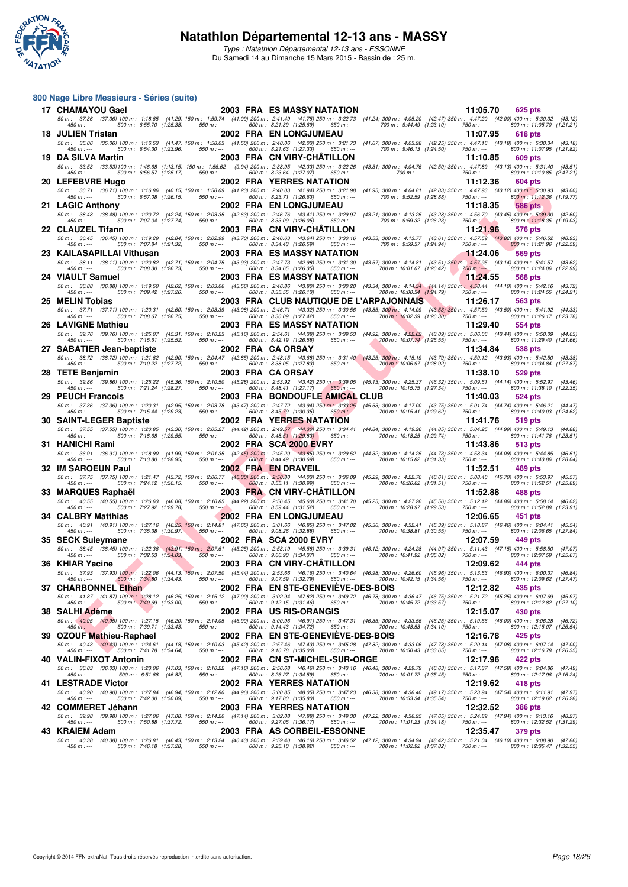## 800 Nage Libre Messieurs - Séries (suite)

**17 CHAMAYOU Gael** — 2003 FRA ES MASSY NATATION — 11:05.70 — 625 pts
50 m : 37.36 (37.36) 100 m : 1:18.65 (41.29) 150 m : 1:59.74 (41.09) 200 m : 2:41.49 (41.75) 250 m : 3:22.73 (41.24) 300 m : 4:05.20 (42.47) 350 m : 4:47.20 (42.00) 400 m : 5:30.32 (43.12)
450 m : --- 500 m : 6:55.70 (1:25.38) 550 m : --- 600 m : 8:21.39 (1:25.69) 650 m : --- 700 m : 9:44.49 (1:23.10) 750 m : --- 800 m : 11:05.70 (1:21.21)

**18 JULIEN Tristan** — 2002 FRA EN LONGJUMEAU — 11:07.95 — 618 pts
50 m : 35.06 (35.06) 100 m : 1:16.53 (41.47) 150 m : 1:58.03 (41.50) 200 m : 2:40.06 (42.03) 250 m : 3:21.73 (41.67) 300 m : 4:03.98 (42.25) 350 m : 4:47.16 (43.18) 400 m : 5:30.34 (43.18)
450 m : --- 500 m : 6:54.30 (1:23.96) 550 m : --- 600 m : 8:21.63 (1:27.33) 650 m : --- 700 m : 9:46.13 (1:24.50) 750 m : --- 800 m : 11:07.95 (1:21.82)

**19 DA SILVA Martin** — 2003 FRA CN VIRY-CHÂTILLON — 11:10.85 — 609 pts
50 m : 33.53 (33.53) 100 m : 1:46.68 (1:13.15) 150 m : 1:56.62 (9.94) 200 m : 2:38.95 (42.33) 250 m : 3:22.26 (43.31) 300 m : 4:04.76 (42.50) 350 m : 4:47.89 (43.13) 400 m : 5:31.40 (43.51)
450 m : --- 500 m : 6:56.57 (1:25.17) 550 m : --- 600 m : 8:23.64 (1:27.07) 650 m : --- 700 m : --- 750 m : --- 800 m : 11:10.85 (2:47.21)

**20 LEFEBVRE Hugo** — 2002 FRA YERRES NATATION — 11:12.36 — 604 pts
50 m : 36.71 (36.71) 100 m : 1:16.86 (40.15) 150 m : 1:58.09 (41.23) 200 m : 2:40.03 (41.94) 250 m : 3:21.98 (41.95) 300 m : 4:04.81 (42.83) 350 m : 4:47.93 (43.12) 400 m : 5:30.93 (43.00)
450 m : --- 500 m : 6:57.08 (1:26.15) 550 m : --- 600 m : 8:23.71 (1:26.63) 650 m : --- 700 m : 9:52.59 (1:28.88) 750 m : --- 800 m : 11:12.36 (1:19.77)

**21 LAGIC Anthony** — 2002 FRA EN LONGJUMEAU — 11:18.35 — 586 pts
50 m : 38.48 (38.48) 100 m : 1:20.72 (42.24) 150 m : 2:03.35 (42.63) 200 m : 2:46.76 (43.41) 250 m : 3:29.97 (43.21) 300 m : 4:13.25 (43.28) 350 m : 4:56.70 (43.45) 400 m : 5:39.30 (42.60)
450 m : --- 500 m : 7:07.04 (1:27.74) 550 m : --- 600 m : 8:33.09 (1:26.05) 650 m : --- 700 m : 9:59.32 (1:26.23) 750 m : --- 800 m : 11:18.35 (1:19.03)

**22 CLAUZEL Tifann** — 2003 FRA CN VIRY-CHÂTILLON — 11:21.96 — 576 pts
50 m : 36.45 (36.45) 100 m : 1:19.29 (42.84) 150 m : 2:02.99 (43.70) 200 m : 2:46.63 (43.64) 250 m : 3:30.16 (43.53) 300 m : 4:13.77 (43.61) 350 m : 4:57.59 (43.82) 400 m : 5:46.52 (48.93)
450 m : --- 500 m : 7:07.84 (1:21.32) 550 m : --- 600 m : 8:34.43 (1:26.59) 650 m : --- 700 m : 9:59.37 (1:24.94) 750 m : --- 800 m : 11:21.96 (1:22.59)

**23 KAILASAPILLAI Vithusan** — 2003 FRA ES MASSY NATATION — 11:24.06 — 569 pts
50 m : 38.11 (38.11) 100 m : 1:20.82 (42.71) 150 m : 2:04.75 (43.93) 200 m : 2:47.73 (42.98) 250 m : 3:31.30 (43.57) 300 m : 4:14.81 (43.51) 350 m : 4:57.95 (43.14) 400 m : 5:41.57 (43.62)
450 m : --- 500 m : 7:08.30 (1:26.73) 550 m : --- 600 m : 8:34.65 (1:26.35) 650 m : --- 700 m : 10:01.07 (1:26.42) 750 m : --- 800 m : 11:24.06 (1:22.99)

**24 VIAULT Samuel** — 2003 FRA ES MASSY NATATION — 11:24.55 — 568 pts
50 m : 36.88 (36.88) 100 m : 1:19.50 (42.62) 150 m : 2:03.06 (43.56) 200 m : 2:46.86 (43.80) 250 m : 3:30.20 (43.34) 300 m : 4:14.34 (44.14) 350 m : 4:58.44 (44.10) 400 m : 5:42.16 (43.72)
450 m : --- 500 m : 7:09.42 (1:27.26) 550 m : --- 600 m : 8:35.55 (1:26.13) 650 m : --- 700 m : 10:00.34 (1:24.79) 750 m : --- 800 m : 11:24.55 (1:24.21)

**25 MELIN Tobias** — 2003 FRA CLUB NAUTIQUE DE L'ARPAJONNAIS — 11:26.17 — 563 pts
50 m : 37.71 (37.71) 100 m : 1:20.31 (42.60) 150 m : 2:03.39 (43.08) 200 m : 2:46.71 (43.32) 250 m : 3:30.56 (43.85) 300 m : 4:14.09 (43.53) 350 m : 4:57.59 (43.50) 400 m : 5:41.92 (44.33)
450 m : --- 500 m : 7:08.67 (1:26.75) 550 m : --- 600 m : 8:36.09 (1:27.42) 650 m : --- 700 m : 10:02.39 (1:26.30) 750 m : --- 800 m : 11:26.17 (1:23.78)

**26 LAVIGNE Mathieu** — 2003 FRA ES MASSY NATATION — 11:29.40 — 554 pts
50 m : 39.76 (39.76) 100 m : 1:25.07 (45.31) 150 m : 2:10.23 (45.16) 200 m : 2:54.61 (44.38) 250 m : 3:39.53 (44.92) 300 m : 4:22.62 (43.09) 350 m : 5:06.06 (43.44) 400 m : 5:50.09 (44.03)
450 m : --- 500 m : 7:15.61 (1:25.52) 550 m : --- 600 m : 8:42.19 (1:26.58) 650 m : --- 700 m : 10:07.74 (1:25.55) 750 m : --- 800 m : 11:29.40 (1:21.66)

**27 SABATIER Jean-baptiste** — 2002 FRA CA ORSAY — 11:34.84 — 538 pts
50 m : 38.72 (38.72) 100 m : 1:21.62 (42.90) 150 m : 2:04.47 (42.85) 200 m : 2:48.15 (43.68) 250 m : 3:31.40 (43.25) 300 m : 4:15.19 (43.79) 350 m : 4:59.12 (43.93) 400 m : 5:42.50 (43.38)
450 m : --- 500 m : 7:10.22 (1:27.72) 550 m : --- 600 m : 8:38.05 (1:27.83) 650 m : --- 700 m : 10:06.97 (1:28.92) 750 m : --- 800 m : 11:34.84 (1:27.87)

**28 TETE Benjamin** — 2003 FRA CA ORSAY — 11:38.10 — 529 pts
50 m : 39.86 (39.86) 100 m : 1:25.22 (45.36) 150 m : 2:10.50 (45.28) 200 m : 2:53.92 (43.42) 250 m : 3:39.05 (45.13) 300 m : 4:25.37 (46.32) 350 m : 5:09.51 (44.14) 400 m : 5:52.97 (43.46)
450 m : --- 500 m : 7:21.24 (1:28.27) 550 m : --- 600 m : 8:48.41 (1:27.17) 650 m : --- 700 m : 10:15.75 (1:27.34) 750 m : --- 800 m : 11:38.10 (1:22.35)

**29 PEUCH Francois** — 2003 FRA BONDOUFLE AMICAL CLUB — 11:40.03 — 524 pts
50 m : 37.36 (37.36) 100 m : 1:20.31 (42.95) 150 m : 2:03.78 (43.47) 200 m : 2:47.72 (43.94) 250 m : 3:33.25 (45.53) 300 m : 4:17.00 (43.75) 350 m : 5:01.74 (44.74) 400 m : 5:46.21 (44.47)
450 m : --- 500 m : 7:15.44 (1:29.23) 550 m : --- 600 m : 8:45.79 (1:30.35) 650 m : --- 700 m : 10:15.41 (1:29.62) 750 m : --- 800 m : 11:40.03 (1:24.62)

**30 SAINT-LEGER Baptiste** — 2002 FRA YERRES NATATION — 11:41.76 — 519 pts
50 m : 37.55 (37.55) 100 m : 1:20.85 (43.30) 150 m : 2:05.27 (44.42) 200 m : 2:49.57 (44.30) 250 m : 3:34.41 (44.84) 300 m : 4:19.26 (44.85) 350 m : 5:04.25 (44.99) 400 m : 5:49.13 (44.88)
450 m : --- 500 m : 7:18.68 (1:29.55) 550 m : --- 600 m : 8:48.51 (1:29.83) 650 m : --- 700 m : 10:18.25 (1:29.74) 750 m : --- 800 m : 11:41.76 (1:23.51)

**31 HANICHI Rami** — 2002 FRA SCA 2000 EVRY — 11:43.86 — 513 pts
50 m : 36.91 (36.91) 100 m : 1:18.90 (41.99) 150 m : 2:01.35 (42.45) 200 m : 2:45.20 (43.85) 250 m : 3:29.52 (44.32) 300 m : 4:14.25 (44.73) 350 m : 4:58.34 (44.09) 400 m : 5:44.85 (46.51)
450 m : --- 500 m : 7:13.80 (1:28.95) 550 m : --- 600 m : 8:44.49 (1:30.69) 650 m : --- 700 m : 10:15.82 (1:31.33) 750 m : --- 800 m : 11:43.86 (1:28.04)

**32 IM SAROEUN Paul** — 2002 FRA EN DRAVEIL — 11:52.51 — 489 pts
50 m : 37.75 (37.75) 100 m : 1:21.47 (43.72) 150 m : 2:06.77 (45.30) 200 m : 2:50.80 (44.03) 250 m : 3:36.09 (45.29) 300 m : 4:22.70 (46.61) 350 m : 5:08.40 (45.70) 400 m : 5:53.97 (45.57)
450 m : --- 500 m : 7:24.12 (1:30.15) 550 m : --- 600 m : 8:55.11 (1:30.99) 650 m : --- 700 m : 10:26.62 (1:31.51) 750 m : --- 800 m : 11:52.51 (1:25.89)

**33 MARQUES Raphaël** — 2003 FRA CN VIRY-CHÂTILLON — 11:52.88 — 488 pts
50 m : 40.55 (40.55) 100 m : 1:26.63 (46.08) 150 m : 2:10.85 (44.22) 200 m : 2:56.45 (45.60) 250 m : 3:41.70 (45.25) 300 m : 4:27.26 (45.56) 350 m : 5:12.12 (44.86) 400 m : 5:58.14 (46.02)
450 m : --- 500 m : 7:27.92 (1:29.78) 550 m : --- 600 m : 8:59.44 (1:31.52) 650 m : --- 700 m : 10:28.97 (1:29.53) 750 m : --- 800 m : 11:52.88 (1:23.91)

**34 CALBRY Matthias** — 2002 FRA EN LONGJUMEAU — 12:06.65 — 451 pts
50 m : 40.91 (40.91) 100 m : 1:27.16 (46.25) 150 m : 2:14.81 (47.65) 200 m : 3:01.66 (46.85) 250 m : 3:47.02 (45.36) 300 m : 4:32.41 (45.39) 350 m : 5:18.87 (46.46) 400 m : 6:04.41 (45.54)
450 m : --- 500 m : 7:35.38 (1:30.97) 550 m : --- 600 m : 9:08.26 (1:32.88) 650 m : --- 700 m : 10:38.81 (1:30.55) 750 m : --- 800 m : 12:06.65 (1:27.84)

**35 SECK Suleymane** — 2002 FRA SCA 2000 EVRY — 12:07.59 — 449 pts
50 m : 38.45 (38.45) 100 m : 1:22.36 (43.91) 150 m : 2:07.61 (45.25) 200 m : 2:53.19 (45.58) 250 m : 3:39.31 (46.12) 300 m : 4:24.28 (44.97) 350 m : 5:11.43 (47.15) 400 m : 5:58.50 (47.07)
450 m : --- 500 m : 7:32.53 (1:34.03) 550 m : --- 600 m : 9:06.90 (1:34.37) 650 m : --- 700 m : 10:41.92 (1:35.02) 750 m : --- 800 m : 12:07.59 (1:25.67)

**36 KHIAR Yacine** — 2003 FRA CN VIRY-CHÂTILLON — 12:09.62 — 444 pts
50 m : 37.93 (37.93) 100 m : 1:22.06 (44.13) 150 m : 2:07.50 (45.44) 200 m : 2:53.66 (46.16) 250 m : 3:40.64 (46.98) 300 m : 4:26.60 (45.96) 350 m : 5:13.53 (46.93) 400 m : 6:00.37 (46.84)
450 m : --- 500 m : 7:34.80 (1:34.43) 550 m : --- 600 m : 9:07.59 (1:32.79) 650 m : --- 700 m : 10:42.15 (1:34.56) 750 m : --- 800 m : 12:09.62 (1:27.47)

**37 CHARBONNEL Ethan** — 2002 FRA EN STE-GENEVIÈVE-DES-BOIS — 12:12.82 — 435 pts
50 m : 41.87 (41.87) 100 m : 1:28.12 (46.25) 150 m : 2:15.12 (47.00) 200 m : 3:02.94 (47.82) 250 m : 3:49.72 (46.78) 300 m : 4:36.47 (46.75) 350 m : 5:21.72 (45.25) 400 m : 6:07.69 (45.97)
450 m : --- 500 m : 7:40.69 (1:33.00) 550 m : --- 600 m : 9:12.15 (1:31.46) 650 m : --- 700 m : 10:45.72 (1:33.57) 750 m : --- 800 m : 12:12.82 (1:27.10)

**38 SALHI Adème** — 2002 FRA US RIS-ORANGIS — 12:15.07 — 430 pts
50 m : 40.95 (40.95) 100 m : 1:27.15 (46.20) 150 m : 2:14.05 (46.90) 200 m : 3:00.96 (46.91) 250 m : 3:47.31 (46.35) 300 m : 4:33.56 (46.25) 350 m : 5:19.56 (46.00) 400 m : 6:06.28 (46.72)
450 m : --- 500 m : 7:39.71 (1:33.43) 550 m : --- 600 m : 9:14.43 (1:34.72) 650 m : --- 700 m : 10:48.53 (1:34.10) 750 m : --- 800 m : 12:15.07 (1:26.54)

**39 OZOUF Mathieu-Raphael** — 2002 FRA EN STE-GENEVIÈVE-DES-BOIS — 12:16.78 — 425 pts
50 m : 40.43 (40.43) 100 m : 1:24.61 (44.18) 150 m : 2:10.03 (45.42) 200 m : 2:57.46 (47.43) 250 m : 3:45.28 (47.82) 300 m : 4:33.06 (47.78) 350 m : 5:20.14 (47.08) 400 m : 6:07.14 (47.00)
450 m : --- 500 m : 7:41.78 (1:34.64) 550 m : --- 600 m : 9:16.78 (1:35.00) 650 m : --- 700 m : 10:50.43 (1:33.65) 750 m : --- 800 m : 12:16.78 (1:26.35)

**40 VALIN-FIXOT Antonin** — 2002 FRA CN ST-MICHEL-SUR-ORGE — 12:17.96 — 422 pts
50 m : 36.03 (36.03) 100 m : 1:23.06 (47.03) 150 m : 2:10.22 (47.16) 200 m : 2:56.68 (46.46) 250 m : 3:43.16 (46.48) 300 m : 4:29.79 (46.63) 350 m : 5:17.37 (47.58) 400 m : 6:04.86 (47.49)
450 m : --- 500 m : 6:51.68 (46.82) 550 m : --- 600 m : 8:26.27 (1:34.59) 650 m : --- 700 m : 10:01.72 (1:35.45) 750 m : --- 800 m : 12:17.96 (2:16.24)

**41 LESTRADE Victor** — 2002 FRA YERRES NATATION — 12:19.62 — 418 pts
50 m : 40.90 (40.90) 100 m : 1:27.84 (46.94) 150 m : 2:12.80 (44.96) 200 m : 3:00.85 (48.05) 250 m : 3:47.23 (46.38) 300 m : 4:36.40 (49.17) 350 m : 5:23.94 (47.54) 400 m : 6:11.91 (47.97)
450 m : --- 500 m : 7:42.00 (1:30.09) 550 m : --- 600 m : 9:17.80 (1:35.80) 650 m : --- 700 m : 10:53.34 (1:35.54) 750 m : --- 800 m : 12:19.62 (1:26.28)

**42 COMMERET Jéhann** — 2003 FRA YERRES NATATION — 12:32.52 — 386 pts
50 m : 39.98 (39.98) 100 m : 1:27.06 (47.08) 150 m : 2:14.20 (47.14) 200 m : 3:02.08 (47.88) 250 m : 3:49.30 (47.22) 300 m : 4:36.95 (47.65) 350 m : 5:24.89 (47.94) 400 m : 6:13.16 (48.27)
450 m : --- 500 m : 7:50.88 (1:37.72) 550 m : --- 600 m : 9:27.05 (1:36.17) 650 m : --- 700 m : 11:01.23 (1:34.18) 750 m : --- 800 m : 12:32.52 (1:31.29)

**43 KRAIEM Adam** — 2003 FRA AS CORBEIL-ESSONNE — 12:35.47 — 379 pts
50 m : 40.38 (40.38) 100 m : 1:26.81 (46.43) 150 m : 2:13.24 (46.43) 200 m : 2:59.40 (46.16) 250 m : 3:46.52 (47.12) 300 m : 4:34.94 (48.42) 350 m : 5:21.04 (46.10) 400 m : 6:08.90 (47.86)
450 m : --- 500 m : 7:46.18 (1:37.28) 550 m : --- 600 m : 9:25.10 (1:38.92) 650 m : --- 700 m : 11:02.92 (1:37.82) 750 m : --- 800 m : 12:35.47 (1:32.55)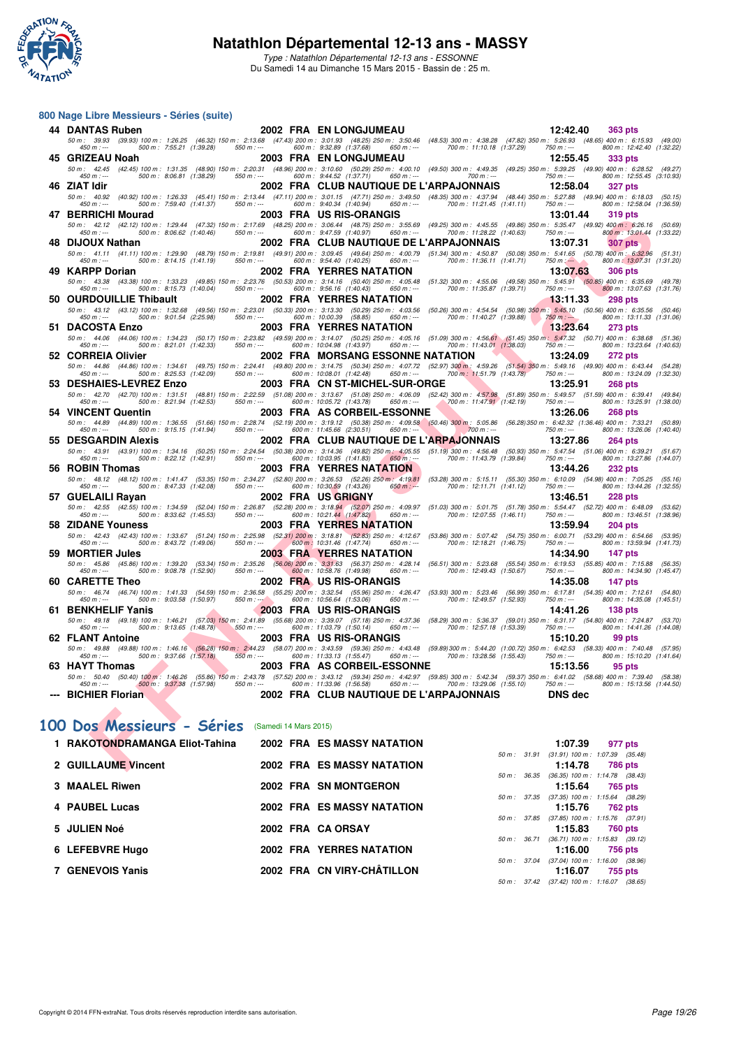# Natathlon Départemental 12-13 ans - MASSY

*Type : Natathlon Départemental 12-13 ans - ESSONNE*

Du Samedi 14 au Dimanche 15 Mars 2015 - Bassin de : 25 m.

## 800 Nage Libre Messieurs - Séries (suite)

| Rg | Nom | Année | Nat | Club | Temps | Points |
|---|---|---|---|---|---|---|
| 44 | DANTAS Ruben | 2002 | FRA | EN LONGJUMEAU | 12:42.40 | 363 pts |
| | 50 m : 39.93 (39.93) 100 m : 1:26.25 (46.32) 150 m : 2:13.68 (47.43) 200 m : 3:01.93 (48.25) 250 m : 3:50.46 (48.53) 300 m : 4:38.28 (47.82) 350 m : 5:26.93 (48.65) 400 m : 6:15.93 (49.00) 450 m : --- 500 m : 7:55.21 (1:39.28) 550 m : --- 600 m : 9:32.89 (1:37.68) 650 m : --- 700 m : 11:10.18 (1:37.29) 750 m : --- 800 m : 12:42.40 (1:32.22) | | | | | |
| 45 | GRIZEAU Noah | 2003 | FRA | EN LONGJUMEAU | 12:55.45 | 333 pts |
| | 50 m : 42.45 (42.45) 100 m : 1:31.35 (48.90) 150 m : 2:20.31 (48.96) 200 m : 3:10.60 (50.29) 250 m : 4:00.10 (49.50) 300 m : 4:49.35 (49.25) 350 m : 5:39.25 (49.90) 400 m : 6:28.52 (49.27) 450 m : --- 500 m : 8:06.81 (1:38.29) 550 m : --- 600 m : 9:44.52 (1:37.71) 650 m : --- 700 m : --- 750 m : --- 800 m : 12:55.45 (3:10.93) | | | | | |
| 46 | ZIAT Idir | 2002 | FRA | CLUB NAUTIQUE DE L'ARPAJONNAIS | 12:58.04 | 327 pts |
| | 50 m : 40.92 (40.92) 100 m : 1:26.33 (45.41) 150 m : 2:13.44 (47.11) 200 m : 3:01.15 (47.71) 250 m : 3:49.50 (48.35) 300 m : 4:37.94 (48.44) 350 m : 5:27.88 (49.94) 400 m : 6:18.03 (50.15) 450 m : --- 500 m : 7:59.40 (1:41.37) 550 m : --- 600 m : 9:40.34 (1:40.94) 650 m : --- 700 m : 11:21.45 (1:41.11) 750 m : --- 800 m : 12:58.04 (1:36.59) | | | | | |
| 47 | BERRICHI Mourad | 2003 | FRA | US RIS-ORANGIS | 13:01.44 | 319 pts |
| | 50 m : 42.12 (42.12) 100 m : 1:29.44 (47.32) 150 m : 2:17.69 (48.25) 200 m : 3:06.44 (48.75) 250 m : 3:55.69 (49.25) 300 m : 4:45.55 (49.86) 350 m : 5:35.47 (49.92) 400 m : 6:26.16 (50.69) 450 m : --- 500 m : 8:06.62 (1:40.46) 550 m : --- 600 m : 9:47.59 (1:40.97) 650 m : --- 700 m : 11:28.22 (1:40.63) 750 m : --- 800 m : 13:01.44 (1:33.22) | | | | | |
| 48 | DIJOUX Nathan | 2002 | FRA | CLUB NAUTIQUE DE L'ARPAJONNAIS | 13:07.31 | 307 pts |
| | 50 m : 41.11 (41.11) 100 m : 1:29.90 (48.79) 150 m : 2:19.81 (49.91) 200 m : 3:09.45 (49.64) 250 m : 4:00.79 (51.34) 300 m : 4:50.87 (50.08) 350 m : 5:41.65 (50.78) 400 m : 6:32.96 (51.31) 450 m : --- 500 m : 8:14.15 (1:41.19) 550 m : --- 600 m : 9:54.40 (1:40.25) 650 m : --- 700 m : 11:36.11 (1:41.71) 750 m : --- 800 m : 13:07.31 (1:31.20) | | | | | |
| 49 | KARPP Dorian | 2002 | FRA | YERRES NATATION | 13:07.63 | 306 pts |
| | 50 m : 43.38 (43.38) 100 m : 1:33.23 (49.85) 150 m : 2:23.76 (50.53) 200 m : 3:14.16 (50.40) 250 m : 4:05.48 (51.32) 300 m : 4:55.06 (49.58) 350 m : 5:45.91 (50.85) 400 m : 6:35.69 (49.78) 450 m : --- 500 m : 8:15.73 (1:40.04) 550 m : --- 600 m : 9:56.16 (1:40.43) 650 m : --- 700 m : 11:35.87 (1:39.71) 750 m : --- 800 m : 13:07.63 (1:31.76) | | | | | |
| 50 | OURDOUILLIE Thibault | 2002 | FRA | YERRES NATATION | 13:11.33 | 298 pts |
| | 50 m : 43.12 (43.12) 100 m : 1:32.68 (49.56) 150 m : 2:23.01 (50.33) 200 m : 3:13.30 (50.29) 250 m : 4:03.56 (50.26) 300 m : 4:54.54 (50.98) 350 m : 5:45.10 (50.56) 400 m : 6:35.56 (50.46) 450 m : --- 500 m : 9:01.54 (2:25.98) 550 m : --- 600 m : 10:00.39 (58.85) 650 m : --- 700 m : 11:40.27 (1:39.88) 750 m : --- 800 m : 13:11.33 (1:31.06) | | | | | |
| 51 | DACOSTA Enzo | 2003 | FRA | YERRES NATATION | 13:23.64 | 273 pts |
| | 50 m : 44.06 (44.06) 100 m : 1:34.23 (50.17) 150 m : 2:23.82 (49.59) 200 m : 3:14.07 (50.25) 250 m : 4:05.16 (51.09) 300 m : 4:56.61 (51.45) 350 m : 5:47.32 (50.71) 400 m : 6:38.68 (51.36) 450 m : --- 500 m : 8:21.01 (1:42.33) 550 m : --- 600 m : 10:04.98 (1:43.97) 650 m : --- 700 m : 11:43.01 (1:38.03) 750 m : --- 800 m : 13:23.64 (1:40.63) | | | | | |
| 52 | CORREIA Olivier | 2002 | FRA | MORSANG ESSONNE NATATION | 13:24.09 | 272 pts |
| | 50 m : 44.86 (44.86) 100 m : 1:34.61 (49.75) 150 m : 2:24.41 (49.80) 200 m : 3:14.75 (50.34) 250 m : 4:07.72 (52.97) 300 m : 4:59.26 (51.54) 350 m : 5:49.16 (49.90) 400 m : 6:43.44 (54.28) 450 m : --- 500 m : 8:25.53 (1:42.09) 550 m : --- 600 m : 10:08.01 (1:42.48) 650 m : --- 700 m : 11:51.79 (1:43.78) 750 m : --- 800 m : 13:24.09 (1:32.30) | | | | | |
| 53 | DESHAIES-LEVREZ Enzo | 2003 | FRA | CN ST-MICHEL-SUR-ORGE | 13:25.91 | 268 pts |
| | 50 m : 42.70 (42.70) 100 m : 1:31.51 (48.81) 150 m : 2:22.59 (51.08) 200 m : 3:13.67 (51.08) 250 m : 4:06.09 (52.42) 300 m : 4:57.98 (51.89) 350 m : 5:49.57 (51.59) 400 m : 6:39.41 (49.84) 450 m : --- 500 m : 8:21.94 (1:42.53) 550 m : --- 600 m : 10:05.72 (1:43.78) 650 m : --- 700 m : 11:47.91 (1:42.19) 750 m : --- 800 m : 13:25.91 (1:38.00) | | | | | |
| 54 | VINCENT Quentin | 2003 | FRA | AS CORBEIL-ESSONNE | 13:26.06 | 268 pts |
| | 50 m : 44.89 (44.89) 100 m : 1:36.55 (51.66) 150 m : 2:28.74 (52.19) 200 m : 3:19.12 (50.38) 250 m : 4:09.58 (50.46) 300 m : 5:05.86 (56.28) 350 m : 6:42.32 (1:36.46) 400 m : 7:33.21 (50.89) 450 m : --- 500 m : 9:15.15 (1:41.94) 550 m : --- 600 m : 11:45.66 (2:30.51) 650 m : --- 700 m : --- 750 m : --- 800 m : 13:26.06 (1:40.40) | | | | | |
| 55 | DESGARDIN Alexis | 2002 | FRA | CLUB NAUTIQUE DE L'ARPAJONNAIS | 13:27.86 | 264 pts |
| | 50 m : 43.91 (43.91) 100 m : 1:34.16 (50.25) 150 m : 2:24.54 (50.38) 200 m : 3:14.36 (49.82) 250 m : 4:05.55 (51.19) 300 m : 4:56.48 (50.93) 350 m : 5:47.54 (51.06) 400 m : 6:39.21 (51.67) 450 m : --- 500 m : 8:22.12 (1:42.91) 550 m : --- 600 m : 10:03.95 (1:41.83) 650 m : --- 700 m : 11:43.79 (1:39.84) 750 m : --- 800 m : 13:27.86 (1:44.07) | | | | | |
| 56 | ROBIN Thomas | 2003 | FRA | YERRES NATATION | 13:44.26 | 232 pts |
| | 50 m : 48.12 (48.12) 100 m : 1:41.47 (53.35) 150 m : 2:34.27 (52.80) 200 m : 3:26.53 (52.26) 250 m : 4:19.81 (53.28) 300 m : 5:15.11 (55.30) 350 m : 6:10.09 (54.98) 400 m : 7:05.25 (55.16) 450 m : --- 500 m : 8:47.33 (1:42.08) 550 m : --- 600 m : 10:30.59 (1:43.26) 650 m : --- 700 m : 12:11.71 (1:41.12) 750 m : --- 800 m : 13:44.26 (1:32.55) | | | | | |
| 57 | GUELAILI Rayan | 2002 | FRA | US GRIGNY | 13:46.51 | 228 pts |
| | 50 m : 42.55 (42.55) 100 m : 1:34.59 (52.04) 150 m : 2:26.87 (52.28) 200 m : 3:18.94 (52.07) 250 m : 4:09.97 (51.03) 300 m : 5:01.75 (51.78) 350 m : 5:54.47 (52.72) 400 m : 6:48.09 (53.62) 450 m : --- 500 m : 8:33.62 (1:45.53) 550 m : --- 600 m : 10:21.44 (1:47.82) 650 m : --- 700 m : 12:07.55 (1:46.11) 750 m : --- 800 m : 13:46.51 (1:38.96) | | | | | |
| 58 | ZIDANE Youness | 2003 | FRA | YERRES NATATION | 13:59.94 | 204 pts |
| | 50 m : 42.43 (42.43) 100 m : 1:33.67 (51.24) 150 m : 2:25.98 (52.31) 200 m : 3:18.81 (52.83) 250 m : 4:12.67 (53.86) 300 m : 5:07.42 (54.75) 350 m : 6:00.71 (53.29) 400 m : 6:54.66 (53.95) 450 m : --- 500 m : 8:43.72 (1:49.06) 550 m : --- 600 m : 10:31.46 (1:47.74) 650 m : --- 700 m : 12:18.21 (1:46.75) 750 m : --- 800 m : 13:59.94 (1:41.73) | | | | | |
| 59 | MORTIER Jules | 2003 | FRA | YERRES NATATION | 14:34.90 | 147 pts |
| | 50 m : 45.86 (45.86) 100 m : 1:39.20 (53.34) 150 m : 2:35.26 (56.06) 200 m : 3:31.63 (56.37) 250 m : 4:28.14 (56.51) 300 m : 5:23.68 (55.54) 350 m : 6:19.53 (55.85) 400 m : 7:15.88 (56.35) 450 m : --- 500 m : 9:08.78 (1:52.90) 550 m : --- 600 m : 10:58.76 (1:49.98) 650 m : --- 700 m : 12:49.43 (1:50.67) 750 m : --- 800 m : 14:34.90 (1:45.47) | | | | | |
| 60 | CARETTE Theo | 2002 | FRA | US RIS-ORANGIS | 14:35.08 | 147 pts |
| | 50 m : 46.74 (46.74) 100 m : 1:41.33 (54.59) 150 m : 2:36.58 (55.25) 200 m : 3:32.54 (55.96) 250 m : 4:26.47 (53.93) 300 m : 5:23.46 (56.99) 350 m : 6:17.81 (54.35) 400 m : 7:12.61 (54.80) 450 m : --- 500 m : 9:03.58 (1:50.97) 550 m : --- 600 m : 10:56.64 (1:53.06) 650 m : --- 700 m : 12:49.57 (1:52.93) 750 m : --- 800 m : 14:35.08 (1:45.51) | | | | | |
| 61 | BENKHELIF Yanis | 2003 | FRA | US RIS-ORANGIS | 14:41.26 | 138 pts |
| | 50 m : 49.18 (49.18) 100 m : 1:46.21 (57.03) 150 m : 2:41.89 (55.68) 200 m : 3:39.07 (57.18) 250 m : 4:37.36 (58.29) 300 m : 5:36.37 (59.01) 350 m : 6:31.17 (54.80) 400 m : 7:24.87 (53.70) 450 m : --- 500 m : 9:13.65 (1:48.78) 550 m : --- 600 m : 11:03.79 (1:50.14) 650 m : --- 700 m : 12:57.18 (1:53.39) 750 m : --- 800 m : 14:41.26 (1:44.08) | | | | | |
| 62 | FLANT Antoine | 2003 | FRA | US RIS-ORANGIS | 15:10.20 | 99 pts |
| | 50 m : 49.88 (49.88) 100 m : 1:46.16 (56.28) 150 m : 2:44.23 (58.07) 200 m : 3:43.59 (59.36) 250 m : 4:43.48 (59.89) 300 m : 5:44.20 (1:00.72) 350 m : 6:42.53 (58.33) 400 m : 7:40.48 (57.95) 450 m : --- 500 m : 9:37.66 (1:57.18) 550 m : --- 600 m : 11:33.13 (1:55.47) 650 m : --- 700 m : 13:28.56 (1:55.43) 750 m : --- 800 m : 15:10.20 (1:41.64) | | | | | |
| 63 | HAYT Thomas | 2003 | FRA | AS CORBEIL-ESSONNE | 15:13.56 | 95 pts |
| | 50 m : 50.40 (50.40) 100 m : 1:46.26 (55.86) 150 m : 2:43.78 (57.52) 200 m : 3:43.12 (59.34) 250 m : 4:42.97 (59.85) 300 m : 5:42.34 (59.37) 350 m : 6:41.02 (58.68) 400 m : 7:39.40 (58.38) 450 m : --- 500 m : 9:37.38 (1:57.98) 550 m : --- 600 m : 11:33.96 (1:56.58) 650 m : --- 700 m : 13:29.06 (1:55.10) 750 m : --- 800 m : 15:13.56 (1:44.50) | | | | | |
| --- | BICHIER Florian | 2002 | FRA | CLUB NAUTIQUE DE L'ARPAJONNAIS | DNS dec | |

## 100 Dos Messieurs - Séries (Samedi 14 Mars 2015)

| Rg | Nom | Année | Nat | Club | Temps | Points |
|---|---|---|---|---|---|---|
| 1 | RAKOTONDRAMANGA Eliot-Tahina | 2002 | FRA | ES MASSY NATATION | 1:07.39 | 977 pts |
| | 50 m : 31.91 (31.91) 100 m : 1:07.39 (35.48) | | | | | |
| 2 | GUILLAUME Vincent | 2002 | FRA | ES MASSY NATATION | 1:14.78 | 786 pts |
| | 50 m : 36.35 (36.35) 100 m : 1:14.78 (38.43) | | | | | |
| 3 | MAALEL Riwen | 2002 | FRA | SN MONTGERON | 1:15.64 | 765 pts |
| | 50 m : 37.35 (37.35) 100 m : 1:15.64 (38.29) | | | | | |
| 4 | PAUBEL Lucas | 2002 | FRA | ES MASSY NATATION | 1:15.76 | 762 pts |
| | 50 m : 37.85 (37.85) 100 m : 1:15.76 (37.91) | | | | | |
| 5 | JULIEN Noé | 2002 | FRA | CA ORSAY | 1:15.83 | 760 pts |
| | 50 m : 36.71 (36.71) 100 m : 1:15.83 (39.12) | | | | | |
| 6 | LEFEBVRE Hugo | 2002 | FRA | YERRES NATATION | 1:16.00 | 756 pts |
| | 50 m : 37.04 (37.04) 100 m : 1:16.00 (38.96) | | | | | |
| 7 | GENEVOIS Yanis | 2002 | FRA | CN VIRY-CHÂTILLON | 1:16.07 | 755 pts |
| | 50 m : 37.42 (37.42) 100 m : 1:16.07 (38.65) | | | | | |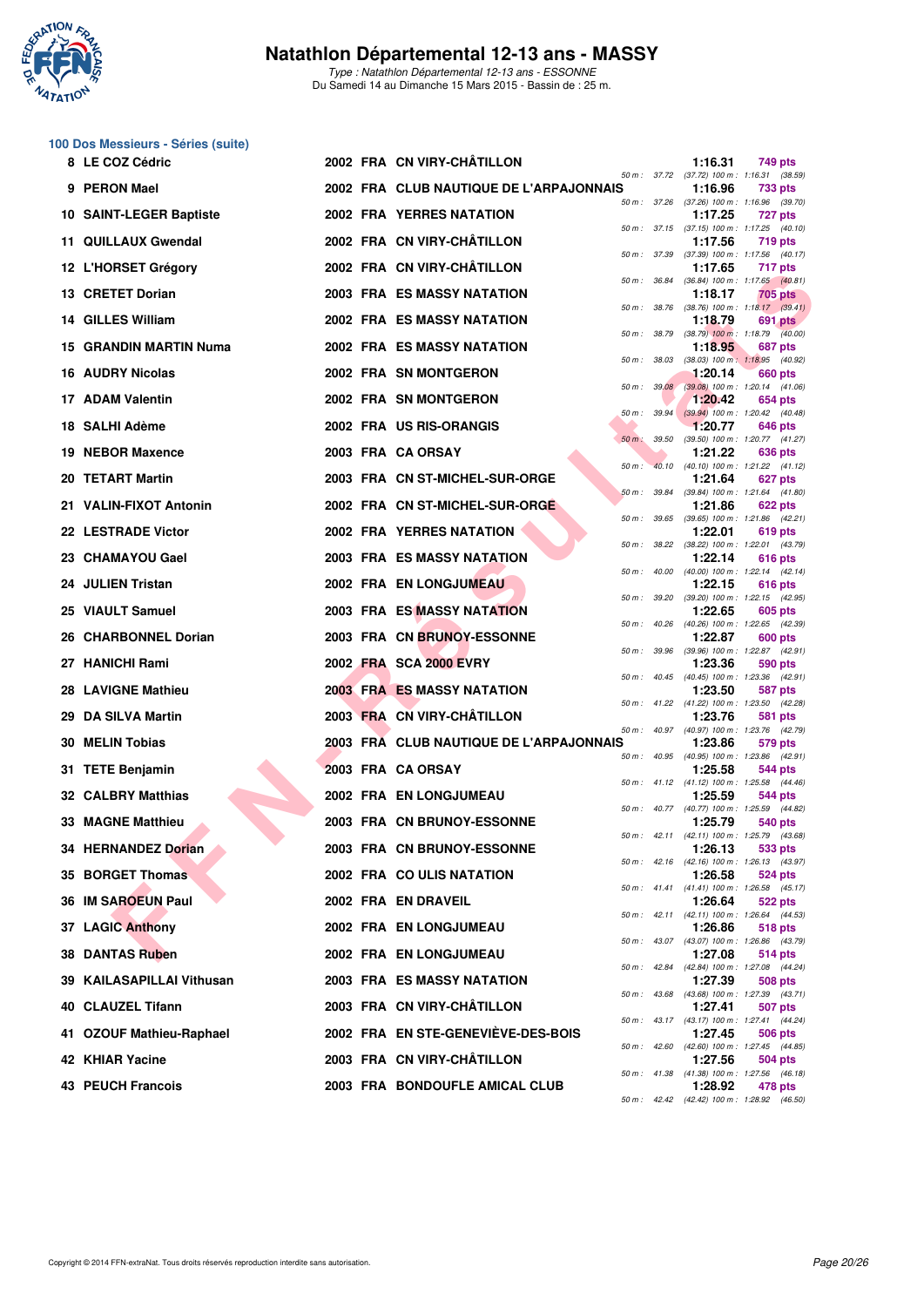# Natathlon Départemental 12-13 ans - MASSY

*Type : Natathlon Départemental 12-13 ans - ESSONNE*
Du Samedi 14 au Dimanche 15 Mars 2015 - Bassin de : 25 m.

## 100 Dos Messieurs - Séries (suite)

| Rang | Nom | Année | Nat. | Club | Temps | Points | Splits |
|---|---|---|---|---|---|---|---|
| 8 | LE COZ Cédric | 2002 | FRA | CN VIRY-CHÂTILLON | 1:16.31 | 749 pts | 50 m : 37.72 (37.72) 100 m : 1:16.31 (38.59) |
| 9 | PERON Mael | 2002 | FRA | CLUB NAUTIQUE DE L'ARPAJONNAIS | 1:16.96 | 733 pts | 50 m : 37.26 (37.26) 100 m : 1:16.96 (39.70) |
| 10 | SAINT-LEGER Baptiste | 2002 | FRA | YERRES NATATION | 1:17.25 | 727 pts | 50 m : 37.15 (37.15) 100 m : 1:17.25 (40.10) |
| 11 | QUILLAUX Gwendal | 2002 | FRA | CN VIRY-CHÂTILLON | 1:17.56 | 719 pts | 50 m : 37.39 (37.39) 100 m : 1:17.56 (40.17) |
| 12 | L'HORSET Grégory | 2002 | FRA | CN VIRY-CHÂTILLON | 1:17.65 | 717 pts | 50 m : 36.84 (36.84) 100 m : 1:17.65 (40.81) |
| 13 | CRETET Dorian | 2003 | FRA | ES MASSY NATATION | 1:18.17 | 705 pts | 50 m : 38.76 (38.76) 100 m : 1:18.17 (39.41) |
| 14 | GILLES William | 2002 | FRA | ES MASSY NATATION | 1:18.79 | 691 pts | 50 m : 38.79 (38.79) 100 m : 1:18.79 (40.00) |
| 15 | GRANDIN MARTIN Numa | 2002 | FRA | ES MASSY NATATION | 1:18.95 | 687 pts | 50 m : 38.03 (38.03) 100 m : 1:18.95 (40.92) |
| 16 | AUDRY Nicolas | 2002 | FRA | SN MONTGERON | 1:20.14 | 660 pts | 50 m : 39.08 (39.08) 100 m : 1:20.14 (41.06) |
| 17 | ADAM Valentin | 2002 | FRA | SN MONTGERON | 1:20.42 | 654 pts | 50 m : 39.94 (39.94) 100 m : 1:20.42 (40.48) |
| 18 | SALHI Adème | 2002 | FRA | US RIS-ORANGIS | 1:20.77 | 646 pts | 50 m : 39.50 (39.50) 100 m : 1:20.77 (41.27) |
| 19 | NEBOR Maxence | 2003 | FRA | CA ORSAY | 1:21.22 | 636 pts | 50 m : 40.10 (40.10) 100 m : 1:21.22 (41.12) |
| 20 | TETART Martin | 2003 | FRA | CN ST-MICHEL-SUR-ORGE | 1:21.64 | 627 pts | 50 m : 39.84 (39.84) 100 m : 1:21.64 (41.80) |
| 21 | VALIN-FIXOT Antonin | 2002 | FRA | CN ST-MICHEL-SUR-ORGE | 1:21.86 | 622 pts | 50 m : 39.65 (39.65) 100 m : 1:21.86 (42.21) |
| 22 | LESTRADE Victor | 2002 | FRA | YERRES NATATION | 1:22.01 | 619 pts | 50 m : 38.22 (38.22) 100 m : 1:22.01 (43.79) |
| 23 | CHAMAYOU Gael | 2003 | FRA | ES MASSY NATATION | 1:22.14 | 616 pts | 50 m : 40.00 (40.00) 100 m : 1:22.14 (42.14) |
| 24 | JULIEN Tristan | 2002 | FRA | EN LONGJUMEAU | 1:22.15 | 616 pts | 50 m : 39.20 (39.20) 100 m : 1:22.15 (42.95) |
| 25 | VIAULT Samuel | 2003 | FRA | ES MASSY NATATION | 1:22.65 | 605 pts | 50 m : 40.26 (40.26) 100 m : 1:22.65 (42.39) |
| 26 | CHARBONNEL Dorian | 2003 | FRA | CN BRUNOY-ESSONNE | 1:22.87 | 600 pts | 50 m : 39.96 (39.96) 100 m : 1:22.87 (42.91) |
| 27 | HANICHI Rami | 2002 | FRA | SCA 2000 EVRY | 1:23.36 | 590 pts | 50 m : 40.45 (40.45) 100 m : 1:23.36 (42.91) |
| 28 | LAVIGNE Mathieu | 2003 | FRA | ES MASSY NATATION | 1:23.50 | 587 pts | 50 m : 41.22 (41.22) 100 m : 1:23.50 (42.28) |
| 29 | DA SILVA Martin | 2003 | FRA | CN VIRY-CHÂTILLON | 1:23.76 | 581 pts | 50 m : 40.97 (40.97) 100 m : 1:23.76 (42.79) |
| 30 | MELIN Tobias | 2003 | FRA | CLUB NAUTIQUE DE L'ARPAJONNAIS | 1:23.86 | 579 pts | 50 m : 40.95 (40.95) 100 m : 1:23.86 (42.91) |
| 31 | TETE Benjamin | 2003 | FRA | CA ORSAY | 1:25.58 | 544 pts | 50 m : 41.12 (41.12) 100 m : 1:25.58 (44.46) |
| 32 | CALBRY Matthias | 2002 | FRA | EN LONGJUMEAU | 1:25.59 | 544 pts | 50 m : 40.77 (40.77) 100 m : 1:25.59 (44.82) |
| 33 | MAGNE Matthieu | 2003 | FRA | CN BRUNOY-ESSONNE | 1:25.79 | 540 pts | 50 m : 42.11 (42.11) 100 m : 1:25.79 (43.68) |
| 34 | HERNANDEZ Dorian | 2003 | FRA | CN BRUNOY-ESSONNE | 1:26.13 | 533 pts | 50 m : 42.16 (42.16) 100 m : 1:26.13 (43.97) |
| 35 | BORGET Thomas | 2002 | FRA | CO ULIS NATATION | 1:26.58 | 524 pts | 50 m : 41.41 (41.41) 100 m : 1:26.58 (45.17) |
| 36 | IM SAROEUN Paul | 2002 | FRA | EN DRAVEIL | 1:26.64 | 522 pts | 50 m : 42.11 (42.11) 100 m : 1:26.64 (44.53) |
| 37 | LAGIC Anthony | 2002 | FRA | EN LONGJUMEAU | 1:26.86 | 518 pts | 50 m : 43.07 (43.07) 100 m : 1:26.86 (43.79) |
| 38 | DANTAS Ruben | 2002 | FRA | EN LONGJUMEAU | 1:27.08 | 514 pts | 50 m : 42.84 (42.84) 100 m : 1:27.08 (44.24) |
| 39 | KAILASAPILLAI Vithusan | 2003 | FRA | ES MASSY NATATION | 1:27.39 | 508 pts | 50 m : 43.68 (43.68) 100 m : 1:27.39 (43.71) |
| 40 | CLAUZEL Tifann | 2003 | FRA | CN VIRY-CHÂTILLON | 1:27.41 | 507 pts | 50 m : 43.17 (43.17) 100 m : 1:27.41 (44.24) |
| 41 | OZOUF Mathieu-Raphael | 2002 | FRA | EN STE-GENEVIÈVE-DES-BOIS | 1:27.45 | 506 pts | 50 m : 42.60 (42.60) 100 m : 1:27.45 (44.85) |
| 42 | KHIAR Yacine | 2003 | FRA | CN VIRY-CHÂTILLON | 1:27.56 | 504 pts | 50 m : 41.38 (41.38) 100 m : 1:27.56 (46.18) |
| 43 | PEUCH Francois | 2003 | FRA | BONDOUFLE AMICAL CLUB | 1:28.92 | 478 pts | 50 m : 42.42 (42.42) 100 m : 1:28.92 (46.50) |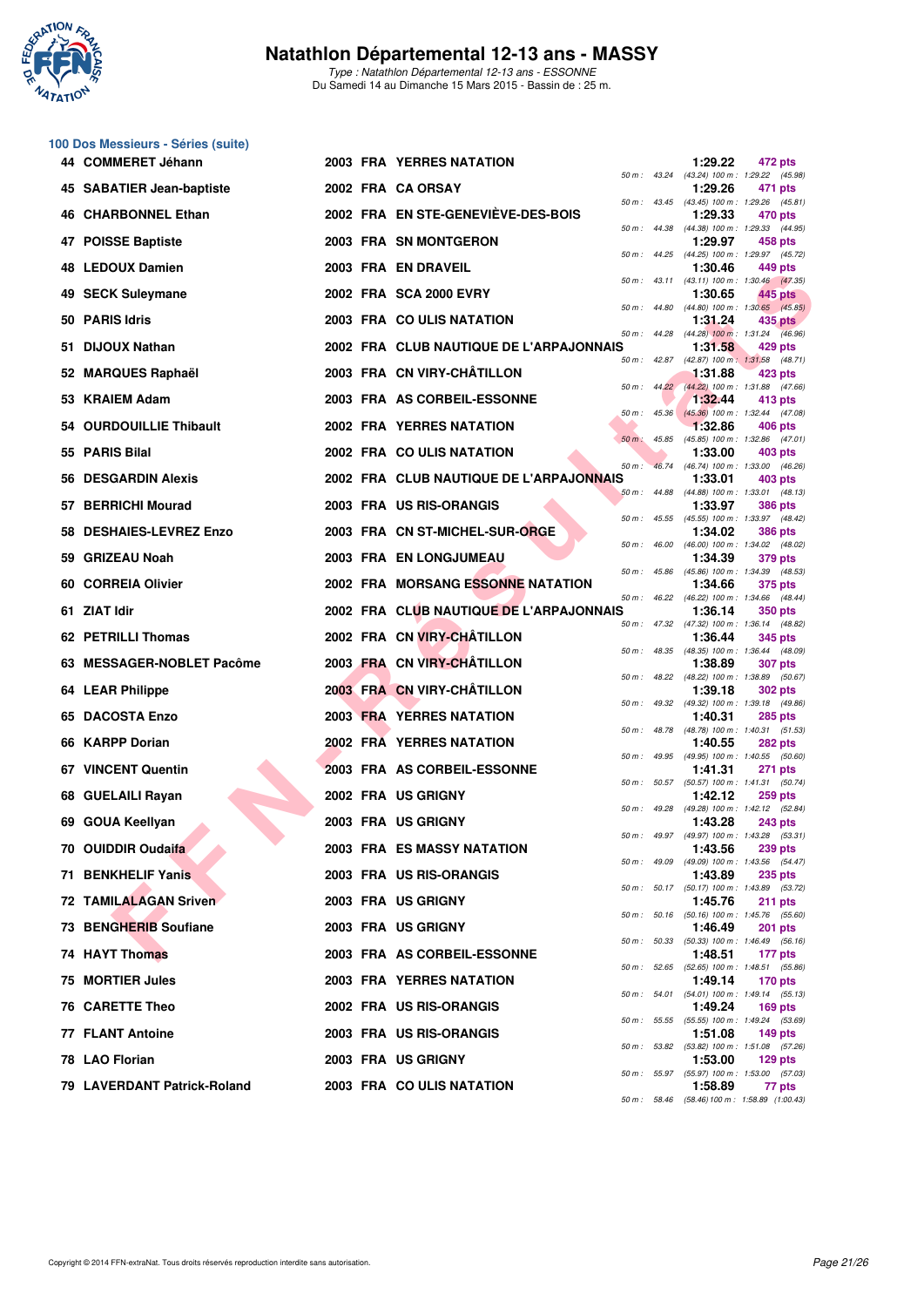# Natathlon Départemental 12-13 ans - MASSY

*Type : Natathlon Départemental 12-13 ans - ESSONNE*
Du Samedi 14 au Dimanche 15 Mars 2015 - Bassin de : 25 m.

## 100 Dos Messieurs - Séries (suite)

| Rg | Nom | Année | Nat | Club | Temps | Points | Splits |
|---|---|---|---|---|---|---|---|
| 44 | COMMERET Jéhann | 2003 | FRA | YERRES NATATION | 1:29.22 | 472 pts | 50 m : 43.24 (43.24) 100 m : 1:29.22 (45.98) |
| 45 | SABATIER Jean-baptiste | 2002 | FRA | CA ORSAY | 1:29.26 | 471 pts | 50 m : 43.45 (43.45) 100 m : 1:29.26 (45.81) |
| 46 | CHARBONNEL Ethan | 2002 | FRA | EN STE-GENEVIÈVE-DES-BOIS | 1:29.33 | 470 pts | 50 m : 44.38 (44.38) 100 m : 1:29.33 (44.95) |
| 47 | POISSE Baptiste | 2003 | FRA | SN MONTGERON | 1:29.97 | 458 pts | 50 m : 44.25 (44.25) 100 m : 1:29.97 (45.72) |
| 48 | LEDOUX Damien | 2003 | FRA | EN DRAVEIL | 1:30.46 | 449 pts | 50 m : 43.11 (43.11) 100 m : 1:30.46 (47.35) |
| 49 | SECK Suleymane | 2002 | FRA | SCA 2000 EVRY | 1:30.65 | 445 pts | 50 m : 44.80 (44.80) 100 m : 1:30.65 (45.85) |
| 50 | PARIS Idris | 2003 | FRA | CO ULIS NATATION | 1:31.24 | 435 pts | 50 m : 44.28 (44.28) 100 m : 1:31.24 (46.96) |
| 51 | DIJOUX Nathan | 2002 | FRA | CLUB NAUTIQUE DE L'ARPAJONNAIS | 1:31.58 | 429 pts | 50 m : 42.87 (42.87) 100 m : 1:31.58 (48.71) |
| 52 | MARQUES Raphaël | 2003 | FRA | CN VIRY-CHÂTILLON | 1:31.88 | 423 pts | 50 m : 44.22 (44.22) 100 m : 1:31.88 (47.66) |
| 53 | KRAIEM Adam | 2003 | FRA | AS CORBEIL-ESSONNE | 1:32.44 | 413 pts | 50 m : 45.36 (45.36) 100 m : 1:32.44 (47.08) |
| 54 | OURDOUILLIE Thibault | 2002 | FRA | YERRES NATATION | 1:32.86 | 406 pts | 50 m : 45.85 (45.85) 100 m : 1:32.86 (47.01) |
| 55 | PARIS Bilal | 2002 | FRA | CO ULIS NATATION | 1:33.00 | 403 pts | 50 m : 46.74 (46.74) 100 m : 1:33.00 (46.26) |
| 56 | DESGARDIN Alexis | 2002 | FRA | CLUB NAUTIQUE DE L'ARPAJONNAIS | 1:33.01 | 403 pts | 50 m : 44.88 (44.88) 100 m : 1:33.01 (48.13) |
| 57 | BERRICHI Mourad | 2003 | FRA | US RIS-ORANGIS | 1:33.97 | 386 pts | 50 m : 45.55 (45.55) 100 m : 1:33.97 (48.42) |
| 58 | DESHAIES-LEVREZ Enzo | 2003 | FRA | CN ST-MICHEL-SUR-ORGE | 1:34.02 | 386 pts | 50 m : 46.00 (46.00) 100 m : 1:34.02 (48.02) |
| 59 | GRIZEAU Noah | 2003 | FRA | EN LONGJUMEAU | 1:34.39 | 379 pts | 50 m : 45.86 (45.86) 100 m : 1:34.39 (48.53) |
| 60 | CORREIA Olivier | 2002 | FRA | MORSANG ESSONNE NATATION | 1:34.66 | 375 pts | 50 m : 46.22 (46.22) 100 m : 1:34.66 (48.44) |
| 61 | ZIAT Idir | 2002 | FRA | CLUB NAUTIQUE DE L'ARPAJONNAIS | 1:36.14 | 350 pts | 50 m : 47.32 (47.32) 100 m : 1:36.14 (48.82) |
| 62 | PETRILLI Thomas | 2002 | FRA | CN VIRY-CHÂTILLON | 1:36.44 | 345 pts | 50 m : 48.35 (48.35) 100 m : 1:36.44 (48.09) |
| 63 | MESSAGER-NOBLET Pacôme | 2003 | FRA | CN VIRY-CHÂTILLON | 1:38.89 | 307 pts | 50 m : 48.22 (48.22) 100 m : 1:38.89 (50.67) |
| 64 | LEAR Philippe | 2003 | FRA | CN VIRY-CHÂTILLON | 1:39.18 | 302 pts | 50 m : 49.32 (49.32) 100 m : 1:39.18 (49.86) |
| 65 | DACOSTA Enzo | 2003 | FRA | YERRES NATATION | 1:40.31 | 285 pts | 50 m : 48.78 (48.78) 100 m : 1:40.31 (51.53) |
| 66 | KARPP Dorian | 2002 | FRA | YERRES NATATION | 1:40.55 | 282 pts | 50 m : 49.95 (49.95) 100 m : 1:40.55 (50.60) |
| 67 | VINCENT Quentin | 2003 | FRA | AS CORBEIL-ESSONNE | 1:41.31 | 271 pts | 50 m : 50.57 (50.57) 100 m : 1:41.31 (50.74) |
| 68 | GUELAILI Rayan | 2002 | FRA | US GRIGNY | 1:42.12 | 259 pts | 50 m : 49.28 (49.28) 100 m : 1:42.12 (52.84) |
| 69 | GOUA Keellyan | 2003 | FRA | US GRIGNY | 1:43.28 | 243 pts | 50 m : 49.97 (49.97) 100 m : 1:43.28 (53.31) |
| 70 | OUIDDIR Oudaifa | 2003 | FRA | ES MASSY NATATION | 1:43.56 | 239 pts | 50 m : 49.09 (49.09) 100 m : 1:43.56 (54.47) |
| 71 | BENKHELIF Yanis | 2003 | FRA | US RIS-ORANGIS | 1:43.89 | 235 pts | 50 m : 50.17 (50.17) 100 m : 1:43.89 (53.72) |
| 72 | TAMILALAGAN Sriven | 2003 | FRA | US GRIGNY | 1:45.76 | 211 pts | 50 m : 50.16 (50.16) 100 m : 1:45.76 (55.60) |
| 73 | BENGHERIB Soufiane | 2003 | FRA | US GRIGNY | 1:46.49 | 201 pts | 50 m : 50.33 (50.33) 100 m : 1:46.49 (56.16) |
| 74 | HAYT Thomas | 2003 | FRA | AS CORBEIL-ESSONNE | 1:48.51 | 177 pts | 50 m : 52.65 (52.65) 100 m : 1:48.51 (55.86) |
| 75 | MORTIER Jules | 2003 | FRA | YERRES NATATION | 1:49.14 | 170 pts | 50 m : 54.01 (54.01) 100 m : 1:49.14 (55.13) |
| 76 | CARETTE Theo | 2002 | FRA | US RIS-ORANGIS | 1:49.24 | 169 pts | 50 m : 55.55 (55.55) 100 m : 1:49.24 (53.69) |
| 77 | FLANT Antoine | 2003 | FRA | US RIS-ORANGIS | 1:51.08 | 149 pts | 50 m : 53.82 (53.82) 100 m : 1:51.08 (57.26) |
| 78 | LAO Florian | 2003 | FRA | US GRIGNY | 1:53.00 | 129 pts | 50 m : 55.97 (55.97) 100 m : 1:53.00 (57.03) |
| 79 | LAVERDANT Patrick-Roland | 2003 | FRA | CO ULIS NATATION | 1:58.89 | 77 pts | 50 m : 58.46 (58.46) 100 m : 1:58.89 (1:00.43) |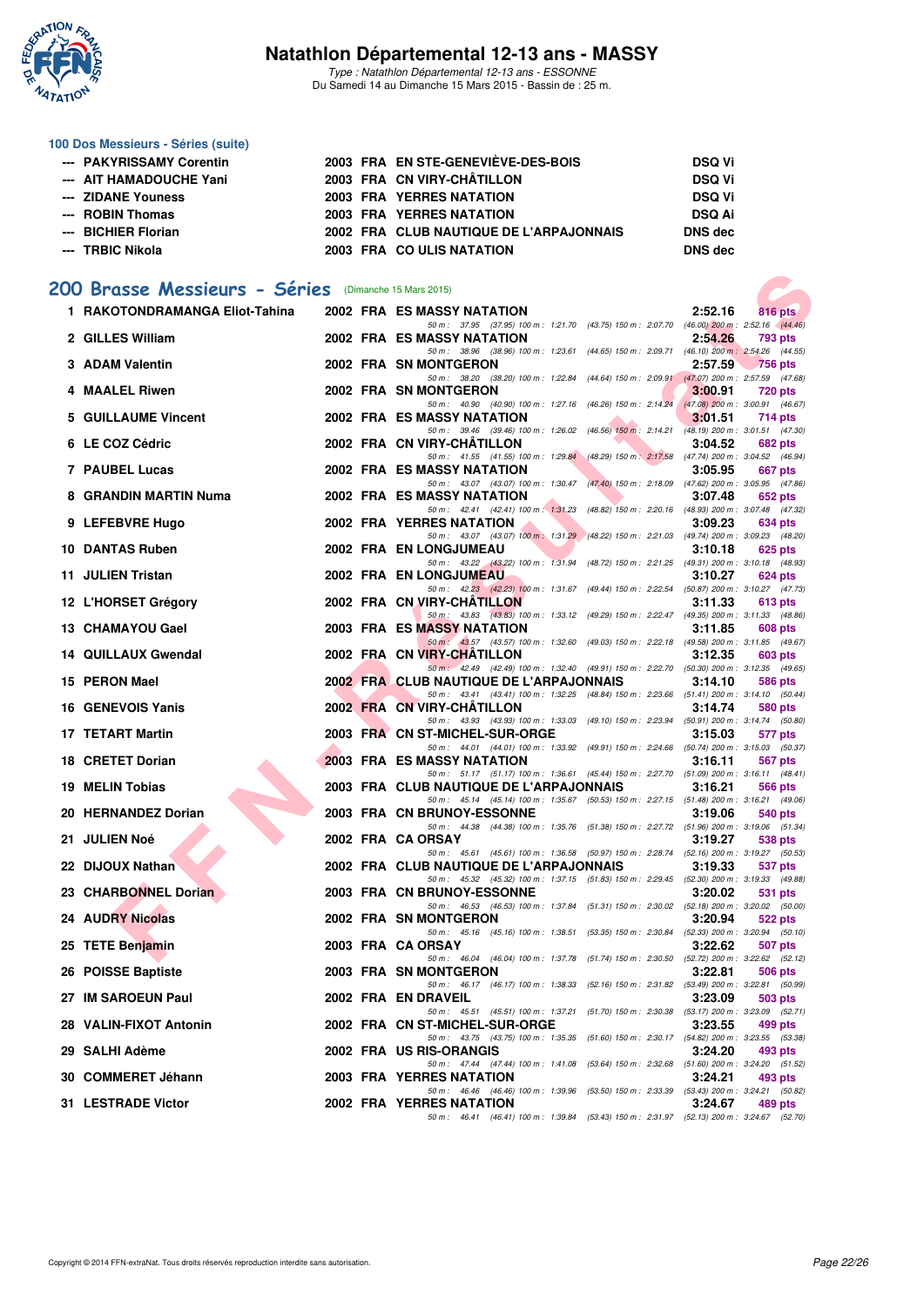## 100 Dos Messieurs - Séries (suite)

| | Nom | Année | Nat | Club | Résultat |
|---|---|---|---|---|---|
| --- | PAKYRISSAMY Corentin | 2003 | FRA | EN STE-GENEVIÈVE-DES-BOIS | DSQ Vi |
| --- | AIT HAMADOUCHE Yani | 2003 | FRA | CN VIRY-CHÂTILLON | DSQ Vi |
| --- | ZIDANE Youness | 2003 | FRA | YERRES NATATION | DSQ Vi |
| --- | ROBIN Thomas | 2003 | FRA | YERRES NATATION | DSQ Ai |
| --- | BICHIER Florian | 2002 | FRA | CLUB NAUTIQUE DE L'ARPAJONNAIS | DNS dec |
| --- | TRBIC Nikola | 2003 | FRA | CO ULIS NATATION | DNS dec |

## 200 Brasse Messieurs - Séries (Dimanche 15 Mars 2015)

| Rang | Nom | Année | Nat | Club | Temps | Points |
|---|---|---|---|---|---|---|
| 1 | RAKOTONDRAMANGA Eliot-Tahina | 2002 | FRA | ES MASSY NATATION | 2:52.16 | 816 pts |
| | 50 m : 37.95 (37.95) 100 m : 1:21.70 (43.75) 150 m : 2:07.70 (46.00) 200 m : 2:52.16 (44.46) | | | | | |
| 2 | GILLES William | 2002 | FRA | ES MASSY NATATION | 2:54.26 | 793 pts |
| | 50 m : 38.96 (38.96) 100 m : 1:23.61 (44.65) 150 m : 2:09.71 (46.10) 200 m : 2:54.26 (44.55) | | | | | |
| 3 | ADAM Valentin | 2002 | FRA | SN MONTGERON | 2:57.59 | 756 pts |
| | 50 m : 38.20 (38.20) 100 m : 1:22.84 (44.64) 150 m : 2:09.91 (47.07) 200 m : 2:57.59 (47.68) | | | | | |
| 4 | MAALEL Riwen | 2002 | FRA | SN MONTGERON | 3:00.91 | 720 pts |
| | 50 m : 40.90 (40.90) 100 m : 1:27.16 (46.26) 150 m : 2:14.24 (47.08) 200 m : 3:00.91 (46.67) | | | | | |
| 5 | GUILLAUME Vincent | 2002 | FRA | ES MASSY NATATION | 3:01.51 | 714 pts |
| | 50 m : 39.46 (39.46) 100 m : 1:26.02 (46.56) 150 m : 2:14.21 (48.19) 200 m : 3:01.51 (47.30) | | | | | |
| 6 | LE COZ Cédric | 2002 | FRA | CN VIRY-CHÂTILLON | 3:04.52 | 682 pts |
| | 50 m : 41.55 (41.55) 100 m : 1:29.84 (48.29) 150 m : 2:17.58 (47.74) 200 m : 3:04.52 (46.94) | | | | | |
| 7 | PAUBEL Lucas | 2002 | FRA | ES MASSY NATATION | 3:05.95 | 667 pts |
| | 50 m : 43.07 (43.07) 100 m : 1:30.47 (47.40) 150 m : 2:18.09 (47.62) 200 m : 3:05.95 (47.86) | | | | | |
| 8 | GRANDIN MARTIN Numa | 2002 | FRA | ES MASSY NATATION | 3:07.48 | 652 pts |
| | 50 m : 42.41 (42.41) 100 m : 1:31.23 (48.82) 150 m : 2:20.16 (48.93) 200 m : 3:07.48 (47.32) | | | | | |
| 9 | LEFEBVRE Hugo | 2002 | FRA | YERRES NATATION | 3:09.23 | 634 pts |
| | 50 m : 43.07 (43.07) 100 m : 1:31.29 (48.22) 150 m : 2:21.03 (49.74) 200 m : 3:09.23 (48.20) | | | | | |
| 10 | DANTAS Ruben | 2002 | FRA | EN LONGJUMEAU | 3:10.18 | 625 pts |
| | 50 m : 43.22 (43.22) 100 m : 1:31.94 (48.72) 150 m : 2:21.25 (49.31) 200 m : 3:10.18 (48.93) | | | | | |
| 11 | JULIEN Tristan | 2002 | FRA | EN LONGJUMEAU | 3:10.27 | 624 pts |
| | 50 m : 42.23 (42.23) 100 m : 1:31.67 (49.44) 150 m : 2:22.54 (50.87) 200 m : 3:10.27 (47.73) | | | | | |
| 12 | L'HORSET Grégory | 2002 | FRA | CN VIRY-CHÂTILLON | 3:11.33 | 613 pts |
| | 50 m : 43.83 (43.83) 100 m : 1:33.12 (49.29) 150 m : 2:22.47 (49.35) 200 m : 3:11.33 (48.86) | | | | | |
| 13 | CHAMAYOU Gael | 2003 | FRA | ES MASSY NATATION | 3:11.85 | 608 pts |
| | 50 m : 43.57 (43.57) 100 m : 1:32.60 (49.03) 150 m : 2:22.18 (49.58) 200 m : 3:11.85 (49.67) | | | | | |
| 14 | QUILLAUX Gwendal | 2002 | FRA | CN VIRY-CHÂTILLON | 3:12.35 | 603 pts |
| | 50 m : 42.49 (42.49) 100 m : 1:32.40 (49.91) 150 m : 2:22.70 (50.30) 200 m : 3:12.35 (49.65) | | | | | |
| 15 | PERON Mael | 2002 | FRA | CLUB NAUTIQUE DE L'ARPAJONNAIS | 3:14.10 | 586 pts |
| | 50 m : 43.41 (43.41) 100 m : 1:32.25 (48.84) 150 m : 2:23.66 (51.41) 200 m : 3:14.10 (50.44) | | | | | |
| 16 | GENEVOIS Yanis | 2002 | FRA | CN VIRY-CHÂTILLON | 3:14.74 | 580 pts |
| | 50 m : 43.93 (43.93) 100 m : 1:33.03 (49.10) 150 m : 2:23.94 (50.91) 200 m : 3:14.74 (50.80) | | | | | |
| 17 | TETART Martin | 2003 | FRA | CN ST-MICHEL-SUR-ORGE | 3:15.03 | 577 pts |
| | 50 m : 44.01 (44.01) 100 m : 1:33.92 (49.91) 150 m : 2:24.66 (50.74) 200 m : 3:15.03 (50.37) | | | | | |
| 18 | CRETET Dorian | 2003 | FRA | ES MASSY NATATION | 3:16.11 | 567 pts |
| | 50 m : 51.17 (51.17) 100 m : 1:36.61 (45.44) 150 m : 2:27.70 (51.09) 200 m : 3:16.11 (48.41) | | | | | |
| 19 | MELIN Tobias | 2003 | FRA | CLUB NAUTIQUE DE L'ARPAJONNAIS | 3:16.21 | 566 pts |
| | 50 m : 45.14 (45.14) 100 m : 1:35.67 (50.53) 150 m : 2:27.15 (51.48) 200 m : 3:16.21 (49.06) | | | | | |
| 20 | HERNANDEZ Dorian | 2003 | FRA | CN BRUNOY-ESSONNE | 3:19.06 | 540 pts |
| | 50 m : 44.38 (44.38) 100 m : 1:35.76 (51.38) 150 m : 2:27.72 (51.96) 200 m : 3:19.06 (51.34) | | | | | |
| 21 | JULIEN Noé | 2002 | FRA | CA ORSAY | 3:19.27 | 538 pts |
| | 50 m : 45.61 (45.61) 100 m : 1:36.58 (50.97) 150 m : 2:28.74 (52.16) 200 m : 3:19.27 (50.53) | | | | | |
| 22 | DIJOUX Nathan | 2002 | FRA | CLUB NAUTIQUE DE L'ARPAJONNAIS | 3:19.33 | 537 pts |
| | 50 m : 45.32 (45.32) 100 m : 1:37.15 (51.83) 150 m : 2:29.45 (52.30) 200 m : 3:19.33 (49.88) | | | | | |
| 23 | CHARBONNEL Dorian | 2003 | FRA | CN BRUNOY-ESSONNE | 3:20.02 | 531 pts |
| | 50 m : 46.53 (46.53) 100 m : 1:37.84 (51.31) 150 m : 2:30.02 (52.18) 200 m : 3:20.02 (50.00) | | | | | |
| 24 | AUDRY Nicolas | 2002 | FRA | SN MONTGERON | 3:20.94 | 522 pts |
| | 50 m : 45.16 (45.16) 100 m : 1:38.51 (53.35) 150 m : 2:30.84 (52.33) 200 m : 3:20.94 (50.10) | | | | | |
| 25 | TETE Benjamin | 2003 | FRA | CA ORSAY | 3:22.62 | 507 pts |
| | 50 m : 46.04 (46.04) 100 m : 1:37.78 (51.74) 150 m : 2:30.50 (52.72) 200 m : 3:22.62 (52.12) | | | | | |
| 26 | POISSE Baptiste | 2003 | FRA | SN MONTGERON | 3:22.81 | 506 pts |
| | 50 m : 46.17 (46.17) 100 m : 1:38.33 (52.16) 150 m : 2:31.82 (53.49) 200 m : 3:22.81 (50.99) | | | | | |
| 27 | IM SAROEUN Paul | 2002 | FRA | EN DRAVEIL | 3:23.09 | 503 pts |
| | 50 m : 45.51 (45.51) 100 m : 1:37.21 (51.70) 150 m : 2:30.38 (53.17) 200 m : 3:23.09 (52.71) | | | | | |
| 28 | VALIN-FIXOT Antonin | 2002 | FRA | CN ST-MICHEL-SUR-ORGE | 3:23.55 | 499 pts |
| | 50 m : 43.75 (43.75) 100 m : 1:35.35 (51.60) 150 m : 2:30.17 (54.82) 200 m : 3:23.55 (53.38) | | | | | |
| 29 | SALHI Adème | 2002 | FRA | US RIS-ORANGIS | 3:24.20 | 493 pts |
| | 50 m : 47.44 (47.44) 100 m : 1:41.08 (53.64) 150 m : 2:32.68 (51.60) 200 m : 3:24.20 (51.52) | | | | | |
| 30 | COMMERET Jéhann | 2003 | FRA | YERRES NATATION | 3:24.21 | 493 pts |
| | 50 m : 46.46 (46.46) 100 m : 1:39.96 (53.50) 150 m : 2:33.39 (53.43) 200 m : 3:24.21 (50.82) | | | | | |
| 31 | LESTRADE Victor | 2002 | FRA | YERRES NATATION | 3:24.67 | 489 pts |
| | 50 m : 46.41 (46.41) 100 m : 1:39.84 (53.43) 150 m : 2:31.97 (52.13) 200 m : 3:24.67 (52.70) | | | | | |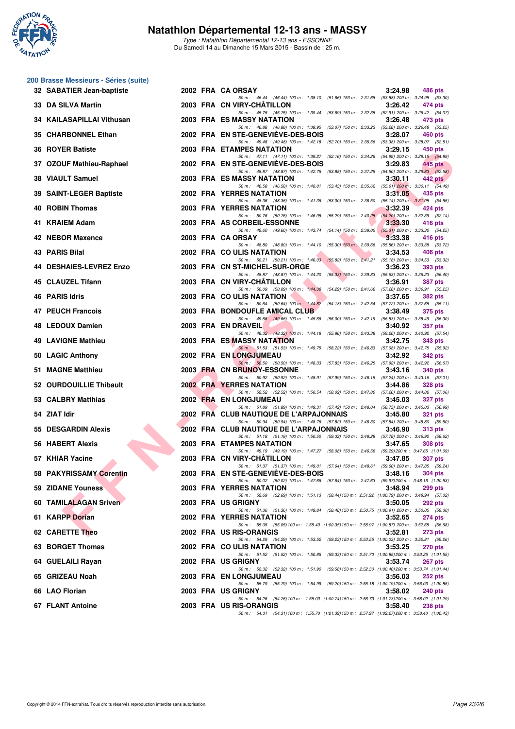# Natathlon Départemental 12-13 ans - MASSY

*Type : Natathlon Départemental 12-13 ans - ESSONNE*

Du Samedi 14 au Dimanche 15 Mars 2015 - Bassin de : 25 m.

## 200 Brasse Messieurs - Séries (suite)

| Rang | Nom | Année | Nat | Club | Temps | Points |
|---|---|---|---|---|---|---|
| 32 | SABATIER Jean-baptiste | 2002 | FRA | CA ORSAY | 3:24.98 | 486 pts |
| | 50 m : 46.44 (46.44) 100 m : 1:38.10 (51.66) 150 m : 2:31.68 (53.58) 200 m : 3:24.98 (53.30) | | | | | |
| 33 | DA SILVA Martin | 2003 | FRA | CN VIRY-CHÂTILLON | 3:26.42 | 474 pts |
| | 50 m : 45.75 (45.75) 100 m : 1:39.44 (53.69) 150 m : 2:32.35 (52.91) 200 m : 3:26.42 (54.07) | | | | | |
| 34 | KAILASAPILLAI Vithusan | 2003 | FRA | ES MASSY NATATION | 3:26.48 | 473 pts |
| | 50 m : 46.88 (46.88) 100 m : 1:39.95 (53.07) 150 m : 2:33.23 (53.28) 200 m : 3:26.48 (53.25) | | | | | |
| 35 | CHARBONNEL Ethan | 2002 | FRA | EN STE-GENEVIÈVE-DES-BOIS | 3:28.07 | 460 pts |
| | 50 m : 49.48 (49.48) 100 m : 1:42.18 (52.70) 150 m : 2:35.56 (53.38) 200 m : 3:28.07 (52.51) | | | | | |
| 36 | ROYER Batiste | 2003 | FRA | ETAMPES NATATION | 3:29.15 | 450 pts |
| | 50 m : 47.11 (47.11) 100 m : 1:39.27 (52.16) 150 m : 2:34.26 (54.99) 200 m : 3:29.15 (54.89) | | | | | |
| 37 | OZOUF Mathieu-Raphael | 2002 | FRA | EN STE-GENEVIÈVE-DES-BOIS | 3:29.83 | 445 pts |
| | 50 m : 48.87 (48.87) 100 m : 1:42.75 (53.88) 150 m : 2:37.25 (54.50) 200 m : 3:29.83 (52.58) | | | | | |
| 38 | VIAULT Samuel | 2003 | FRA | ES MASSY NATATION | 3:30.11 | 442 pts |
| | 50 m : 46.58 (46.58) 100 m : 1:40.01 (53.43) 150 m : 2:35.62 (55.61) 200 m : 3:30.11 (54.49) | | | | | |
| 39 | SAINT-LEGER Baptiste | 2002 | FRA | YERRES NATATION | 3:31.05 | 435 pts |
| | 50 m : 48.36 (48.36) 100 m : 1:41.36 (53.00) 150 m : 2:36.50 (55.14) 200 m : 3:31.05 (54.55) | | | | | |
| 40 | ROBIN Thomas | 2003 | FRA | YERRES NATATION | 3:32.39 | 424 pts |
| | 50 m : 50.76 (50.76) 100 m : 1:46.05 (55.29) 150 m : 2:40.25 (54.20) 200 m : 3:32.39 (52.14) | | | | | |
| 41 | KRAIEM Adam | 2003 | FRA | AS CORBEIL-ESSONNE | 3:33.30 | 416 pts |
| | 50 m : 49.60 (49.60) 100 m : 1:43.74 (54.14) 150 m : 2:39.05 (55.31) 200 m : 3:33.30 (54.25) | | | | | |
| 42 | NEBOR Maxence | 2003 | FRA | CA ORSAY | 3:33.38 | 416 pts |
| | 50 m : 48.80 (48.80) 100 m : 1:44.10 (55.30) 150 m : 2:39.66 (55.56) 200 m : 3:33.38 (53.72) | | | | | |
| 43 | PARIS Bilal | 2002 | FRA | CO ULIS NATATION | 3:34.53 | 406 pts |
| | 50 m : 50.21 (50.21) 100 m : 1:46.03 (55.82) 150 m : 2:41.21 (55.18) 200 m : 3:34.53 (53.32) | | | | | |
| 44 | DESHAIES-LEVREZ Enzo | 2003 | FRA | CN ST-MICHEL-SUR-ORGE | 3:36.23 | 393 pts |
| | 50 m : 48.87 (48.87) 100 m : 1:44.20 (55.33) 150 m : 2:39.83 (55.63) 200 m : 3:36.23 (56.40) | | | | | |
| 45 | CLAUZEL Tifann | 2003 | FRA | CN VIRY-CHÂTILLON | 3:36.91 | 387 pts |
| | 50 m : 50.09 (50.09) 100 m : 1:44.38 (54.29) 150 m : 2:41.66 (57.28) 200 m : 3:36.91 (55.25) | | | | | |
| 46 | PARIS Idris | 2003 | FRA | CO ULIS NATATION | 3:37.65 | 382 pts |
| | 50 m : 50.64 (50.64) 100 m : 1:44.82 (54.18) 150 m : 2:42.54 (57.72) 200 m : 3:37.65 (55.11) | | | | | |
| 47 | PEUCH Francois | 2003 | FRA | BONDOUFLE AMICAL CLUB | 3:38.49 | 375 pts |
| | 50 m : 49.66 (49.66) 100 m : 1:45.66 (56.00) 150 m : 2:42.19 (56.53) 200 m : 3:38.49 (56.30) | | | | | |
| 48 | LEDOUX Damien | 2003 | FRA | EN DRAVEIL | 3:40.92 | 357 pts |
| | 50 m : 48.32 (48.32) 100 m : 1:44.18 (55.86) 150 m : 2:43.38 (59.20) 200 m : 3:40.92 (57.54) | | | | | |
| 49 | LAVIGNE Mathieu | 2003 | FRA | ES MASSY NATATION | 3:42.75 | 343 pts |
| | 50 m : 51.53 (51.53) 100 m : 1:49.75 (58.22) 150 m : 2:46.83 (57.08) 200 m : 3:42.75 (55.92) | | | | | |
| 50 | LAGIC Anthony | 2002 | FRA | EN LONGJUMEAU | 3:42.92 | 342 pts |
| | 50 m : 50.50 (50.50) 100 m : 1:48.33 (57.83) 150 m : 2:46.25 (57.92) 200 m : 3:42.92 (56.67) | | | | | |
| 51 | MAGNE Matthieu | 2003 | FRA | CN BRUNOY-ESSONNE | 3:43.16 | 340 pts |
| | 50 m : 50.92 (50.92) 100 m : 1:48.91 (57.99) 150 m : 2:46.15 (57.24) 200 m : 3:43.16 (57.01) | | | | | |
| 52 | OURDOUILLIE Thibault | 2002 | FRA | YERRES NATATION | 3:44.86 | 328 pts |
| | 50 m : 52.52 (52.52) 100 m : 1:50.54 (58.02) 150 m : 2:47.80 (57.26) 200 m : 3:44.86 (57.06) | | | | | |
| 53 | CALBRY Matthias | 2002 | FRA | EN LONGJUMEAU | 3:45.03 | 327 pts |
| | 50 m : 51.89 (51.89) 100 m : 1:49.31 (57.42) 150 m : 2:48.04 (58.73) 200 m : 3:45.03 (56.99) | | | | | |
| 54 | ZIAT Idir | 2002 | FRA | CLUB NAUTIQUE DE L'ARPAJONNAIS | 3:45.80 | 321 pts |
| | 50 m : 50.94 (50.94) 100 m : 1:48.76 (57.82) 150 m : 2:46.30 (57.54) 200 m : 3:45.80 (59.50) | | | | | |
| 55 | DESGARDIN Alexis | 2002 | FRA | CLUB NAUTIQUE DE L'ARPAJONNAIS | 3:46.90 | 313 pts |
| | 50 m : 51.18 (51.18) 100 m : 1:50.50 (59.32) 150 m : 2:48.28 (57.78) 200 m : 3:46.90 (58.62) | | | | | |
| 56 | HABERT Alexis | 2003 | FRA | ETAMPES NATATION | 3:47.65 | 308 pts |
| | 50 m : 49.19 (49.19) 100 m : 1:47.27 (58.08) 150 m : 2:46.56 (59.29) 200 m : 3:47.65 (1:01.09) | | | | | |
| 57 | KHIAR Yacine | 2003 | FRA | CN VIRY-CHÂTILLON | 3:47.85 | 307 pts |
| | 50 m : 51.37 (51.37) 100 m : 1:49.01 (57.64) 150 m : 2:48.61 (59.60) 200 m : 3:47.85 (59.24) | | | | | |
| 58 | PAKYRISSAMY Corentin | 2003 | FRA | EN STE-GENEVIÈVE-DES-BOIS | 3:48.16 | 304 pts |
| | 50 m : 50.02 (50.02) 100 m : 1:47.66 (57.64) 150 m : 2:47.63 (59.97) 200 m : 3:48.16 (1:00.53) | | | | | |
| 59 | ZIDANE Youness | 2003 | FRA | YERRES NATATION | 3:48.94 | 299 pts |
| | 50 m : 52.69 (52.69) 100 m : 1:51.13 (58.44) 150 m : 2:51.92 (1:00.79) 200 m : 3:48.94 (57.02) | | | | | |
| 60 | TAMILALAGAN Sriven | 2003 | FRA | US GRIGNY | 3:50.05 | 292 pts |
| | 50 m : 51.36 (51.36) 100 m : 1:49.84 (58.48) 150 m : 2:50.75 (1:00.91) 200 m : 3:50.05 (59.30) | | | | | |
| 61 | KARPP Dorian | 2002 | FRA | YERRES NATATION | 3:52.65 | 274 pts |
| | 50 m : 55.05 (55.05) 100 m : 1:55.40 (1:00.35) 150 m : 2:55.97 (1:00.57) 200 m : 3:52.65 (56.68) | | | | | |
| 62 | CARETTE Theo | 2002 | FRA | US RIS-ORANGIS | 3:52.81 | 273 pts |
| | 50 m : 54.29 (54.29) 100 m : 1:53.52 (59.23) 150 m : 2:53.55 (1:00.03) 200 m : 3:52.81 (59.26) | | | | | |
| 63 | BORGET Thomas | 2002 | FRA | CO ULIS NATATION | 3:53.25 | 270 pts |
| | 50 m : 51.52 (51.52) 100 m : 1:50.85 (59.33) 150 m : 2:51.70 (1:00.85) 200 m : 3:53.25 (1:01.55) | | | | | |
| 64 | GUELAILI Rayan | 2002 | FRA | US GRIGNY | 3:53.74 | 267 pts |
| | 50 m : 52.32 (52.32) 100 m : 1:51.90 (59.58) 150 m : 2:52.30 (1:00.40) 200 m : 3:53.74 (1:01.44) | | | | | |
| 65 | GRIZEAU Noah | 2003 | FRA | EN LONGJUMEAU | 3:56.03 | 252 pts |
| | 50 m : 55.79 (55.79) 100 m : 1:54.99 (59.20) 150 m : 2:55.18 (1:00.19) 200 m : 3:56.03 (1:00.85) | | | | | |
| 66 | LAO Florian | 2003 | FRA | US GRIGNY | 3:58.02 | 240 pts |
| | 50 m : 54.26 (54.26) 100 m : 1:55.00 (1:00.74) 150 m : 2:56.73 (1:01.73) 200 m : 3:58.02 (1:01.29) | | | | | |
| 67 | FLANT Antoine | 2003 | FRA | US RIS-ORANGIS | 3:58.40 | 238 pts |
| | 50 m : 54.31 (54.31) 100 m : 1:55.70 (1:01.39) 150 m : 2:57.97 (1:02.27) 200 m : 3:58.40 (1:00.43) | | | | | |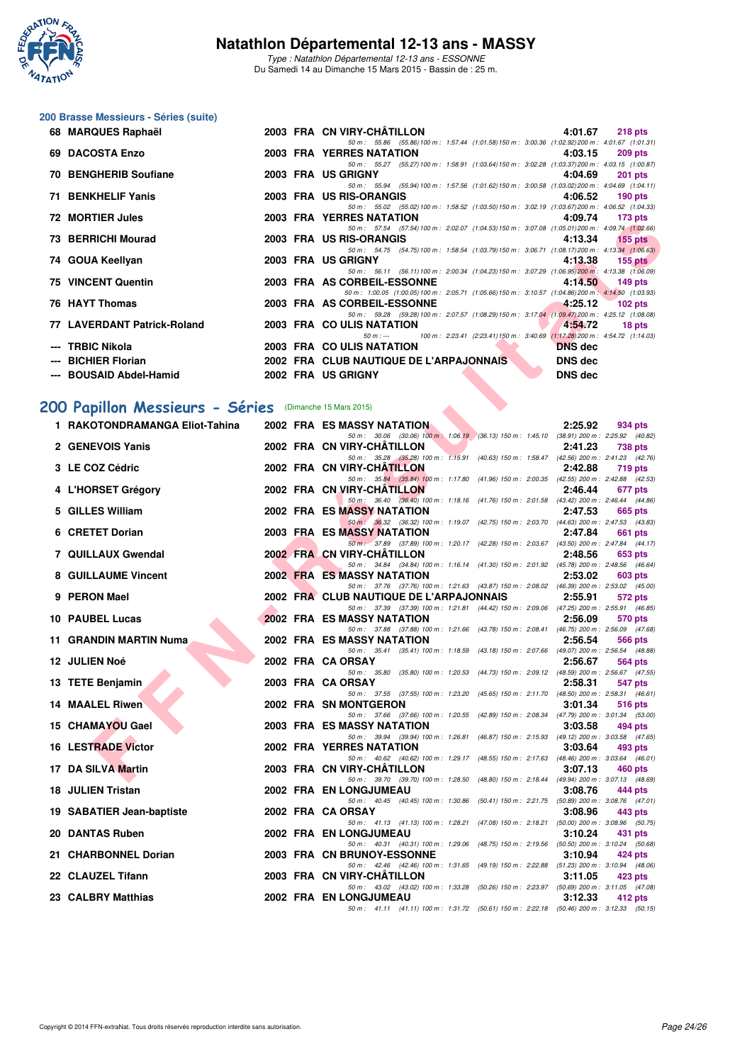# Natathlon Départemental 12-13 ans - MASSY

*Type : Natathlon Départemental 12-13 ans - ESSONNE*
Du Samedi 14 au Dimanche 15 Mars 2015 - Bassin de : 25 m.

### 200 Brasse Messieurs - Séries (suite)

| Rang | Nom | Année | Nat. | Club | Temps | Points |
|---|---|---|---|---|---|---|
| 68 | MARQUES Raphaël | 2003 | FRA | CN VIRY-CHÂTILLON | 4:01.67 | 218 pts |
| | 50 m : 55.86 (55.86) 100 m : 1:57.44 (1:01.58) 150 m : 3:00.36 (1:02.92) 200 m : 4:01.67 (1:01.31) | | | | | |
| 69 | DACOSTA Enzo | 2003 | FRA | YERRES NATATION | 4:03.15 | 209 pts |
| | 50 m : 55.27 (55.27) 100 m : 1:58.91 (1:03.64) 150 m : 3:02.28 (1:03.37) 200 m : 4:03.15 (1:00.87) | | | | | |
| 70 | BENGHERIB Soufiane | 2003 | FRA | US GRIGNY | 4:04.69 | 201 pts |
| | 50 m : 55.94 (55.94) 100 m : 1:57.56 (1:01.62) 150 m : 3:00.58 (1:03.02) 200 m : 4:04.69 (1:04.11) | | | | | |
| 71 | BENKHELIF Yanis | 2003 | FRA | US RIS-ORANGIS | 4:06.52 | 190 pts |
| | 50 m : 55.02 (55.02) 100 m : 1:58.52 (1:03.50) 150 m : 3:02.19 (1:03.67) 200 m : 4:06.52 (1:04.33) | | | | | |
| 72 | MORTIER Jules | 2003 | FRA | YERRES NATATION | 4:09.74 | 173 pts |
| | 50 m : 57.54 (57.54) 100 m : 2:02.07 (1:04.53) 150 m : 3:07.08 (1:05.01) 200 m : 4:09.74 (1:02.66) | | | | | |
| 73 | BERRICHI Mourad | 2003 | FRA | US RIS-ORANGIS | 4:13.34 | 155 pts |
| | 50 m : 54.75 (54.75) 100 m : 1:58.54 (1:03.79) 150 m : 3:06.71 (1:08.17) 200 m : 4:13.34 (1:06.63) | | | | | |
| 74 | GOUA Keellyan | 2003 | FRA | US GRIGNY | 4:13.38 | 155 pts |
| | 50 m : 56.11 (56.11) 100 m : 2:00.34 (1:04.23) 150 m : 3:07.29 (1:06.95) 200 m : 4:13.38 (1:06.09) | | | | | |
| 75 | VINCENT Quentin | 2003 | FRA | AS CORBEIL-ESSONNE | 4:14.50 | 149 pts |
| | 50 m : 1:00.05 (1:00.05) 100 m : 2:05.71 (1:05.66) 150 m : 3:10.57 (1:04.86) 200 m : 4:14.50 (1:03.93) | | | | | |
| 76 | HAYT Thomas | 2003 | FRA | AS CORBEIL-ESSONNE | 4:25.12 | 102 pts |
| | 50 m : 59.28 (59.28) 100 m : 2:07.57 (1:08.29) 150 m : 3:17.04 (1:09.47) 200 m : 4:25.12 (1:08.08) | | | | | |
| 77 | LAVERDANT Patrick-Roland | 2003 | FRA | CO ULIS NATATION | 4:54.72 | 18 pts |
| | 50 m : --- 100 m : 2:23.41 (2:23.41) 150 m : 3:40.69 (1:17.28) 200 m : 4:54.72 (1:14.03) | | | | | |
| --- | TRBIC Nikola | 2003 | FRA | CO ULIS NATATION | DNS dec | |
| --- | BICHIER Florian | 2002 | FRA | CLUB NAUTIQUE DE L'ARPAJONNAIS | DNS dec | |
| --- | BOUSAID Abdel-Hamid | 2002 | FRA | US GRIGNY | DNS dec | |

## 200 Papillon Messieurs - Séries (Dimanche 15 Mars 2015)

| Rang | Nom | Année | Nat. | Club | Temps | Points |
|---|---|---|---|---|---|---|
| 1 | RAKOTONDRAMANGA Eliot-Tahina | 2002 | FRA | ES MASSY NATATION | 2:25.92 | 934 pts |
| | 50 m : 30.06 (30.06) 100 m : 1:06.19 (36.13) 150 m : 1:45.10 (38.91) 200 m : 2:25.92 (40.82) | | | | | |
| 2 | GENEVOIS Yanis | 2002 | FRA | CN VIRY-CHÂTILLON | 2:41.23 | 738 pts |
| | 50 m : 35.28 (35.28) 100 m : 1:15.91 (40.63) 150 m : 1:58.47 (42.56) 200 m : 2:41.23 (42.76) | | | | | |
| 3 | LE COZ Cédric | 2002 | FRA | CN VIRY-CHÂTILLON | 2:42.88 | 719 pts |
| | 50 m : 35.84 (35.84) 100 m : 1:17.80 (41.96) 150 m : 2:00.35 (42.55) 200 m : 2:42.88 (42.53) | | | | | |
| 4 | L'HORSET Grégory | 2002 | FRA | CN VIRY-CHÂTILLON | 2:46.44 | 677 pts |
| | 50 m : 36.40 (36.40) 100 m : 1:18.16 (41.76) 150 m : 2:01.58 (43.42) 200 m : 2:46.44 (44.86) | | | | | |
| 5 | GILLES William | 2002 | FRA | ES MASSY NATATION | 2:47.53 | 665 pts |
| | 50 m : 36.32 (36.32) 100 m : 1:19.07 (42.75) 150 m : 2:03.70 (44.63) 200 m : 2:47.53 (43.83) | | | | | |
| 6 | CRETET Dorian | 2003 | FRA | ES MASSY NATATION | 2:47.84 | 661 pts |
| | 50 m : 37.89 (37.89) 100 m : 1:20.17 (42.28) 150 m : 2:03.67 (43.50) 200 m : 2:47.84 (44.17) | | | | | |
| 7 | QUILLAUX Gwendal | 2002 | FRA | CN VIRY-CHÂTILLON | 2:48.56 | 653 pts |
| | 50 m : 34.84 (34.84) 100 m : 1:16.14 (41.30) 150 m : 2:01.92 (45.78) 200 m : 2:48.56 (46.64) | | | | | |
| 8 | GUILLAUME Vincent | 2002 | FRA | ES MASSY NATATION | 2:53.02 | 603 pts |
| | 50 m : 37.76 (37.76) 100 m : 1:21.63 (43.87) 150 m : 2:08.02 (46.39) 200 m : 2:53.02 (45.00) | | | | | |
| 9 | PERON Mael | 2002 | FRA | CLUB NAUTIQUE DE L'ARPAJONNAIS | 2:55.91 | 572 pts |
| | 50 m : 37.39 (37.39) 100 m : 1:21.81 (44.42) 150 m : 2:09.06 (47.25) 200 m : 2:55.91 (46.85) | | | | | |
| 10 | PAUBEL Lucas | 2002 | FRA | ES MASSY NATATION | 2:56.09 | 570 pts |
| | 50 m : 37.88 (37.88) 100 m : 1:21.66 (43.78) 150 m : 2:08.41 (46.75) 200 m : 2:56.09 (47.68) | | | | | |
| 11 | GRANDIN MARTIN Numa | 2002 | FRA | ES MASSY NATATION | 2:56.54 | 566 pts |
| | 50 m : 35.41 (35.41) 100 m : 1:18.59 (43.18) 150 m : 2:07.66 (49.07) 200 m : 2:56.54 (48.88) | | | | | |
| 12 | JULIEN Noé | 2002 | FRA | CA ORSAY | 2:56.67 | 564 pts |
| | 50 m : 35.80 (35.80) 100 m : 1:20.53 (44.73) 150 m : 2:09.12 (48.59) 200 m : 2:56.67 (47.55) | | | | | |
| 13 | TETE Benjamin | 2003 | FRA | CA ORSAY | 2:58.31 | 547 pts |
| | 50 m : 37.55 (37.55) 100 m : 1:23.20 (45.65) 150 m : 2:11.70 (48.50) 200 m : 2:58.31 (46.61) | | | | | |
| 14 | MAALEL Riwen | 2002 | FRA | SN MONTGERON | 3:01.34 | 516 pts |
| | 50 m : 37.66 (37.66) 100 m : 1:20.55 (42.89) 150 m : 2:08.34 (47.79) 200 m : 3:01.34 (53.00) | | | | | |
| 15 | CHAMAYOU Gael | 2003 | FRA | ES MASSY NATATION | 3:03.58 | 494 pts |
| | 50 m : 39.94 (39.94) 100 m : 1:26.81 (46.87) 150 m : 2:15.93 (49.12) 200 m : 3:03.58 (47.65) | | | | | |
| 16 | LESTRADE Victor | 2002 | FRA | YERRES NATATION | 3:03.64 | 493 pts |
| | 50 m : 40.62 (40.62) 100 m : 1:29.17 (48.55) 150 m : 2:17.63 (48.46) 200 m : 3:03.64 (46.01) | | | | | |
| 17 | DA SILVA Martin | 2003 | FRA | CN VIRY-CHÂTILLON | 3:07.13 | 460 pts |
| | 50 m : 39.70 (39.70) 100 m : 1:28.50 (48.80) 150 m : 2:18.44 (49.94) 200 m : 3:07.13 (48.69) | | | | | |
| 18 | JULIEN Tristan | 2002 | FRA | EN LONGJUMEAU | 3:08.76 | 444 pts |
| | 50 m : 40.45 (40.45) 100 m : 1:30.86 (50.41) 150 m : 2:21.75 (50.89) 200 m : 3:08.76 (47.01) | | | | | |
| 19 | SABATIER Jean-baptiste | 2002 | FRA | CA ORSAY | 3:08.96 | 443 pts |
| | 50 m : 41.13 (41.13) 100 m : 1:28.21 (47.08) 150 m : 2:18.21 (50.00) 200 m : 3:08.96 (50.75) | | | | | |
| 20 | DANTAS Ruben | 2002 | FRA | EN LONGJUMEAU | 3:10.24 | 431 pts |
| | 50 m : 40.31 (40.31) 100 m : 1:29.06 (48.75) 150 m : 2:19.56 (50.50) 200 m : 3:10.24 (50.68) | | | | | |
| 21 | CHARBONNEL Dorian | 2003 | FRA | CN BRUNOY-ESSONNE | 3:10.94 | 424 pts |
| | 50 m : 42.46 (42.46) 100 m : 1:31.65 (49.19) 150 m : 2:22.88 (51.23) 200 m : 3:10.94 (48.06) | | | | | |
| 22 | CLAUZEL Tifann | 2003 | FRA | CN VIRY-CHÂTILLON | 3:11.05 | 423 pts |
| | 50 m : 43.02 (43.02) 100 m : 1:33.28 (50.26) 150 m : 2:23.97 (50.69) 200 m : 3:11.05 (47.08) | | | | | |
| 23 | CALBRY Matthias | 2002 | FRA | EN LONGJUMEAU | 3:12.33 | 412 pts |
| | 50 m : 41.11 (41.11) 100 m : 1:31.72 (50.61) 150 m : 2:22.18 (50.46) 200 m : 3:12.33 (50.15) | | | | | |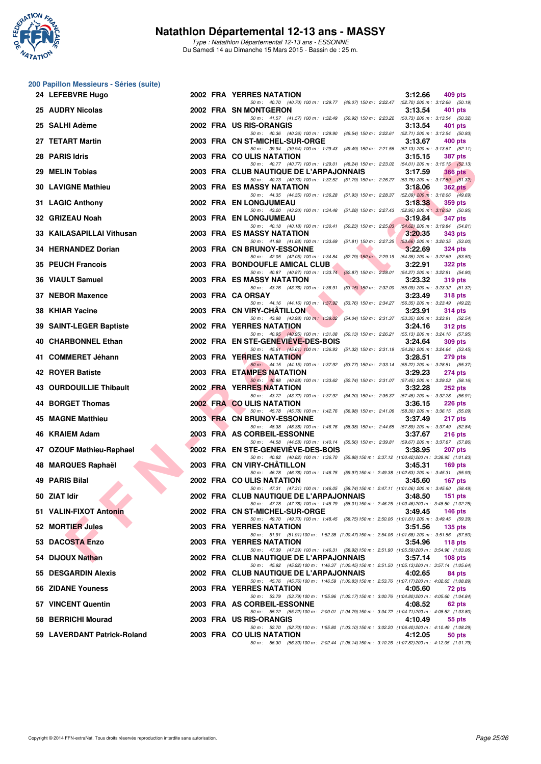# Natathlon Départemental 12-13 ans - MASSY

*Type : Natathlon Départemental 12-13 ans - ESSONNE*

Du Samedi 14 au Dimanche 15 Mars 2015 - Bassin de : 25 m.

## 200 Papillon Messieurs - Séries (suite)

| Rang | Nom | Année | Nat. | Club | Temps | Points |
|---|---|---|---|---|---|---|
| 24 | LEFEBVRE Hugo | 2002 | FRA | YERRES NATATION | 3:12.66 | 409 pts |
| | *50 m : 40.70 (40.70) 100 m : 1:29.77 (49.07) 150 m : 2:22.47 (52.70) 200 m : 3:12.66 (50.19)* | | | | | |
| 25 | AUDRY Nicolas | 2002 | FRA | SN MONTGERON | 3:13.54 | 401 pts |
| | *50 m : 41.57 (41.57) 100 m : 1:32.49 (50.92) 150 m : 2:23.22 (50.73) 200 m : 3:13.54 (50.32)* | | | | | |
| 25 | SALHI Adème | 2002 | FRA | US RIS-ORANGIS | 3:13.54 | 401 pts |
| | *50 m : 40.36 (40.36) 100 m : 1:29.90 (49.54) 150 m : 2:22.61 (52.71) 200 m : 3:13.54 (50.93)* | | | | | |
| 27 | TETART Martin | 2003 | FRA | CN ST-MICHEL-SUR-ORGE | 3:13.67 | 400 pts |
| | *50 m : 39.94 (39.94) 100 m : 1:29.43 (49.49) 150 m : 2:21.56 (52.13) 200 m : 3:13.67 (52.11)* | | | | | |
| 28 | PARIS Idris | 2003 | FRA | CO ULIS NATATION | 3:15.15 | 387 pts |
| | *50 m : 40.77 (40.77) 100 m : 1:29.01 (48.24) 150 m : 2:23.02 (54.01) 200 m : 3:15.15 (52.13)* | | | | | |
| 29 | MELIN Tobias | 2003 | FRA | CLUB NAUTIQUE DE L'ARPAJONNAIS | 3:17.59 | 366 pts |
| | *50 m : 40.73 (40.73) 100 m : 1:32.52 (51.79) 150 m : 2:26.27 (53.75) 200 m : 3:17.59 (51.32)* | | | | | |
| 30 | LAVIGNE Mathieu | 2003 | FRA | ES MASSY NATATION | 3:18.06 | 362 pts |
| | *50 m : 44.35 (44.35) 100 m : 1:36.28 (51.93) 150 m : 2:28.37 (52.09) 200 m : 3:18.06 (49.69)* | | | | | |
| 31 | LAGIC Anthony | 2002 | FRA | EN LONGJUMEAU | 3:18.38 | 359 pts |
| | *50 m : 43.20 (43.20) 100 m : 1:34.48 (51.28) 150 m : 2:27.43 (52.95) 200 m : 3:18.38 (50.95)* | | | | | |
| 32 | GRIZEAU Noah | 2003 | FRA | EN LONGJUMEAU | 3:19.84 | 347 pts |
| | *50 m : 40.18 (40.18) 100 m : 1:30.41 (50.23) 150 m : 2:25.03 (54.62) 200 m : 3:19.84 (54.81)* | | | | | |
| 33 | KAILASAPILLAI Vithusan | 2003 | FRA | ES MASSY NATATION | 3:20.35 | 343 pts |
| | *50 m : 41.88 (41.88) 100 m : 1:33.69 (51.81) 150 m : 2:27.35 (53.66) 200 m : 3:20.35 (53.00)* | | | | | |
| 34 | HERNANDEZ Dorian | 2003 | FRA | CN BRUNOY-ESSONNE | 3:22.69 | 324 pts |
| | *50 m : 42.05 (42.05) 100 m : 1:34.84 (52.79) 150 m : 2:29.19 (54.35) 200 m : 3:22.69 (53.50)* | | | | | |
| 35 | PEUCH Francois | 2003 | FRA | BONDOUFLE AMICAL CLUB | 3:22.91 | 322 pts |
| | *50 m : 40.87 (40.87) 100 m : 1:33.74 (52.87) 150 m : 2:28.01 (54.27) 200 m : 3:22.91 (54.90)* | | | | | |
| 36 | VIAULT Samuel | 2003 | FRA | ES MASSY NATATION | 3:23.32 | 319 pts |
| | *50 m : 43.76 (43.76) 100 m : 1:36.91 (53.15) 150 m : 2:32.00 (55.09) 200 m : 3:23.32 (51.32)* | | | | | |
| 37 | NEBOR Maxence | 2003 | FRA | CA ORSAY | 3:23.49 | 318 pts |
| | *50 m : 44.16 (44.16) 100 m : 1:37.92 (53.76) 150 m : 2:34.27 (56.35) 200 m : 3:23.49 (49.22)* | | | | | |
| 38 | KHIAR Yacine | 2003 | FRA | CN VIRY-CHÂTILLON | 3:23.91 | 314 pts |
| | *50 m : 43.98 (43.98) 100 m : 1:38.02 (54.04) 150 m : 2:31.37 (53.35) 200 m : 3:23.91 (52.54)* | | | | | |
| 39 | SAINT-LEGER Baptiste | 2002 | FRA | YERRES NATATION | 3:24.16 | 312 pts |
| | *50 m : 40.95 (40.95) 100 m : 1:31.08 (50.13) 150 m : 2:26.21 (55.13) 200 m : 3:24.16 (57.95)* | | | | | |
| 40 | CHARBONNEL Ethan | 2002 | FRA | EN STE-GENEVIÈVE-DES-BOIS | 3:24.64 | 309 pts |
| | *50 m : 45.61 (45.61) 100 m : 1:36.93 (51.32) 150 m : 2:31.19 (54.26) 200 m : 3:24.64 (53.45)* | | | | | |
| 41 | COMMERET Jéhann | 2003 | FRA | YERRES NATATION | 3:28.51 | 279 pts |
| | *50 m : 44.15 (44.15) 100 m : 1:37.92 (53.77) 150 m : 2:33.14 (55.22) 200 m : 3:28.51 (55.37)* | | | | | |
| 42 | ROYER Batiste | 2003 | FRA | ETAMPES NATATION | 3:29.23 | 274 pts |
| | *50 m : 40.88 (40.88) 100 m : 1:33.62 (52.74) 150 m : 2:31.07 (57.45) 200 m : 3:29.23 (58.16)* | | | | | |
| 43 | OURDOUILLIE Thibault | 2002 | FRA | YERRES NATATION | 3:32.28 | 252 pts |
| | *50 m : 43.72 (43.72) 100 m : 1:37.92 (54.20) 150 m : 2:35.37 (57.45) 200 m : 3:32.28 (56.91)* | | | | | |
| 44 | BORGET Thomas | 2002 | FRA | CO ULIS NATATION | 3:36.15 | 226 pts |
| | *50 m : 45.78 (45.78) 100 m : 1:42.76 (56.98) 150 m : 2:41.06 (58.30) 200 m : 3:36.15 (55.09)* | | | | | |
| 45 | MAGNE Matthieu | 2003 | FRA | CN BRUNOY-ESSONNE | 3:37.49 | 217 pts |
| | *50 m : 48.38 (48.38) 100 m : 1:46.76 (58.38) 150 m : 2:44.65 (57.89) 200 m : 3:37.49 (52.84)* | | | | | |
| 46 | KRAIEM Adam | 2003 | FRA | AS CORBEIL-ESSONNE | 3:37.67 | 216 pts |
| | *50 m : 44.58 (44.58) 100 m : 1:40.14 (55.56) 150 m : 2:39.81 (59.67) 200 m : 3:37.67 (57.86)* | | | | | |
| 47 | OZOUF Mathieu-Raphael | 2002 | FRA | EN STE-GENEVIÈVE-DES-BOIS | 3:38.95 | 207 pts |
| | *50 m : 40.82 (40.82) 100 m : 1:36.70 (55.88) 150 m : 2:37.12 (1:00.42) 200 m : 3:38.95 (1:01.83)* | | | | | |
| 48 | MARQUES Raphaël | 2003 | FRA | CN VIRY-CHÂTILLON | 3:45.31 | 169 pts |
| | *50 m : 46.78 (46.78) 100 m : 1:46.75 (59.97) 150 m : 2:49.38 (1:02.63) 200 m : 3:45.31 (55.93)* | | | | | |
| 49 | PARIS Bilal | 2002 | FRA | CO ULIS NATATION | 3:45.60 | 167 pts |
| | *50 m : 47.31 (47.31) 100 m : 1:46.05 (58.74) 150 m : 2:47.11 (1:01.06) 200 m : 3:45.60 (58.49)* | | | | | |
| 50 | ZIAT Idir | 2002 | FRA | CLUB NAUTIQUE DE L'ARPAJONNAIS | 3:48.50 | 151 pts |
| | *50 m : 47.78 (47.78) 100 m : 1:45.79 (58.01) 150 m : 2:46.25 (1:00.46) 200 m : 3:48.50 (1:02.25)* | | | | | |
| 51 | VALIN-FIXOT Antonin | 2002 | FRA | CN ST-MICHEL-SUR-ORGE | 3:49.45 | 146 pts |
| | *50 m : 49.70 (49.70) 100 m : 1:48.45 (58.75) 150 m : 2:50.06 (1:01.61) 200 m : 3:49.45 (59.39)* | | | | | |
| 52 | MORTIER Jules | 2003 | FRA | YERRES NATATION | 3:51.56 | 135 pts |
| | *50 m : 51.91 (51.91) 100 m : 1:52.38 (1:00.47) 150 m : 2:54.06 (1:01.68) 200 m : 3:51.56 (57.50)* | | | | | |
| 53 | DACOSTA Enzo | 2003 | FRA | YERRES NATATION | 3:54.96 | 118 pts |
| | *50 m : 47.39 (47.39) 100 m : 1:46.31 (58.92) 150 m : 2:51.90 (1:05.59) 200 m : 3:54.96 (1:03.06)* | | | | | |
| 54 | DIJOUX Nathan | 2002 | FRA | CLUB NAUTIQUE DE L'ARPAJONNAIS | 3:57.14 | 108 pts |
| | *50 m : 45.92 (45.92) 100 m : 1:46.37 (1:00.45) 150 m : 2:51.50 (1:05.13) 200 m : 3:57.14 (1:05.64)* | | | | | |
| 55 | DESGARDIN Alexis | 2002 | FRA | CLUB NAUTIQUE DE L'ARPAJONNAIS | 4:02.65 | 84 pts |
| | *50 m : 45.76 (45.76) 100 m : 1:46.59 (1:00.83) 150 m : 2:53.76 (1:07.17) 200 m : 4:02.65 (1:08.89)* | | | | | |
| 56 | ZIDANE Youness | 2003 | FRA | YERRES NATATION | 4:05.60 | 72 pts |
| | *50 m : 53.79 (53.79) 100 m : 1:55.96 (1:02.17) 150 m : 3:00.76 (1:04.80) 200 m : 4:05.60 (1:04.84)* | | | | | |
| 57 | VINCENT Quentin | 2003 | FRA | AS CORBEIL-ESSONNE | 4:08.52 | 62 pts |
| | *50 m : 55.22 (55.22) 100 m : 2:00.01 (1:04.79) 150 m : 3:04.72 (1:04.71) 200 m : 4:08.52 (1:03.80)* | | | | | |
| 58 | BERRICHI Mourad | 2003 | FRA | US RIS-ORANGIS | 4:10.49 | 55 pts |
| | *50 m : 52.70 (52.70) 100 m : 1:55.80 (1:03.10) 150 m : 3:02.20 (1:06.40) 200 m : 4:10.49 (1:08.29)* | | | | | |
| 59 | LAVERDANT Patrick-Roland | 2003 | FRA | CO ULIS NATATION | 4:12.05 | 50 pts |
| | *50 m : 56.30 (56.30) 100 m : 2:02.44 (1:06.14) 150 m : 3:10.26 (1:07.82) 200 m : 4:12.05 (1:01.79)* | | | | | |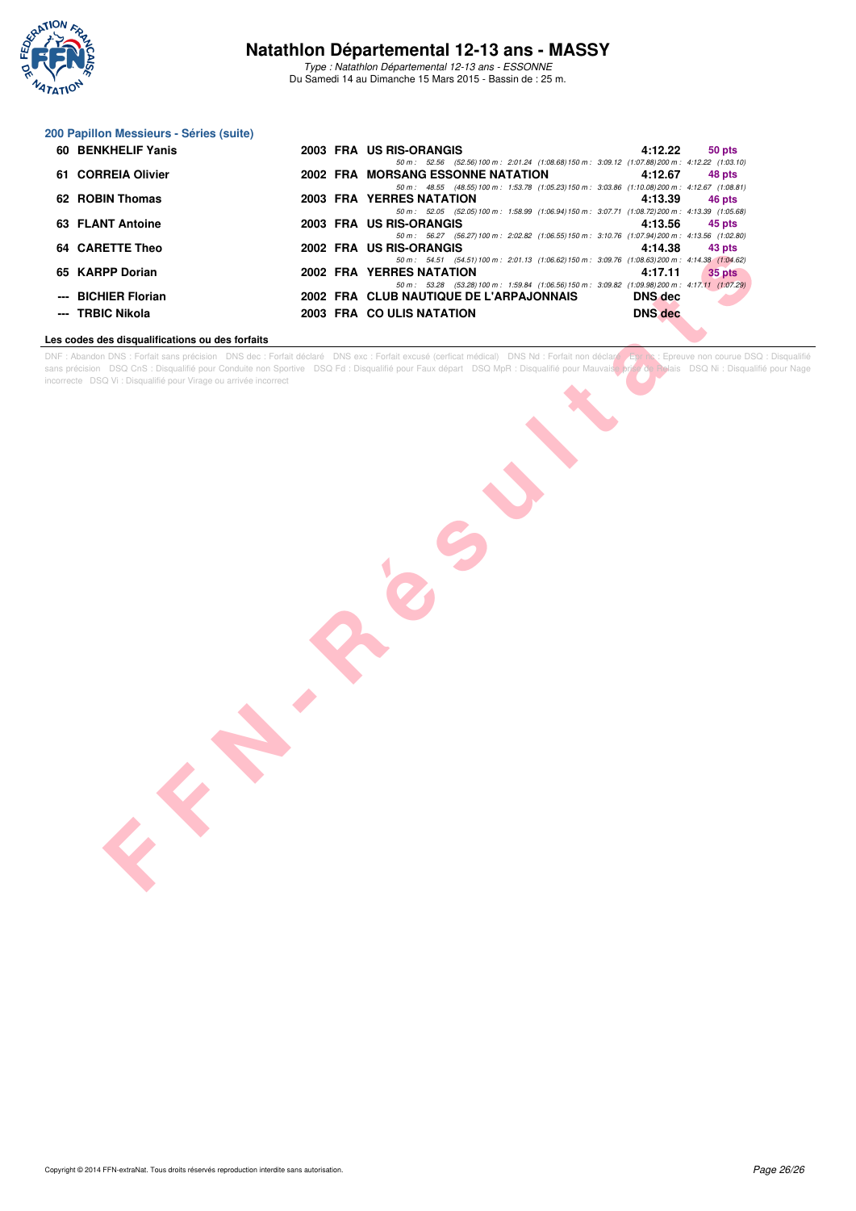# Natathlon Départemental 12-13 ans - MASSY

*Type : Natathlon Départemental 12-13 ans - ESSONNE*

Du Samedi 14 au Dimanche 15 Mars 2015 - Bassin de : 25 m.

## 200 Papillon Messieurs - Séries (suite)

| | | | | | | |
|---|---|---|---|---|---|---|
| 60 | BENKHELIF Yanis | 2003 | FRA | US RIS-ORANGIS | 4:12.22 | 50 pts |
| | | | | *50 m : 52.56 (52.56) 100 m : 2:01.24 (1:08.68) 150 m : 3:09.12 (1:07.88) 200 m : 4:12.22 (1:03.10)* | | |
| 61 | CORREIA Olivier | 2002 | FRA | MORSANG ESSONNE NATATION | 4:12.67 | 48 pts |
| | | | | *50 m : 48.55 (48.55) 100 m : 1:53.78 (1:05.23) 150 m : 3:03.86 (1:10.08) 200 m : 4:12.67 (1:08.81)* | | |
| 62 | ROBIN Thomas | 2003 | FRA | YERRES NATATION | 4:13.39 | 46 pts |
| | | | | *50 m : 52.05 (52.05) 100 m : 1:58.99 (1:06.94) 150 m : 3:07.71 (1:08.72) 200 m : 4:13.39 (1:05.68)* | | |
| 63 | FLANT Antoine | 2003 | FRA | US RIS-ORANGIS | 4:13.56 | 45 pts |
| | | | | *50 m : 56.27 (56.27) 100 m : 2:02.82 (1:06.55) 150 m : 3:10.76 (1:07.94) 200 m : 4:13.56 (1:02.80)* | | |
| 64 | CARETTE Theo | 2002 | FRA | US RIS-ORANGIS | 4:14.38 | 43 pts |
| | | | | *50 m : 54.51 (54.51) 100 m : 2:01.13 (1:06.62) 150 m : 3:09.76 (1:08.63) 200 m : 4:14.38 (1:04.62)* | | |
| 65 | KARPP Dorian | 2002 | FRA | YERRES NATATION | 4:17.11 | 35 pts |
| | | | | *50 m : 53.28 (53.28) 100 m : 1:59.84 (1:06.56) 150 m : 3:09.82 (1:09.98) 200 m : 4:17.11 (1:07.29)* | | |
| --- | BICHIER Florian | 2002 | FRA | CLUB NAUTIQUE DE L'ARPAJONNAIS | DNS dec | |
| --- | TRBIC Nikola | 2003 | FRA | CO ULIS NATATION | DNS dec | |

### Les codes des disqualifications ou des forfaits

DNF : Abandon DNS : Forfait sans précision DNS dec : Forfait déclaré DNS exc : Forfait excusé (certificat médical) DNS Nd : Forfait non déclaré Epr nc : Epreuve non courue DSQ : Disqualifié sans précision DSQ CnS : Disqualifié pour Conduite non Sportive DSQ Fd : Disqualifié pour Faux départ DSQ MpR : Disqualifié pour Mauvaise prise de Relais DSQ Ni : Disqualifié pour Nage incorrecte DSQ Vi : Disqualifié pour Virage ou arrivée incorrect